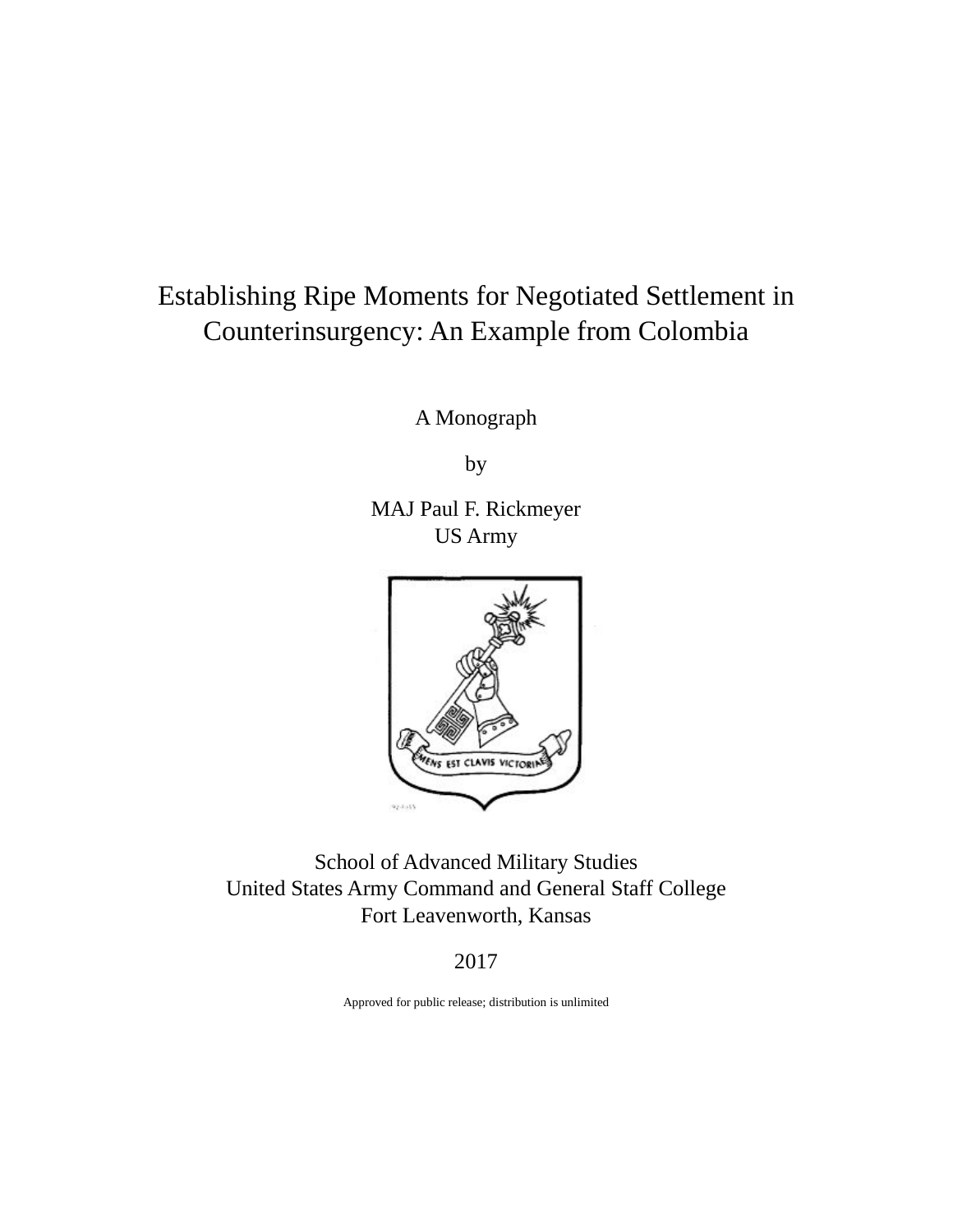# Establishing Ripe Moments for Negotiated Settlement in Counterinsurgency: An Example from Colombia

A Monograph

by

MAJ Paul F. Rickmeyer
US Army

School of Advanced Military Studies
United States Army Command and General Staff College
Fort Leavenworth, Kansas

2017

Approved for public release; distribution is unlimited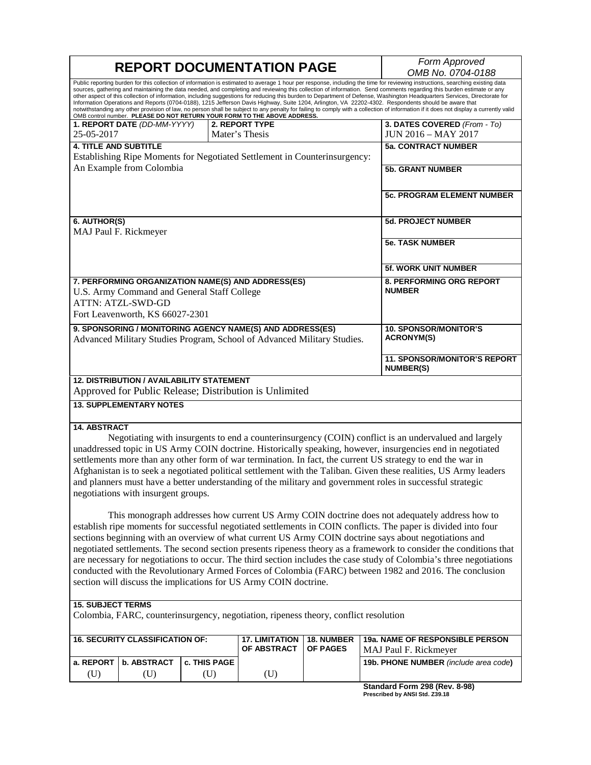# REPORT DOCUMENTATION PAGE

*Form Approved*
*OMB No. 0704-0188*

Public reporting burden for this collection of information is estimated to average 1 hour per response, including the time for reviewing instructions, searching existing data sources, gathering and maintaining the data needed, and completing and reviewing this collection of information. Send comments regarding this burden estimate or any other aspect of this collection of information, including suggestions for reducing this burden to Department of Defense, Washington Headquarters Services, Directorate for Information Operations and Reports (0704-0188), 1215 Jefferson Davis Highway, Suite 1204, Arlington, VA 22202-4302. Respondents should be aware that notwithstanding any other provision of law, no person shall be subject to any penalty for failing to comply with a collection of information if it does not display a currently valid OMB control number. **PLEASE DO NOT RETURN YOUR FORM TO THE ABOVE ADDRESS.**

| **1. REPORT DATE** *(DD-MM-YYYY)* | **2. REPORT TYPE** | **3. DATES COVERED** *(From - To)* |
|---|---|---|
| 25-05-2017 | Mater's Thesis | JUN 2016 – MAY 2017 |

**4. TITLE AND SUBTITLE**
Establishing Ripe Moments for Negotiated Settlement in Counterinsurgency: An Example from Colombia

**5a. CONTRACT NUMBER**

**5b. GRANT NUMBER**

**5c. PROGRAM ELEMENT NUMBER**

**6. AUTHOR(S)**
MAJ Paul F. Rickmeyer

**5d. PROJECT NUMBER**

**5e. TASK NUMBER**

**5f. WORK UNIT NUMBER**

**7. PERFORMING ORGANIZATION NAME(S) AND ADDRESS(ES)**
U.S. Army Command and General Staff College
ATTN: ATZL-SWD-GD
Fort Leavenworth, KS 66027-2301

**8. PERFORMING ORG REPORT NUMBER**

**9. SPONSORING / MONITORING AGENCY NAME(S) AND ADDRESS(ES)**
Advanced Military Studies Program, School of Advanced Military Studies.

**10. SPONSOR/MONITOR'S ACRONYM(S)**

**11. SPONSOR/MONITOR'S REPORT NUMBER(S)**

**12. DISTRIBUTION / AVAILABILITY STATEMENT**
Approved for Public Release; Distribution is Unlimited

**13. SUPPLEMENTARY NOTES**

**14. ABSTRACT**

Negotiating with insurgents to end a counterinsurgency (COIN) conflict is an undervalued and largely unaddressed topic in US Army COIN doctrine. Historically speaking, however, insurgencies end in negotiated settlements more than any other form of war termination. In fact, the current US strategy to end the war in Afghanistan is to seek a negotiated political settlement with the Taliban. Given these realities, US Army leaders and planners must have a better understanding of the military and government roles in successful strategic negotiations with insurgent groups.

This monograph addresses how current US Army COIN doctrine does not adequately address how to establish ripe moments for successful negotiated settlements in COIN conflicts. The paper is divided into four sections beginning with an overview of what current US Army COIN doctrine says about negotiations and negotiated settlements. The second section presents ripeness theory as a framework to consider the conditions that are necessary for negotiations to occur. The third section includes the case study of Colombia's three negotiations conducted with the Revolutionary Armed Forces of Colombia (FARC) between 1982 and 2016. The conclusion section will discuss the implications for US Army COIN doctrine.

**15. SUBJECT TERMS**
Colombia, FARC, counterinsurgency, negotiation, ripeness theory, conflict resolution

| **16. SECURITY CLASSIFICATION OF:** | | | **17. LIMITATION OF ABSTRACT** | **18. NUMBER OF PAGES** | **19a. NAME OF RESPONSIBLE PERSON** MAJ Paul F. Rickmeyer |
|---|---|---|---|---|---|
| **a. REPORT** | **b. ABSTRACT** | **c. THIS PAGE** | | | **19b. PHONE NUMBER** *(include area code)* |
| (U) | (U) | (U) | (U) | | |

**Standard Form 298 (Rev. 8-98)**
**Prescribed by ANSI Std. Z39.18**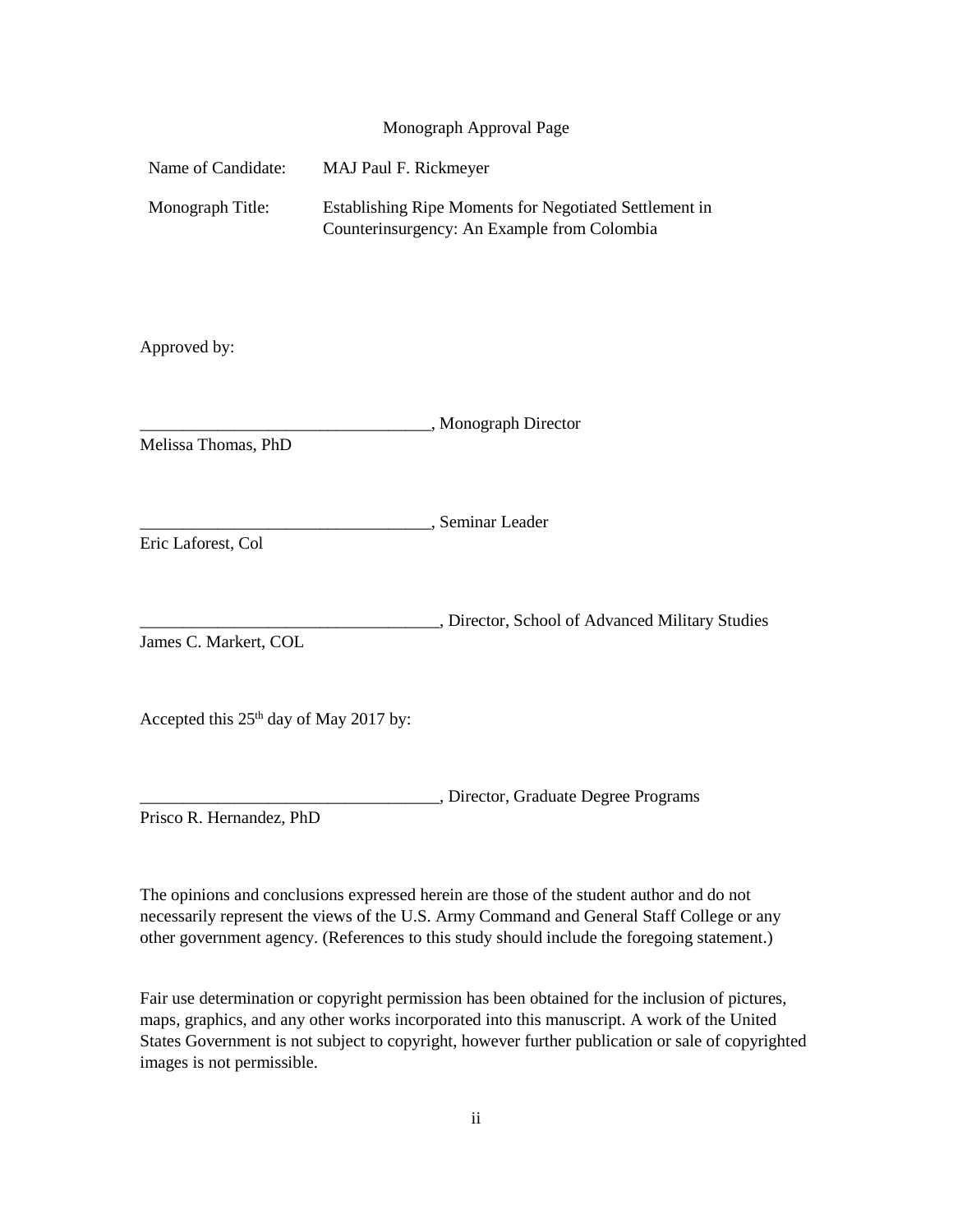Monograph Approval Page

Name of Candidate: MAJ Paul F. Rickmeyer

Monograph Title: Establishing Ripe Moments for Negotiated Settlement in Counterinsurgency: An Example from Colombia

Approved by:

__________________________________, Monograph Director
Melissa Thomas, PhD

__________________________________, Seminar Leader
Eric Laforest, Col

___________________________________, Director, School of Advanced Military Studies
James C. Markert, COL

Accepted this 25th day of May 2017 by:

___________________________________, Director, Graduate Degree Programs
Prisco R. Hernandez, PhD

The opinions and conclusions expressed herein are those of the student author and do not necessarily represent the views of the U.S. Army Command and General Staff College or any other government agency. (References to this study should include the foregoing statement.)

Fair use determination or copyright permission has been obtained for the inclusion of pictures, maps, graphics, and any other works incorporated into this manuscript. A work of the United States Government is not subject to copyright, however further publication or sale of copyrighted images is not permissible.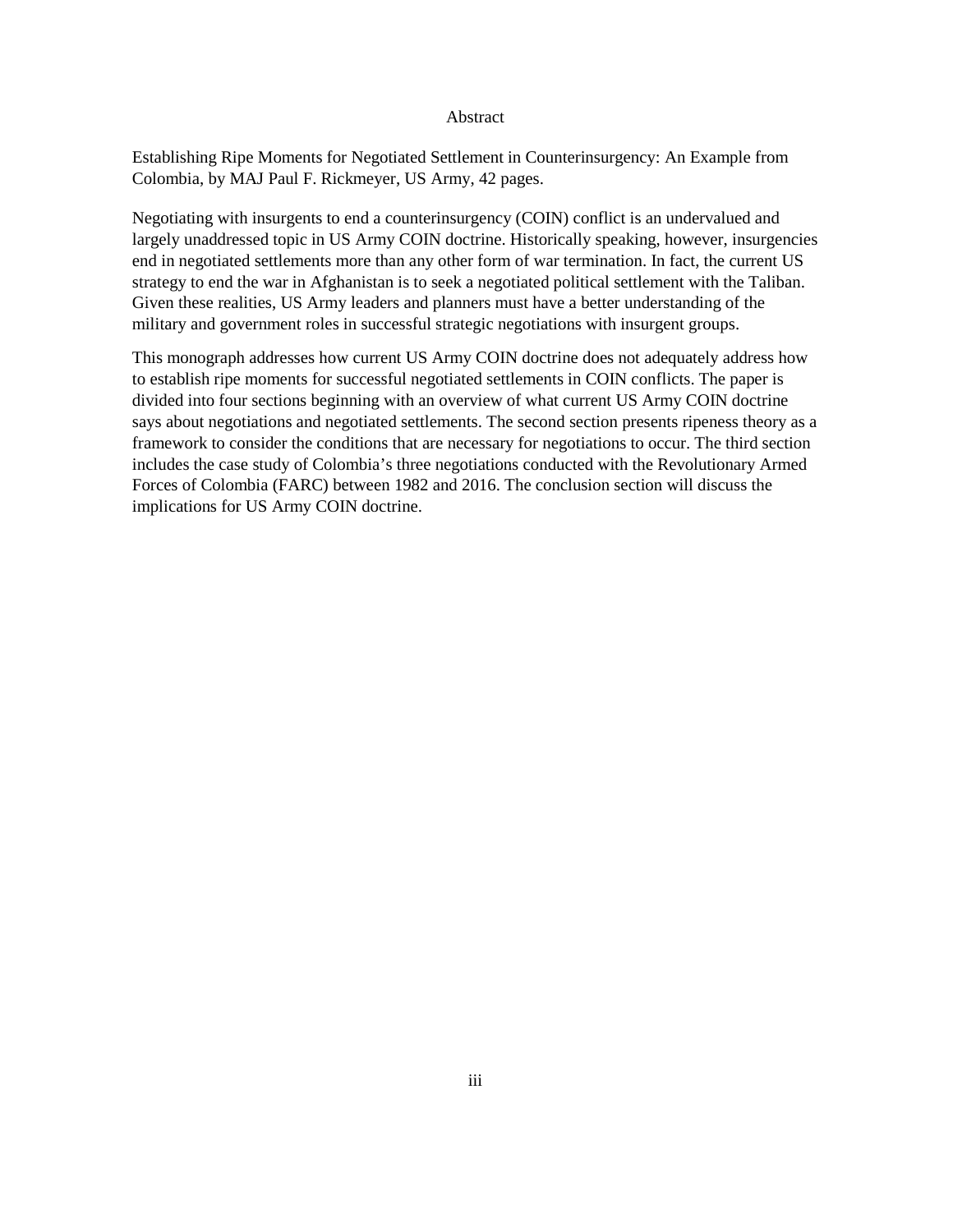# Abstract

Establishing Ripe Moments for Negotiated Settlement in Counterinsurgency: An Example from Colombia, by MAJ Paul F. Rickmeyer, US Army, 42 pages.

Negotiating with insurgents to end a counterinsurgency (COIN) conflict is an undervalued and largely unaddressed topic in US Army COIN doctrine. Historically speaking, however, insurgencies end in negotiated settlements more than any other form of war termination. In fact, the current US strategy to end the war in Afghanistan is to seek a negotiated political settlement with the Taliban. Given these realities, US Army leaders and planners must have a better understanding of the military and government roles in successful strategic negotiations with insurgent groups.

This monograph addresses how current US Army COIN doctrine does not adequately address how to establish ripe moments for successful negotiated settlements in COIN conflicts. The paper is divided into four sections beginning with an overview of what current US Army COIN doctrine says about negotiations and negotiated settlements. The second section presents ripeness theory as a framework to consider the conditions that are necessary for negotiations to occur. The third section includes the case study of Colombia's three negotiations conducted with the Revolutionary Armed Forces of Colombia (FARC) between 1982 and 2016. The conclusion section will discuss the implications for US Army COIN doctrine.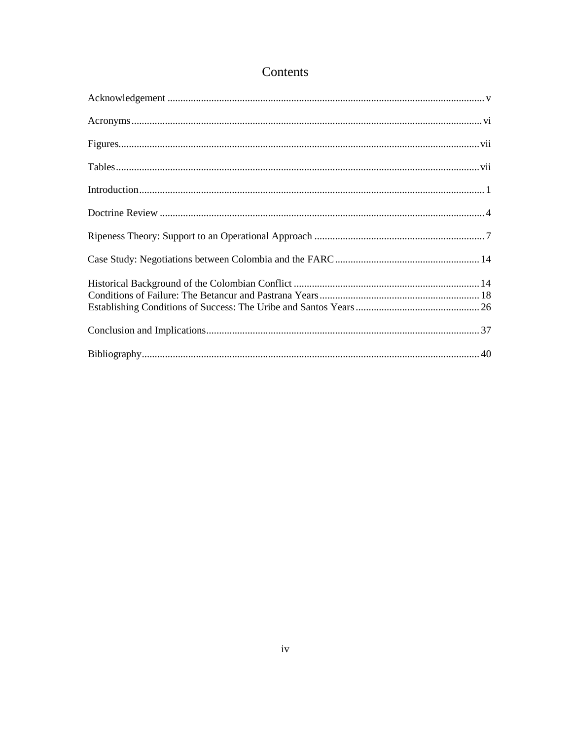# Contents

Acknowledgement .......... v

Acronyms .......... vi

Figures .......... vii

Tables .......... vii

Introduction .......... 1

Doctrine Review .......... 4

Ripeness Theory: Support to an Operational Approach .......... 7

Case Study: Negotiations between Colombia and the FARC .......... 14

Historical Background of the Colombian Conflict .......... 14
Conditions of Failure: The Betancur and Pastrana Years .......... 18
Establishing Conditions of Success: The Uribe and Santos Years .......... 26

Conclusion and Implications .......... 37

Bibliography .......... 40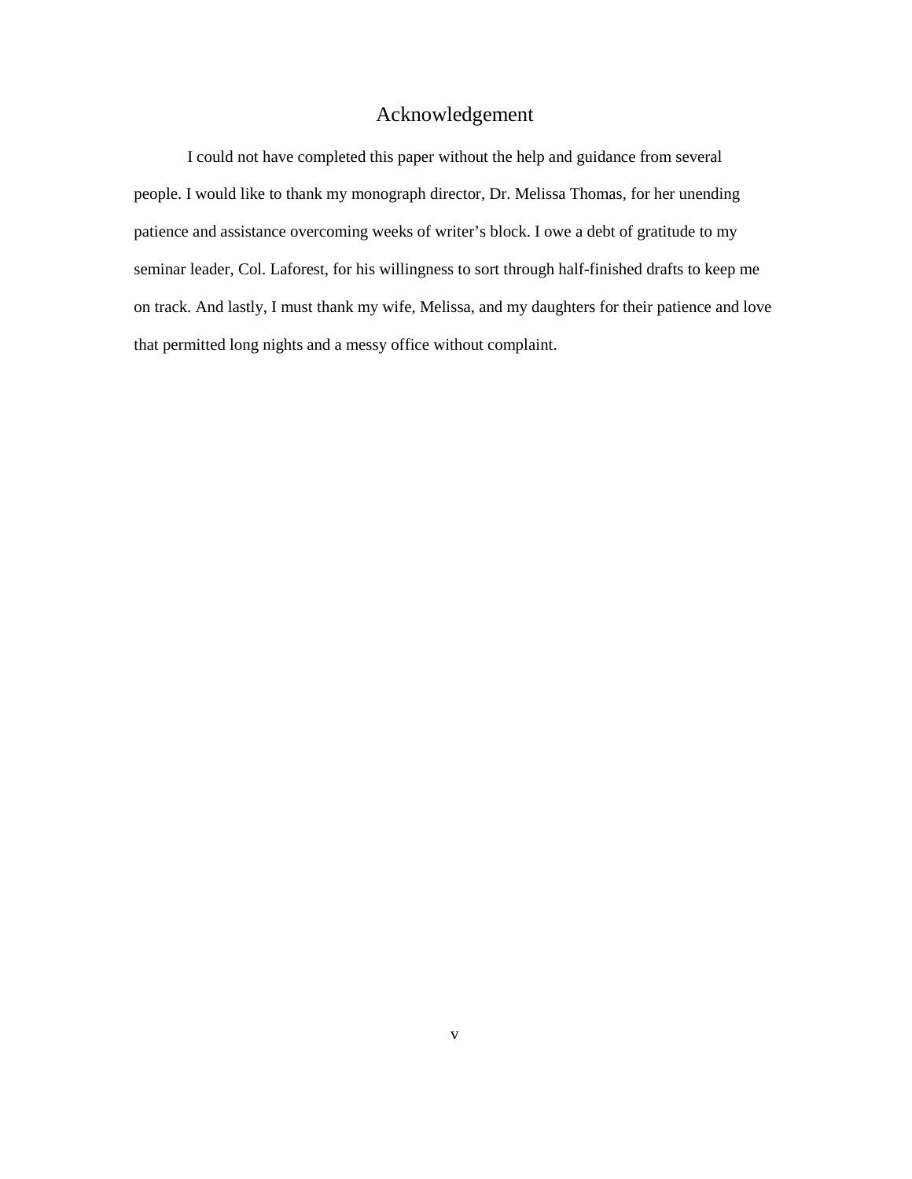# Acknowledgement

I could not have completed this paper without the help and guidance from several people. I would like to thank my monograph director, Dr. Melissa Thomas, for her unending patience and assistance overcoming weeks of writer's block. I owe a debt of gratitude to my seminar leader, Col. Laforest, for his willingness to sort through half-finished drafts to keep me on track. And lastly, I must thank my wife, Melissa, and my daughters for their patience and love that permitted long nights and a messy office without complaint.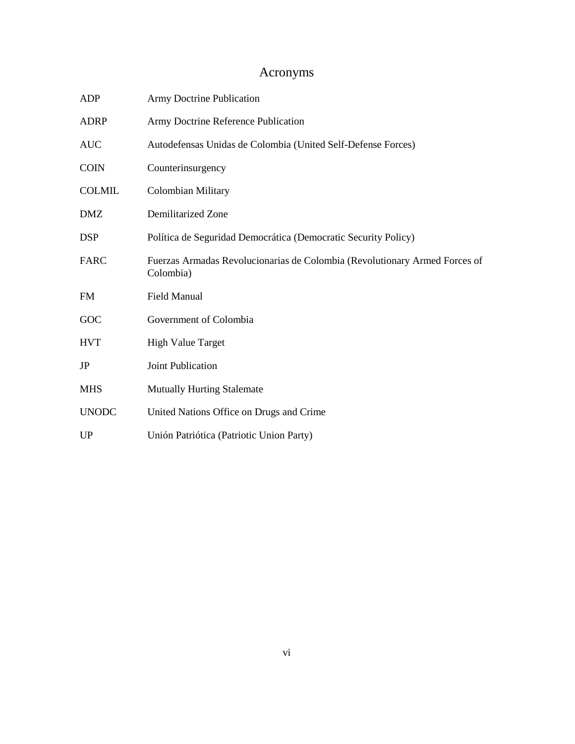# Acronyms

| | |
|---|---|
| ADP | Army Doctrine Publication |
| ADRP | Army Doctrine Reference Publication |
| AUC | Autodefensas Unidas de Colombia (United Self-Defense Forces) |
| COIN | Counterinsurgency |
| COLMIL | Colombian Military |
| DMZ | Demilitarized Zone |
| DSP | Política de Seguridad Democrática (Democratic Security Policy) |
| FARC | Fuerzas Armadas Revolucionarias de Colombia (Revolutionary Armed Forces of Colombia) |
| FM | Field Manual |
| GOC | Government of Colombia |
| HVT | High Value Target |
| JP | Joint Publication |
| MHS | Mutually Hurting Stalemate |
| UNODC | United Nations Office on Drugs and Crime |
| UP | Unión Patriótica (Patriotic Union Party) |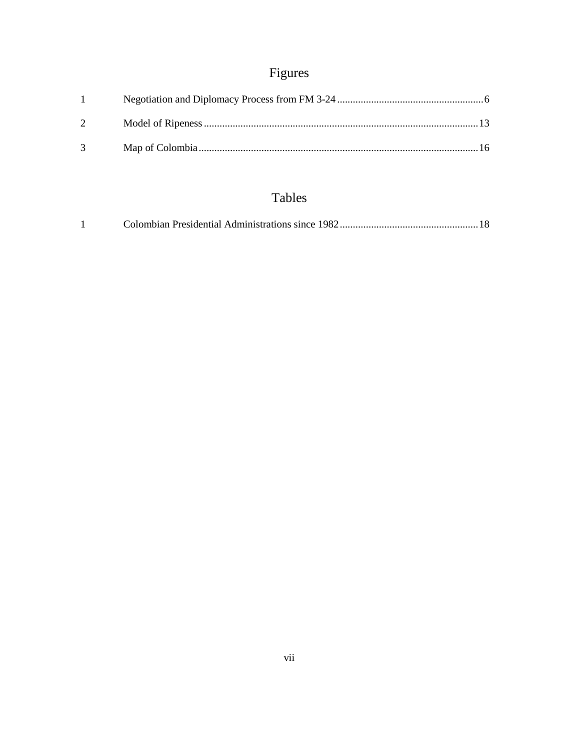# Figures

| | | |
|---|---|---|
| 1 | Negotiation and Diplomacy Process from FM 3-24 | 6 |
| 2 | Model of Ripeness | 13 |
| 3 | Map of Colombia | 16 |

# Tables

| | | |
|---|---|---|
| 1 | Colombian Presidential Administrations since 1982 | 18 |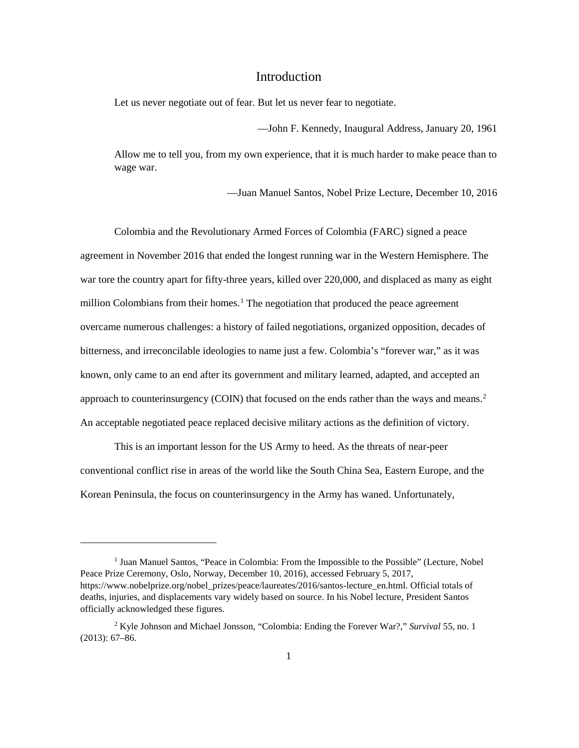# Introduction

> Let us never negotiate out of fear. But let us never fear to negotiate.
>
> —John F. Kennedy, Inaugural Address, January 20, 1961

> Allow me to tell you, from my own experience, that it is much harder to make peace than to wage war.
>
> —Juan Manuel Santos, Nobel Prize Lecture, December 10, 2016

Colombia and the Revolutionary Armed Forces of Colombia (FARC) signed a peace agreement in November 2016 that ended the longest running war in the Western Hemisphere. The war tore the country apart for fifty-three years, killed over 220,000, and displaced as many as eight million Colombians from their homes.[1] The negotiation that produced the peace agreement overcame numerous challenges: a history of failed negotiations, organized opposition, decades of bitterness, and irreconcilable ideologies to name just a few. Colombia's "forever war," as it was known, only came to an end after its government and military learned, adapted, and accepted an approach to counterinsurgency (COIN) that focused on the ends rather than the ways and means.[2] An acceptable negotiated peace replaced decisive military actions as the definition of victory.

This is an important lesson for the US Army to heed. As the threats of near-peer conventional conflict rise in areas of the world like the South China Sea, Eastern Europe, and the Korean Peninsula, the focus on counterinsurgency in the Army has waned. Unfortunately,

---

[1] Juan Manuel Santos, "Peace in Colombia: From the Impossible to the Possible" (Lecture, Nobel Peace Prize Ceremony, Oslo, Norway, December 10, 2016), accessed February 5, 2017, https://www.nobelprize.org/nobel_prizes/peace/laureates/2016/santos-lecture_en.html. Official totals of deaths, injuries, and displacements vary widely based on source. In his Nobel lecture, President Santos officially acknowledged these figures.

[2] Kyle Johnson and Michael Jonsson, "Colombia: Ending the Forever War?," *Survival* 55, no. 1 (2013): 67–86.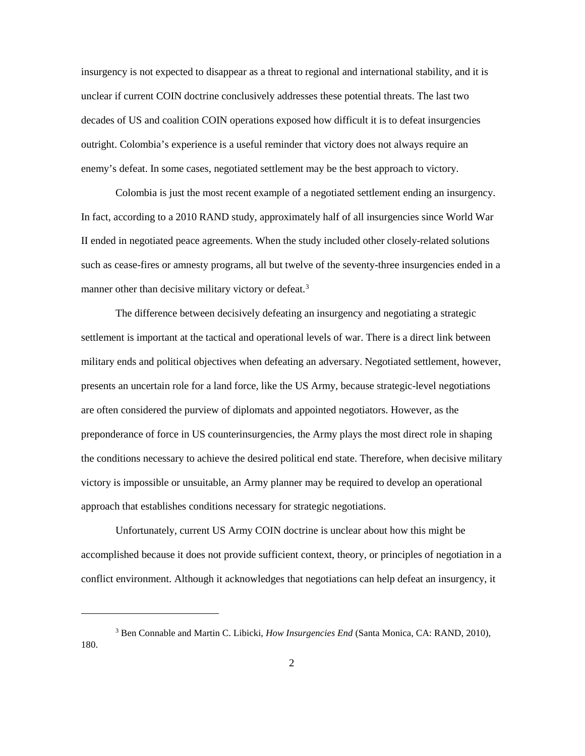insurgency is not expected to disappear as a threat to regional and international stability, and it is unclear if current COIN doctrine conclusively addresses these potential threats. The last two decades of US and coalition COIN operations exposed how difficult it is to defeat insurgencies outright. Colombia's experience is a useful reminder that victory does not always require an enemy's defeat. In some cases, negotiated settlement may be the best approach to victory.

Colombia is just the most recent example of a negotiated settlement ending an insurgency. In fact, according to a 2010 RAND study, approximately half of all insurgencies since World War II ended in negotiated peace agreements. When the study included other closely-related solutions such as cease-fires or amnesty programs, all but twelve of the seventy-three insurgencies ended in a manner other than decisive military victory or defeat.[3]

The difference between decisively defeating an insurgency and negotiating a strategic settlement is important at the tactical and operational levels of war. There is a direct link between military ends and political objectives when defeating an adversary. Negotiated settlement, however, presents an uncertain role for a land force, like the US Army, because strategic-level negotiations are often considered the purview of diplomats and appointed negotiators. However, as the preponderance of force in US counterinsurgencies, the Army plays the most direct role in shaping the conditions necessary to achieve the desired political end state. Therefore, when decisive military victory is impossible or unsuitable, an Army planner may be required to develop an operational approach that establishes conditions necessary for strategic negotiations.

Unfortunately, current US Army COIN doctrine is unclear about how this might be accomplished because it does not provide sufficient context, theory, or principles of negotiation in a conflict environment. Although it acknowledges that negotiations can help defeat an insurgency, it

---

[3] Ben Connable and Martin C. Libicki, *How Insurgencies End* (Santa Monica, CA: RAND, 2010), 180.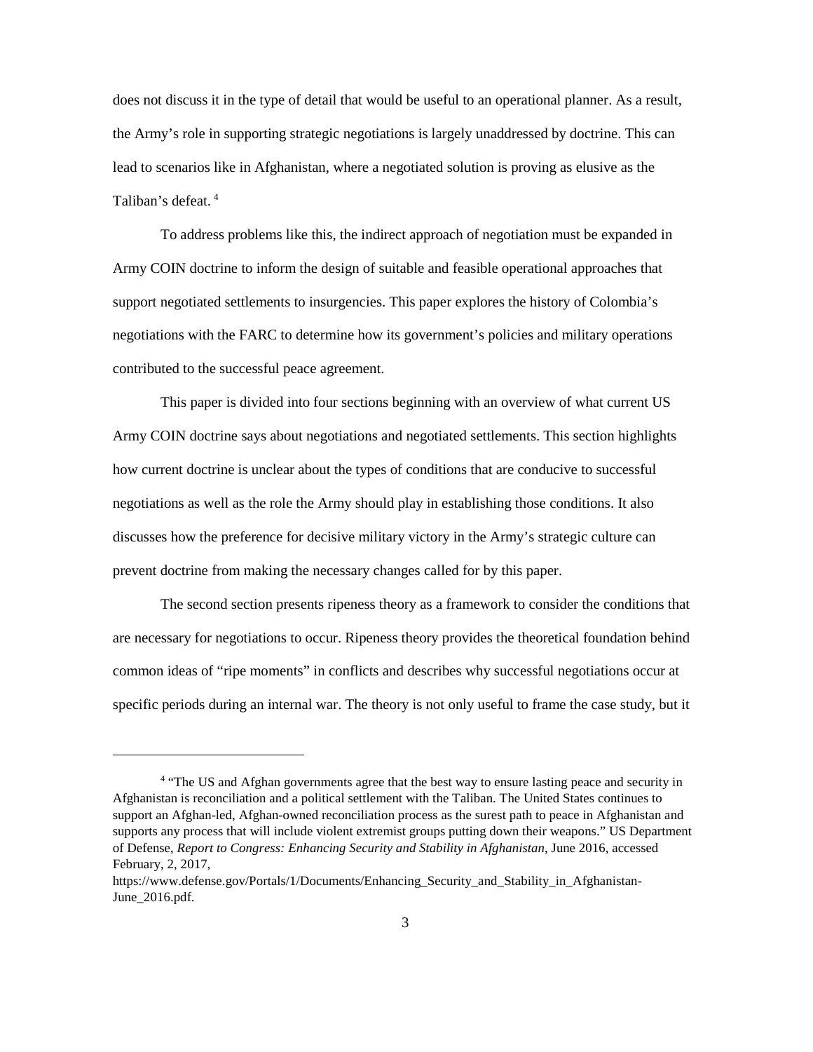does not discuss it in the type of detail that would be useful to an operational planner. As a result, the Army's role in supporting strategic negotiations is largely unaddressed by doctrine. This can lead to scenarios like in Afghanistan, where a negotiated solution is proving as elusive as the Taliban's defeat.[4]

To address problems like this, the indirect approach of negotiation must be expanded in Army COIN doctrine to inform the design of suitable and feasible operational approaches that support negotiated settlements to insurgencies. This paper explores the history of Colombia's negotiations with the FARC to determine how its government's policies and military operations contributed to the successful peace agreement.

This paper is divided into four sections beginning with an overview of what current US Army COIN doctrine says about negotiations and negotiated settlements. This section highlights how current doctrine is unclear about the types of conditions that are conducive to successful negotiations as well as the role the Army should play in establishing those conditions. It also discusses how the preference for decisive military victory in the Army's strategic culture can prevent doctrine from making the necessary changes called for by this paper.

The second section presents ripeness theory as a framework to consider the conditions that are necessary for negotiations to occur. Ripeness theory provides the theoretical foundation behind common ideas of "ripe moments" in conflicts and describes why successful negotiations occur at specific periods during an internal war. The theory is not only useful to frame the case study, but it

---

[4] "The US and Afghan governments agree that the best way to ensure lasting peace and security in Afghanistan is reconciliation and a political settlement with the Taliban. The United States continues to support an Afghan-led, Afghan-owned reconciliation process as the surest path to peace in Afghanistan and supports any process that will include violent extremist groups putting down their weapons." US Department of Defense, *Report to Congress: Enhancing Security and Stability in Afghanistan*, June 2016, accessed February, 2, 2017, https://www.defense.gov/Portals/1/Documents/Enhancing_Security_and_Stability_in_Afghanistan-June_2016.pdf.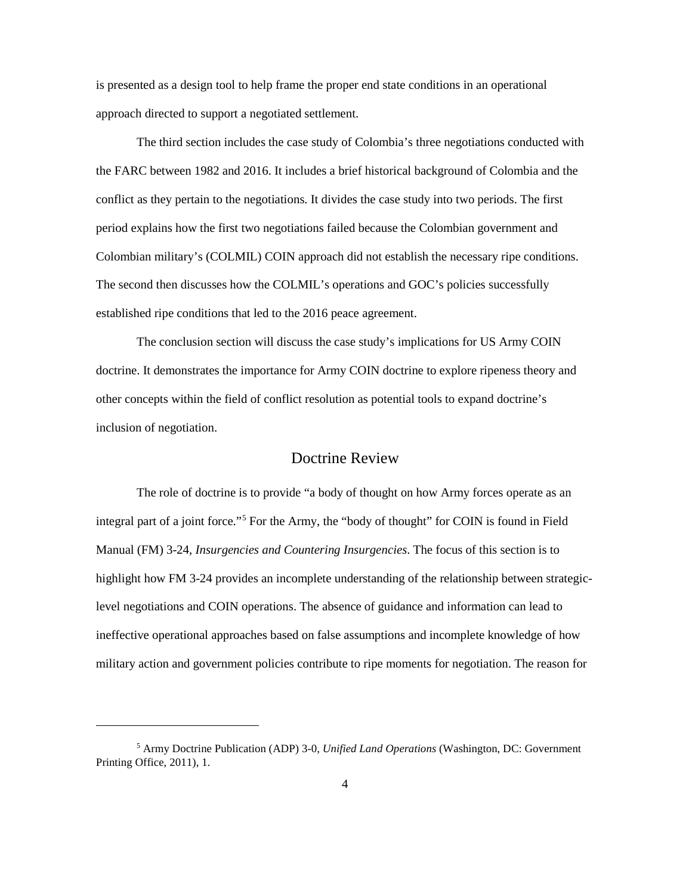is presented as a design tool to help frame the proper end state conditions in an operational approach directed to support a negotiated settlement.

The third section includes the case study of Colombia's three negotiations conducted with the FARC between 1982 and 2016. It includes a brief historical background of Colombia and the conflict as they pertain to the negotiations. It divides the case study into two periods. The first period explains how the first two negotiations failed because the Colombian government and Colombian military's (COLMIL) COIN approach did not establish the necessary ripe conditions. The second then discusses how the COLMIL's operations and GOC's policies successfully established ripe conditions that led to the 2016 peace agreement.

The conclusion section will discuss the case study's implications for US Army COIN doctrine. It demonstrates the importance for Army COIN doctrine to explore ripeness theory and other concepts within the field of conflict resolution as potential tools to expand doctrine's inclusion of negotiation.

## Doctrine Review

The role of doctrine is to provide "a body of thought on how Army forces operate as an integral part of a joint force."[5] For the Army, the "body of thought" for COIN is found in Field Manual (FM) 3-24, *Insurgencies and Countering Insurgencies*. The focus of this section is to highlight how FM 3-24 provides an incomplete understanding of the relationship between strategic-level negotiations and COIN operations. The absence of guidance and information can lead to ineffective operational approaches based on false assumptions and incomplete knowledge of how military action and government policies contribute to ripe moments for negotiation. The reason for

[5] Army Doctrine Publication (ADP) 3-0, *Unified Land Operations* (Washington, DC: Government Printing Office, 2011), 1.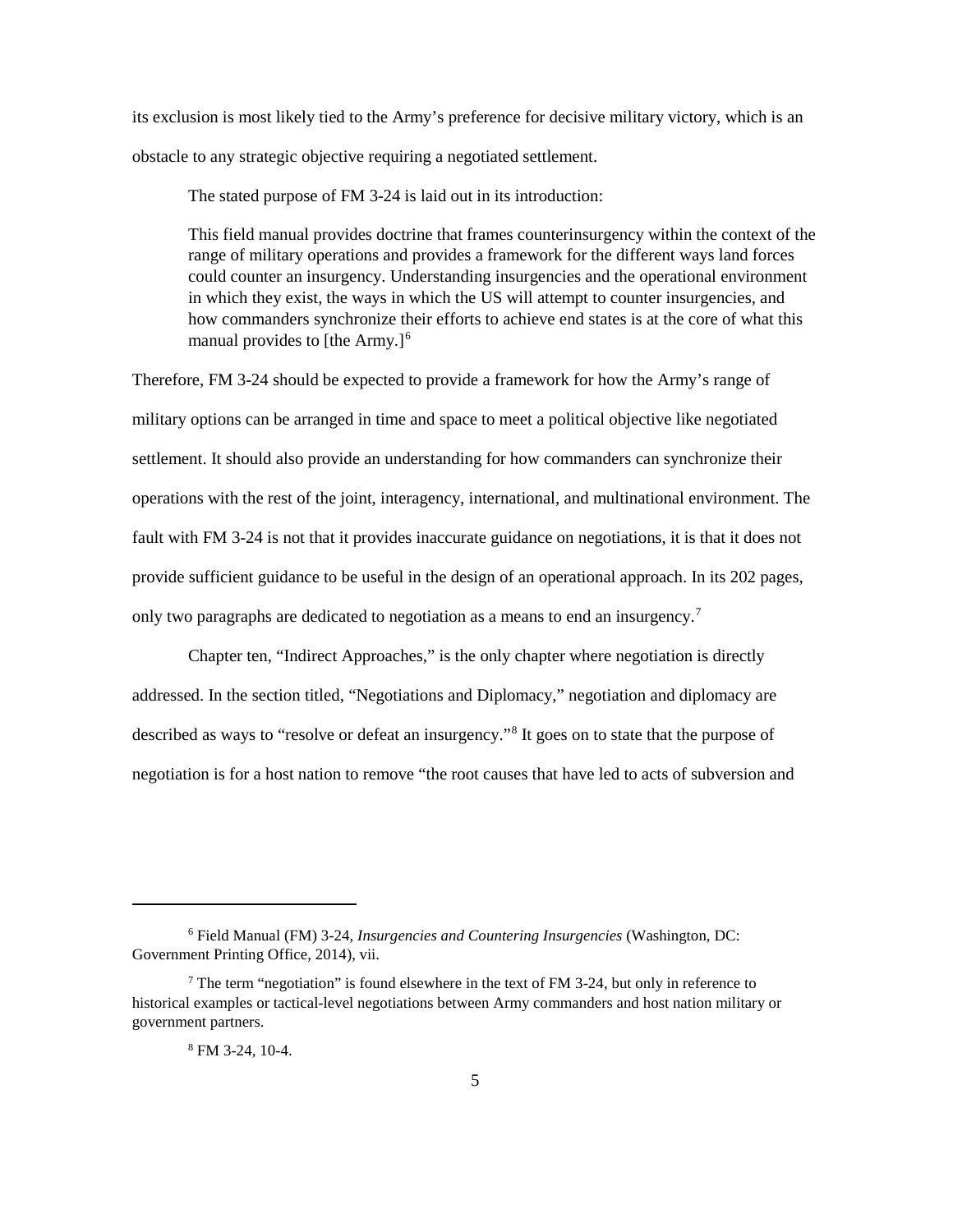its exclusion is most likely tied to the Army's preference for decisive military victory, which is an obstacle to any strategic objective requiring a negotiated settlement.

The stated purpose of FM 3-24 is laid out in its introduction:

> This field manual provides doctrine that frames counterinsurgency within the context of the range of military operations and provides a framework for the different ways land forces could counter an insurgency. Understanding insurgencies and the operational environment in which they exist, the ways in which the US will attempt to counter insurgencies, and how commanders synchronize their efforts to achieve end states is at the core of what this manual provides to [the Army.][6]

Therefore, FM 3-24 should be expected to provide a framework for how the Army's range of military options can be arranged in time and space to meet a political objective like negotiated settlement. It should also provide an understanding for how commanders can synchronize their operations with the rest of the joint, interagency, international, and multinational environment. The fault with FM 3-24 is not that it provides inaccurate guidance on negotiations, it is that it does not provide sufficient guidance to be useful in the design of an operational approach. In its 202 pages, only two paragraphs are dedicated to negotiation as a means to end an insurgency.[7]

Chapter ten, "Indirect Approaches," is the only chapter where negotiation is directly addressed. In the section titled, "Negotiations and Diplomacy," negotiation and diplomacy are described as ways to "resolve or defeat an insurgency."[8] It goes on to state that the purpose of negotiation is for a host nation to remove "the root causes that have led to acts of subversion and

---

[6] Field Manual (FM) 3-24, *Insurgencies and Countering Insurgencies* (Washington, DC: Government Printing Office, 2014), vii.

[7] The term "negotiation" is found elsewhere in the text of FM 3-24, but only in reference to historical examples or tactical-level negotiations between Army commanders and host nation military or government partners.

[8] FM 3-24, 10-4.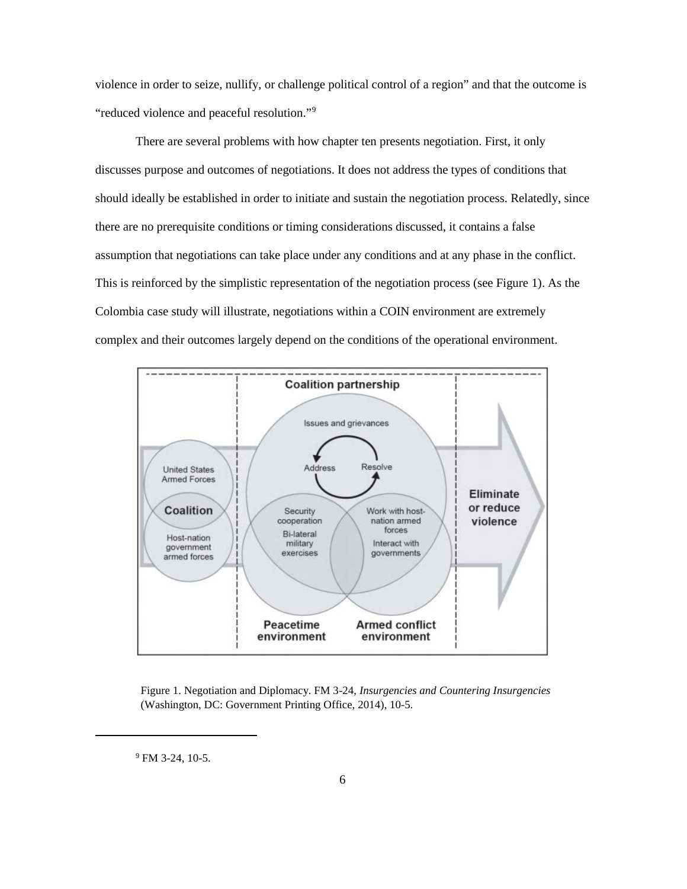violence in order to seize, nullify, or challenge political control of a region" and that the outcome is "reduced violence and peaceful resolution."[9]

There are several problems with how chapter ten presents negotiation. First, it only discusses purpose and outcomes of negotiations. It does not address the types of conditions that should ideally be established in order to initiate and sustain the negotiation process. Relatedly, since there are no prerequisite conditions or timing considerations discussed, it contains a false assumption that negotiations can take place under any conditions and at any phase in the conflict. This is reinforced by the simplistic representation of the negotiation process (see Figure 1). As the Colombia case study will illustrate, negotiations within a COIN environment are extremely complex and their outcomes largely depend on the conditions of the operational environment.

Coalition partnership

Issues and grievances

Address

Resolve

United States Armed Forces

Coalition

Host-nation government armed forces

Security cooperation

Bi-lateral military exercises

Work with host-nation armed forces

Interact with governments

Eliminate or reduce violence

Peacetime environment

Armed conflict environment

Figure 1. Negotiation and Diplomacy. FM 3-24, *Insurgencies and Countering Insurgencies* (Washington, DC: Government Printing Office, 2014), 10-5.

[9] FM 3-24, 10-5.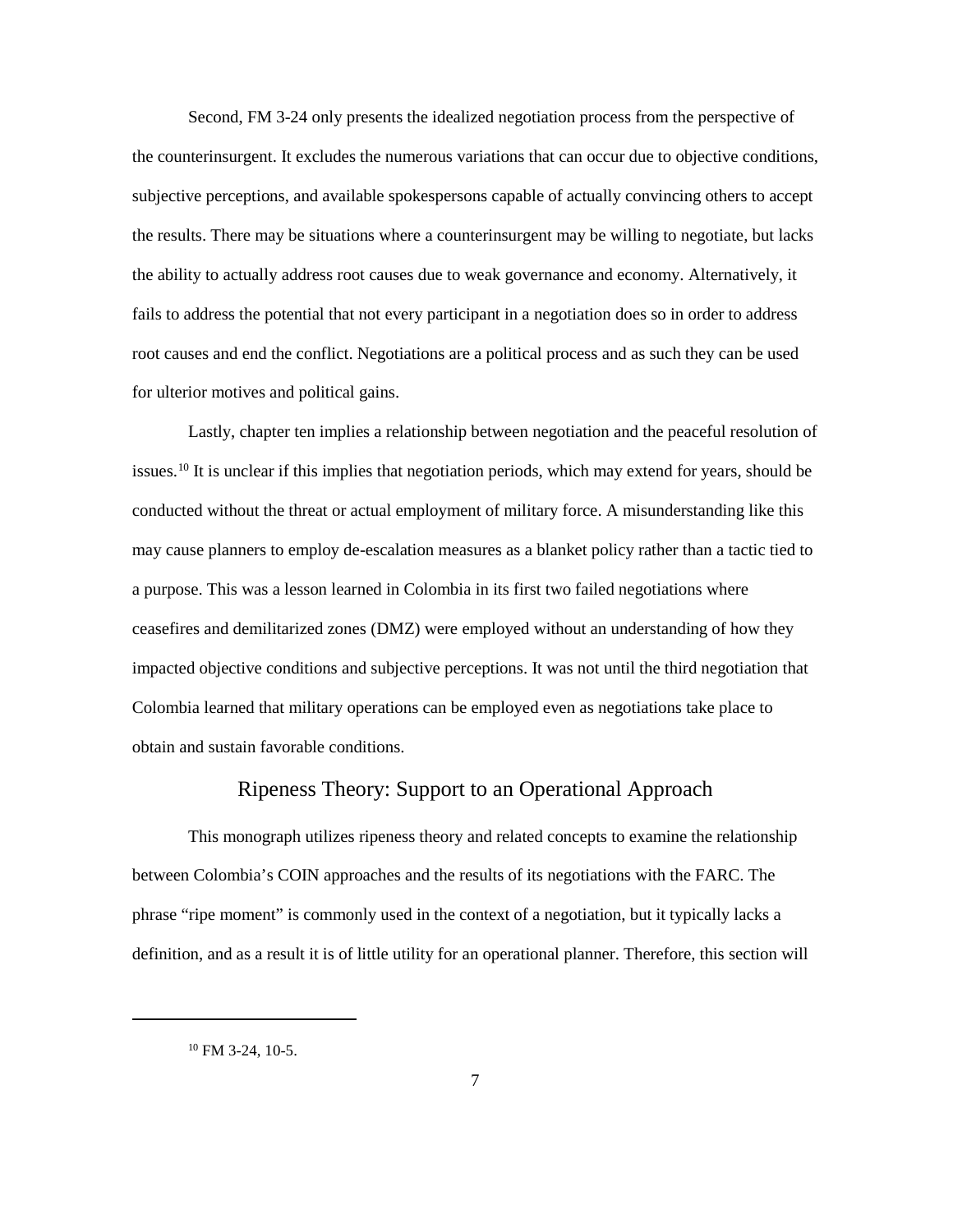Second, FM 3-24 only presents the idealized negotiation process from the perspective of the counterinsurgent. It excludes the numerous variations that can occur due to objective conditions, subjective perceptions, and available spokespersons capable of actually convincing others to accept the results. There may be situations where a counterinsurgent may be willing to negotiate, but lacks the ability to actually address root causes due to weak governance and economy. Alternatively, it fails to address the potential that not every participant in a negotiation does so in order to address root causes and end the conflict. Negotiations are a political process and as such they can be used for ulterior motives and political gains.

Lastly, chapter ten implies a relationship between negotiation and the peaceful resolution of issues.[10] It is unclear if this implies that negotiation periods, which may extend for years, should be conducted without the threat or actual employment of military force. A misunderstanding like this may cause planners to employ de-escalation measures as a blanket policy rather than a tactic tied to a purpose. This was a lesson learned in Colombia in its first two failed negotiations where ceasefires and demilitarized zones (DMZ) were employed without an understanding of how they impacted objective conditions and subjective perceptions. It was not until the third negotiation that Colombia learned that military operations can be employed even as negotiations take place to obtain and sustain favorable conditions.

## Ripeness Theory: Support to an Operational Approach

This monograph utilizes ripeness theory and related concepts to examine the relationship between Colombia's COIN approaches and the results of its negotiations with the FARC. The phrase "ripe moment" is commonly used in the context of a negotiation, but it typically lacks a definition, and as a result it is of little utility for an operational planner. Therefore, this section will

---

[10] FM 3-24, 10-5.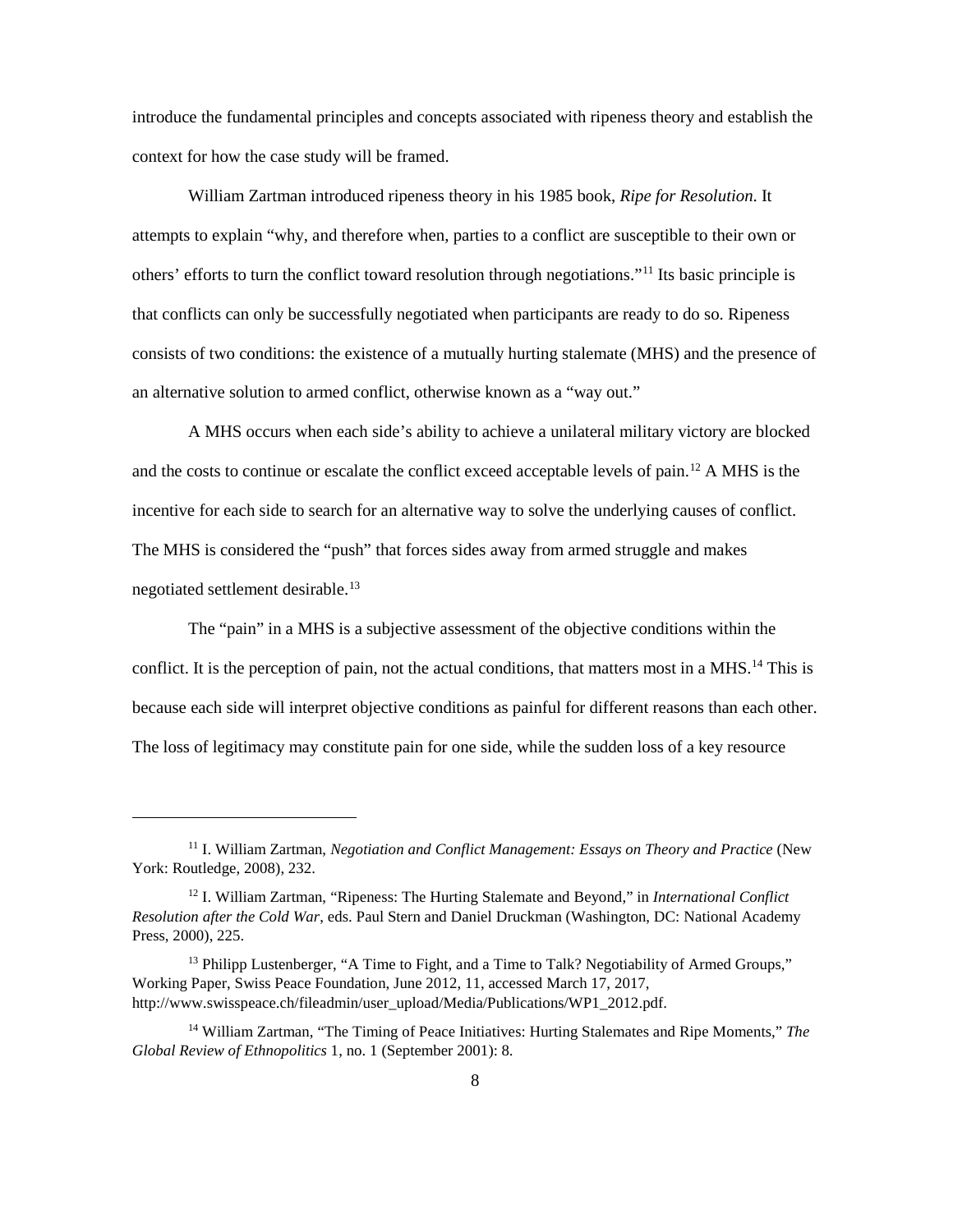introduce the fundamental principles and concepts associated with ripeness theory and establish the context for how the case study will be framed.

William Zartman introduced ripeness theory in his 1985 book, *Ripe for Resolution*. It attempts to explain "why, and therefore when, parties to a conflict are susceptible to their own or others' efforts to turn the conflict toward resolution through negotiations."[11] Its basic principle is that conflicts can only be successfully negotiated when participants are ready to do so. Ripeness consists of two conditions: the existence of a mutually hurting stalemate (MHS) and the presence of an alternative solution to armed conflict, otherwise known as a "way out."

A MHS occurs when each side's ability to achieve a unilateral military victory are blocked and the costs to continue or escalate the conflict exceed acceptable levels of pain.[12] A MHS is the incentive for each side to search for an alternative way to solve the underlying causes of conflict. The MHS is considered the "push" that forces sides away from armed struggle and makes negotiated settlement desirable.[13]

The "pain" in a MHS is a subjective assessment of the objective conditions within the conflict. It is the perception of pain, not the actual conditions, that matters most in a MHS.[14] This is because each side will interpret objective conditions as painful for different reasons than each other. The loss of legitimacy may constitute pain for one side, while the sudden loss of a key resource

---

[11] I. William Zartman, *Negotiation and Conflict Management: Essays on Theory and Practice* (New York: Routledge, 2008), 232.

[12] I. William Zartman, "Ripeness: The Hurting Stalemate and Beyond," in *International Conflict Resolution after the Cold War*, eds. Paul Stern and Daniel Druckman (Washington, DC: National Academy Press, 2000), 225.

[13] Philipp Lustenberger, "A Time to Fight, and a Time to Talk? Negotiability of Armed Groups," Working Paper, Swiss Peace Foundation, June 2012, 11, accessed March 17, 2017, http://www.swisspeace.ch/fileadmin/user_upload/Media/Publications/WP1_2012.pdf.

[14] William Zartman, "The Timing of Peace Initiatives: Hurting Stalemates and Ripe Moments," *The Global Review of Ethnopolitics* 1, no. 1 (September 2001): 8.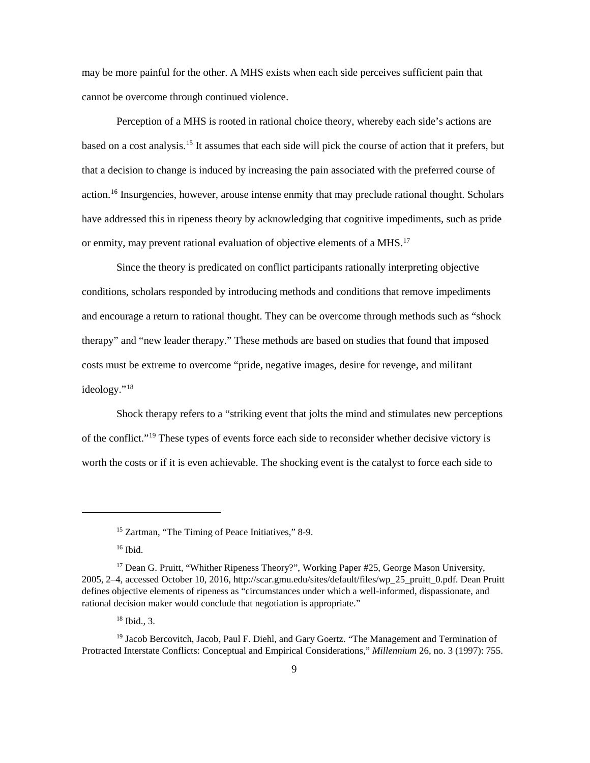may be more painful for the other. A MHS exists when each side perceives sufficient pain that cannot be overcome through continued violence.

Perception of a MHS is rooted in rational choice theory, whereby each side's actions are based on a cost analysis.[15] It assumes that each side will pick the course of action that it prefers, but that a decision to change is induced by increasing the pain associated with the preferred course of action.[16] Insurgencies, however, arouse intense enmity that may preclude rational thought. Scholars have addressed this in ripeness theory by acknowledging that cognitive impediments, such as pride or enmity, may prevent rational evaluation of objective elements of a MHS.[17]

Since the theory is predicated on conflict participants rationally interpreting objective conditions, scholars responded by introducing methods and conditions that remove impediments and encourage a return to rational thought. They can be overcome through methods such as "shock therapy" and "new leader therapy." These methods are based on studies that found that imposed costs must be extreme to overcome "pride, negative images, desire for revenge, and militant ideology."[18]

Shock therapy refers to a "striking event that jolts the mind and stimulates new perceptions of the conflict."[19] These types of events force each side to reconsider whether decisive victory is worth the costs or if it is even achievable. The shocking event is the catalyst to force each side to

---

[15] Zartman, "The Timing of Peace Initiatives," 8-9.

[16] Ibid.

[17] Dean G. Pruitt, "Whither Ripeness Theory?", Working Paper #25, George Mason University, 2005, 2–4, accessed October 10, 2016, http://scar.gmu.edu/sites/default/files/wp_25_pruitt_0.pdf. Dean Pruitt defines objective elements of ripeness as "circumstances under which a well-informed, dispassionate, and rational decision maker would conclude that negotiation is appropriate."

[18] Ibid., 3.

[19] Jacob Bercovitch, Jacob, Paul F. Diehl, and Gary Goertz. "The Management and Termination of Protracted Interstate Conflicts: Conceptual and Empirical Considerations," *Millennium* 26, no. 3 (1997): 755.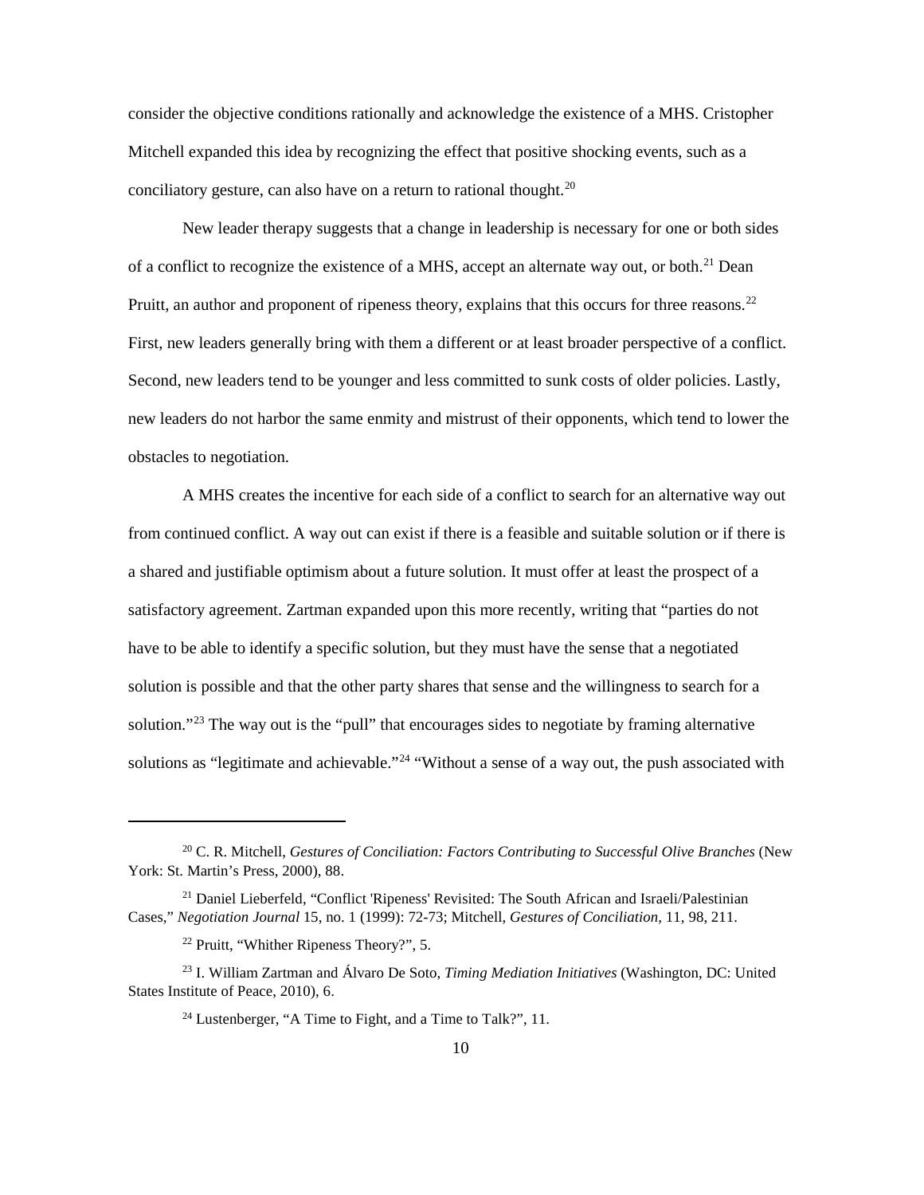consider the objective conditions rationally and acknowledge the existence of a MHS. Cristopher Mitchell expanded this idea by recognizing the effect that positive shocking events, such as a conciliatory gesture, can also have on a return to rational thought.[20]

New leader therapy suggests that a change in leadership is necessary for one or both sides of a conflict to recognize the existence of a MHS, accept an alternate way out, or both.[21] Dean Pruitt, an author and proponent of ripeness theory, explains that this occurs for three reasons.[22] First, new leaders generally bring with them a different or at least broader perspective of a conflict. Second, new leaders tend to be younger and less committed to sunk costs of older policies. Lastly, new leaders do not harbor the same enmity and mistrust of their opponents, which tend to lower the obstacles to negotiation.

A MHS creates the incentive for each side of a conflict to search for an alternative way out from continued conflict. A way out can exist if there is a feasible and suitable solution or if there is a shared and justifiable optimism about a future solution. It must offer at least the prospect of a satisfactory agreement. Zartman expanded upon this more recently, writing that "parties do not have to be able to identify a specific solution, but they must have the sense that a negotiated solution is possible and that the other party shares that sense and the willingness to search for a solution."[23] The way out is the "pull" that encourages sides to negotiate by framing alternative solutions as "legitimate and achievable."[24] "Without a sense of a way out, the push associated with

---

[20] C. R. Mitchell, *Gestures of Conciliation: Factors Contributing to Successful Olive Branches* (New York: St. Martin's Press, 2000), 88.

[21] Daniel Lieberfeld, "Conflict 'Ripeness' Revisited: The South African and Israeli/Palestinian Cases," *Negotiation Journal* 15, no. 1 (1999): 72-73; Mitchell, *Gestures of Conciliation,* 11, 98, 211.

[22] Pruitt, "Whither Ripeness Theory?", 5.

[23] I. William Zartman and Álvaro De Soto, *Timing Mediation Initiatives* (Washington, DC: United States Institute of Peace, 2010), 6.

[24] Lustenberger, "A Time to Fight, and a Time to Talk?", 11.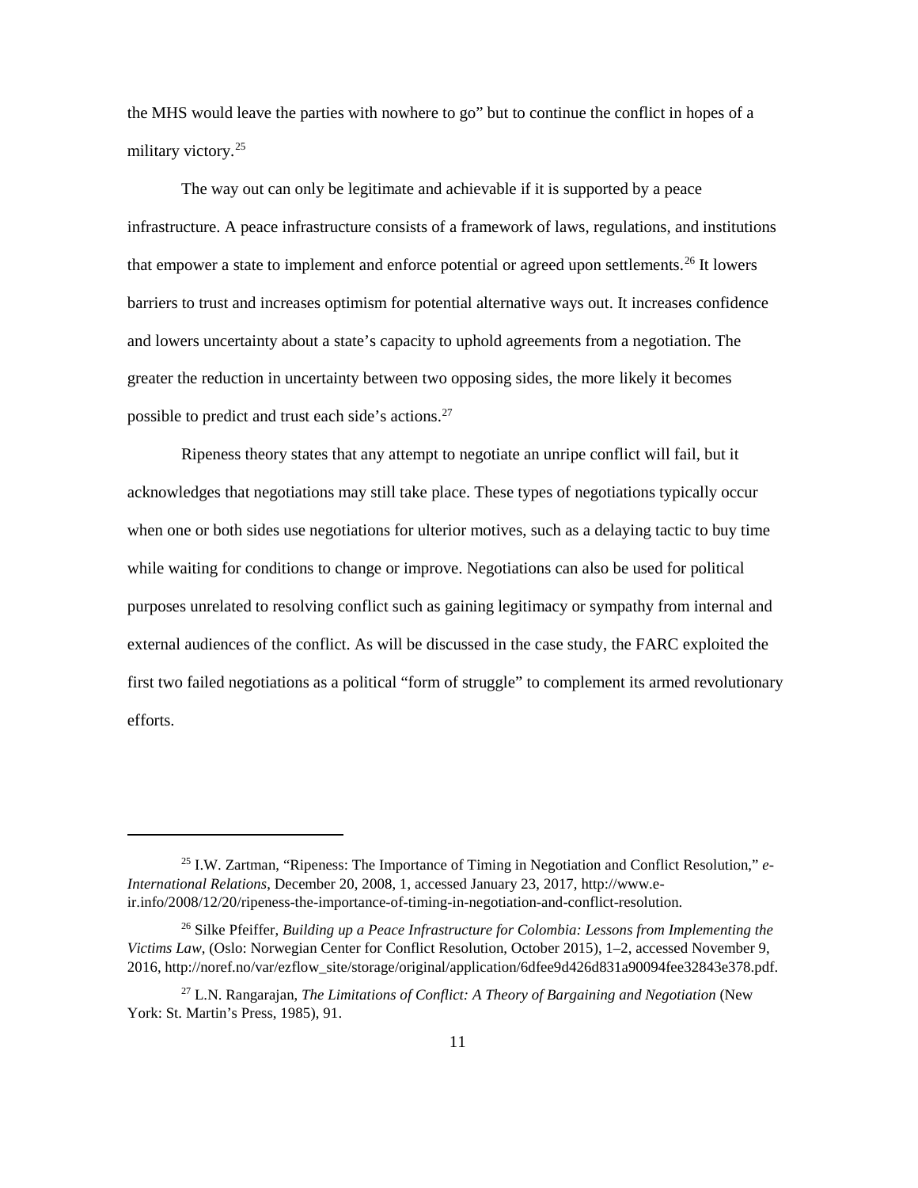the MHS would leave the parties with nowhere to go" but to continue the conflict in hopes of a military victory.[25]

The way out can only be legitimate and achievable if it is supported by a peace infrastructure. A peace infrastructure consists of a framework of laws, regulations, and institutions that empower a state to implement and enforce potential or agreed upon settlements.[26] It lowers barriers to trust and increases optimism for potential alternative ways out. It increases confidence and lowers uncertainty about a state's capacity to uphold agreements from a negotiation. The greater the reduction in uncertainty between two opposing sides, the more likely it becomes possible to predict and trust each side's actions.[27]

Ripeness theory states that any attempt to negotiate an unripe conflict will fail, but it acknowledges that negotiations may still take place. These types of negotiations typically occur when one or both sides use negotiations for ulterior motives, such as a delaying tactic to buy time while waiting for conditions to change or improve. Negotiations can also be used for political purposes unrelated to resolving conflict such as gaining legitimacy or sympathy from internal and external audiences of the conflict. As will be discussed in the case study, the FARC exploited the first two failed negotiations as a political "form of struggle" to complement its armed revolutionary efforts.

---

[25] I.W. Zartman, "Ripeness: The Importance of Timing in Negotiation and Conflict Resolution," *e-International Relations*, December 20, 2008, 1, accessed January 23, 2017, http://www.e-ir.info/2008/12/20/ripeness-the-importance-of-timing-in-negotiation-and-conflict-resolution.

[26] Silke Pfeiffer, *Building up a Peace Infrastructure for Colombia: Lessons from Implementing the Victims Law*, (Oslo: Norwegian Center for Conflict Resolution, October 2015), 1–2, accessed November 9, 2016, http://noref.no/var/ezflow_site/storage/original/application/6dfee9d426d831a90094fee32843e378.pdf.

[27] L.N. Rangarajan, *The Limitations of Conflict: A Theory of Bargaining and Negotiation* (New York: St. Martin's Press, 1985), 91.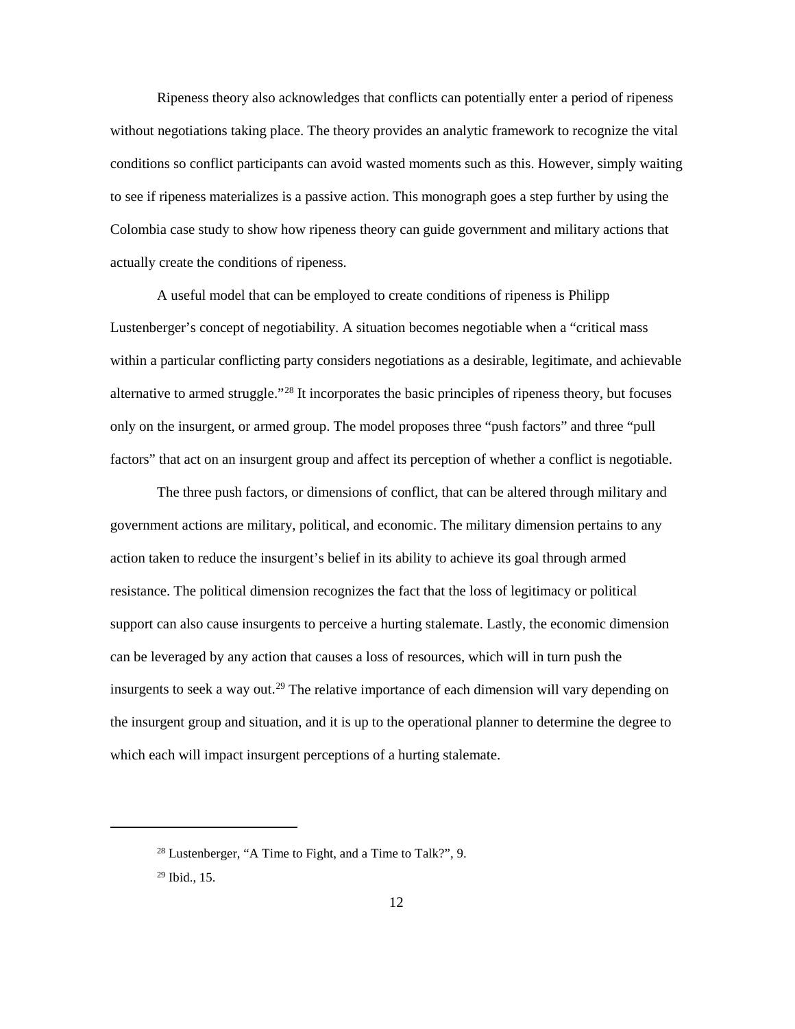Ripeness theory also acknowledges that conflicts can potentially enter a period of ripeness without negotiations taking place. The theory provides an analytic framework to recognize the vital conditions so conflict participants can avoid wasted moments such as this. However, simply waiting to see if ripeness materializes is a passive action. This monograph goes a step further by using the Colombia case study to show how ripeness theory can guide government and military actions that actually create the conditions of ripeness.

A useful model that can be employed to create conditions of ripeness is Philipp Lustenberger's concept of negotiability. A situation becomes negotiable when a "critical mass within a particular conflicting party considers negotiations as a desirable, legitimate, and achievable alternative to armed struggle."[28] It incorporates the basic principles of ripeness theory, but focuses only on the insurgent, or armed group. The model proposes three "push factors" and three "pull factors" that act on an insurgent group and affect its perception of whether a conflict is negotiable.

The three push factors, or dimensions of conflict, that can be altered through military and government actions are military, political, and economic. The military dimension pertains to any action taken to reduce the insurgent's belief in its ability to achieve its goal through armed resistance. The political dimension recognizes the fact that the loss of legitimacy or political support can also cause insurgents to perceive a hurting stalemate. Lastly, the economic dimension can be leveraged by any action that causes a loss of resources, which will in turn push the insurgents to seek a way out.[29] The relative importance of each dimension will vary depending on the insurgent group and situation, and it is up to the operational planner to determine the degree to which each will impact insurgent perceptions of a hurting stalemate.

---

[28] Lustenberger, "A Time to Fight, and a Time to Talk?", 9.

[29] Ibid., 15.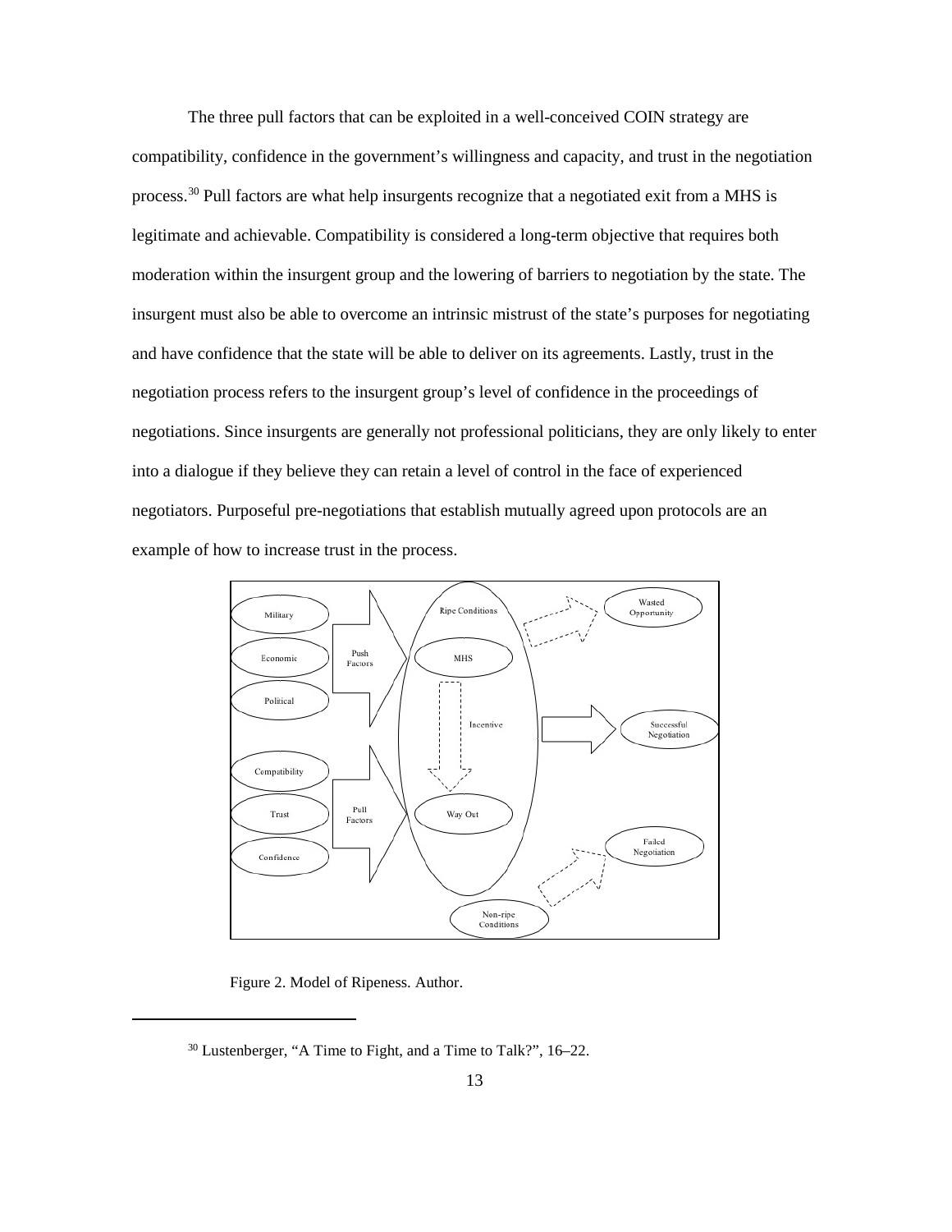The three pull factors that can be exploited in a well-conceived COIN strategy are compatibility, confidence in the government's willingness and capacity, and trust in the negotiation process.[30] Pull factors are what help insurgents recognize that a negotiated exit from a MHS is legitimate and achievable. Compatibility is considered a long-term objective that requires both moderation within the insurgent group and the lowering of barriers to negotiation by the state. The insurgent must also be able to overcome an intrinsic mistrust of the state's purposes for negotiating and have confidence that the state will be able to deliver on its agreements. Lastly, trust in the negotiation process refers to the insurgent group's level of confidence in the proceedings of negotiations. Since insurgents are generally not professional politicians, they are only likely to enter into a dialogue if they believe they can retain a level of control in the face of experienced negotiators. Purposeful pre-negotiations that establish mutually agreed upon protocols are an example of how to increase trust in the process.

Military

Economic

Political

Push Factors

Compatibility

Trust

Confidence

Pull Factors

Ripe Conditions

MHS

Incentive

Way Out

Wasted Opportunity

Successful Negotiation

Failed Negotiation

Non-ripe Conditions

Figure 2. Model of Ripeness. Author.

[30] Lustenberger, "A Time to Fight, and a Time to Talk?", 16–22.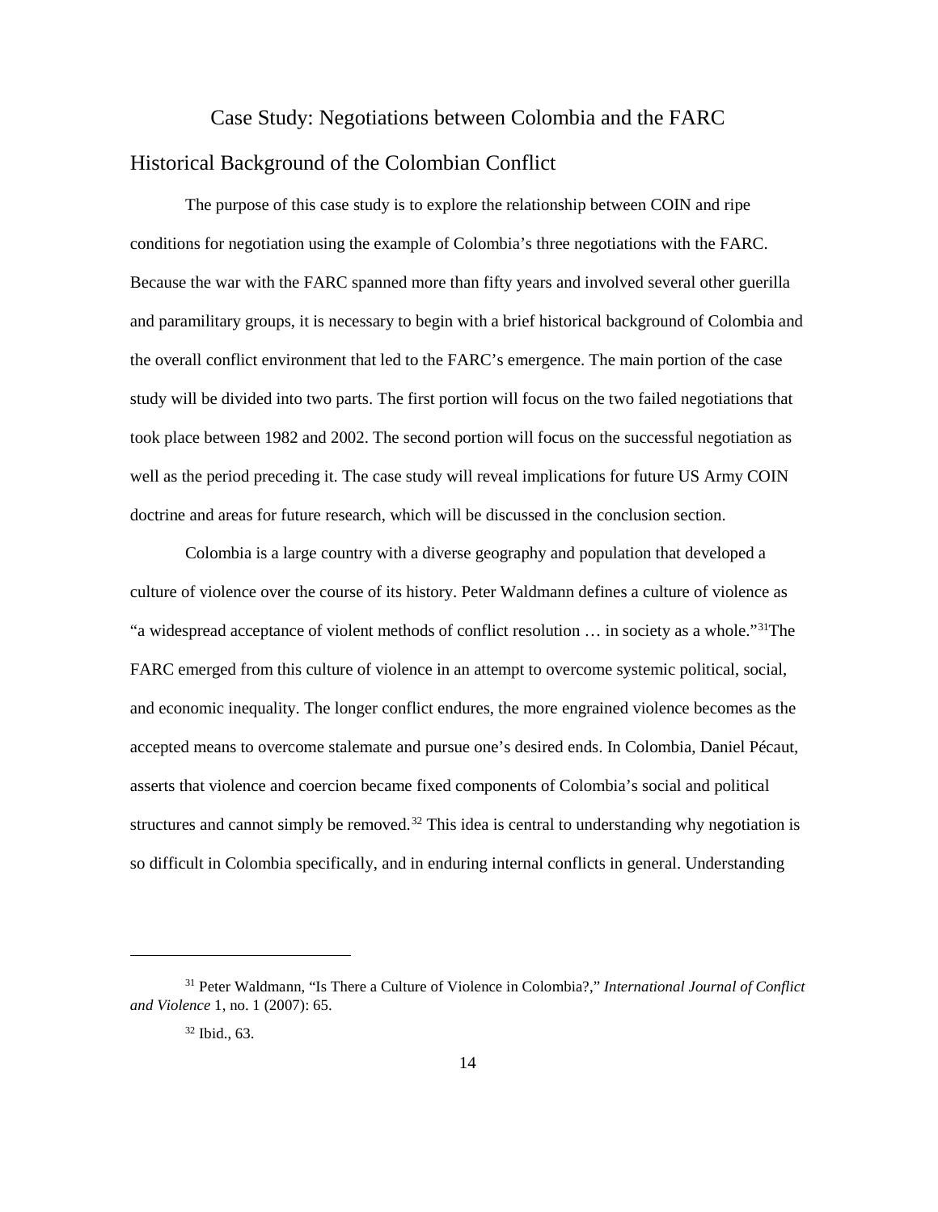# Case Study: Negotiations between Colombia and the FARC

## Historical Background of the Colombian Conflict

The purpose of this case study is to explore the relationship between COIN and ripe conditions for negotiation using the example of Colombia's three negotiations with the FARC. Because the war with the FARC spanned more than fifty years and involved several other guerilla and paramilitary groups, it is necessary to begin with a brief historical background of Colombia and the overall conflict environment that led to the FARC's emergence. The main portion of the case study will be divided into two parts. The first portion will focus on the two failed negotiations that took place between 1982 and 2002. The second portion will focus on the successful negotiation as well as the period preceding it. The case study will reveal implications for future US Army COIN doctrine and areas for future research, which will be discussed in the conclusion section.

Colombia is a large country with a diverse geography and population that developed a culture of violence over the course of its history. Peter Waldmann defines a culture of violence as "a widespread acceptance of violent methods of conflict resolution … in society as a whole."[31]The FARC emerged from this culture of violence in an attempt to overcome systemic political, social, and economic inequality. The longer conflict endures, the more engrained violence becomes as the accepted means to overcome stalemate and pursue one's desired ends. In Colombia, Daniel Pécaut, asserts that violence and coercion became fixed components of Colombia's social and political structures and cannot simply be removed.[32] This idea is central to understanding why negotiation is so difficult in Colombia specifically, and in enduring internal conflicts in general. Understanding

---

[31] Peter Waldmann, "Is There a Culture of Violence in Colombia?," *International Journal of Conflict and Violence* 1, no. 1 (2007): 65.

[32] Ibid., 63.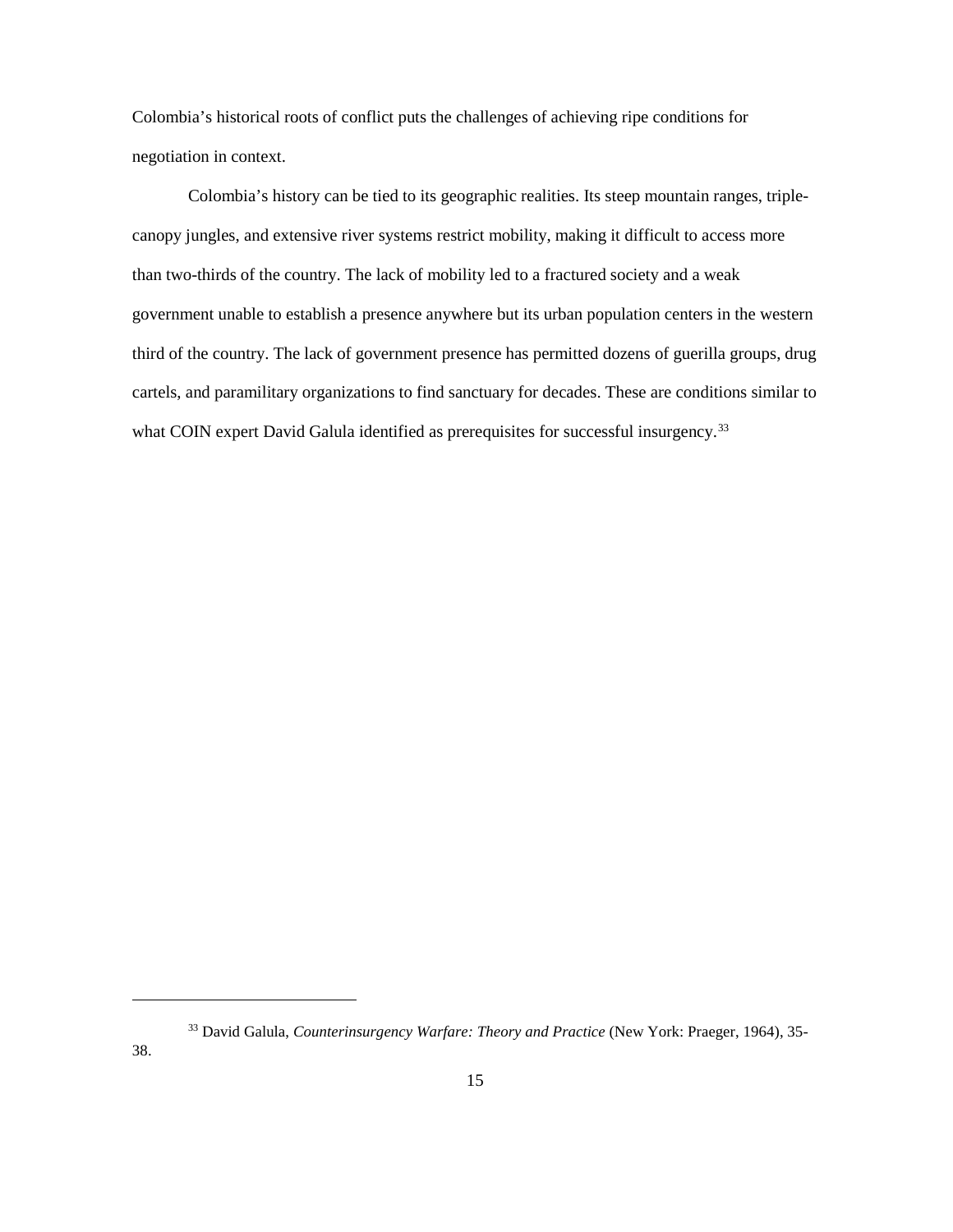Colombia's historical roots of conflict puts the challenges of achieving ripe conditions for negotiation in context.

Colombia's history can be tied to its geographic realities. Its steep mountain ranges, triple-canopy jungles, and extensive river systems restrict mobility, making it difficult to access more than two-thirds of the country. The lack of mobility led to a fractured society and a weak government unable to establish a presence anywhere but its urban population centers in the western third of the country. The lack of government presence has permitted dozens of guerilla groups, drug cartels, and paramilitary organizations to find sanctuary for decades. These are conditions similar to what COIN expert David Galula identified as prerequisites for successful insurgency.[33]

---

[33] David Galula, *Counterinsurgency Warfare: Theory and Practice* (New York: Praeger, 1964), 35-38.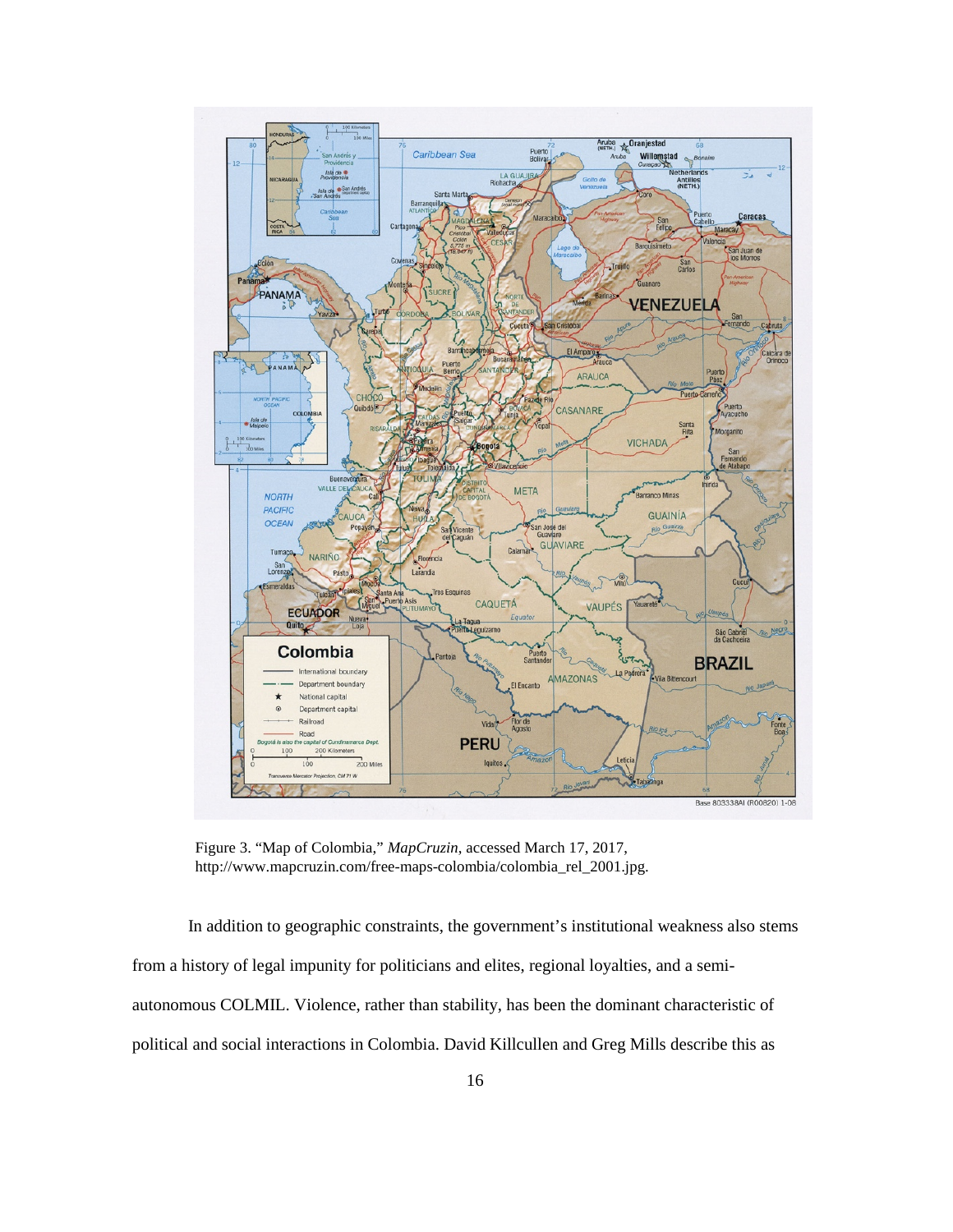Figure 3. "Map of Colombia," *MapCruzin*, accessed March 17, 2017, http://www.mapcruzin.com/free-maps-colombia/colombia_rel_2001.jpg.

In addition to geographic constraints, the government's institutional weakness also stems from a history of legal impunity for politicians and elites, regional loyalties, and a semi-autonomous COLMIL. Violence, rather than stability, has been the dominant characteristic of political and social interactions in Colombia. David Killcullen and Greg Mills describe this as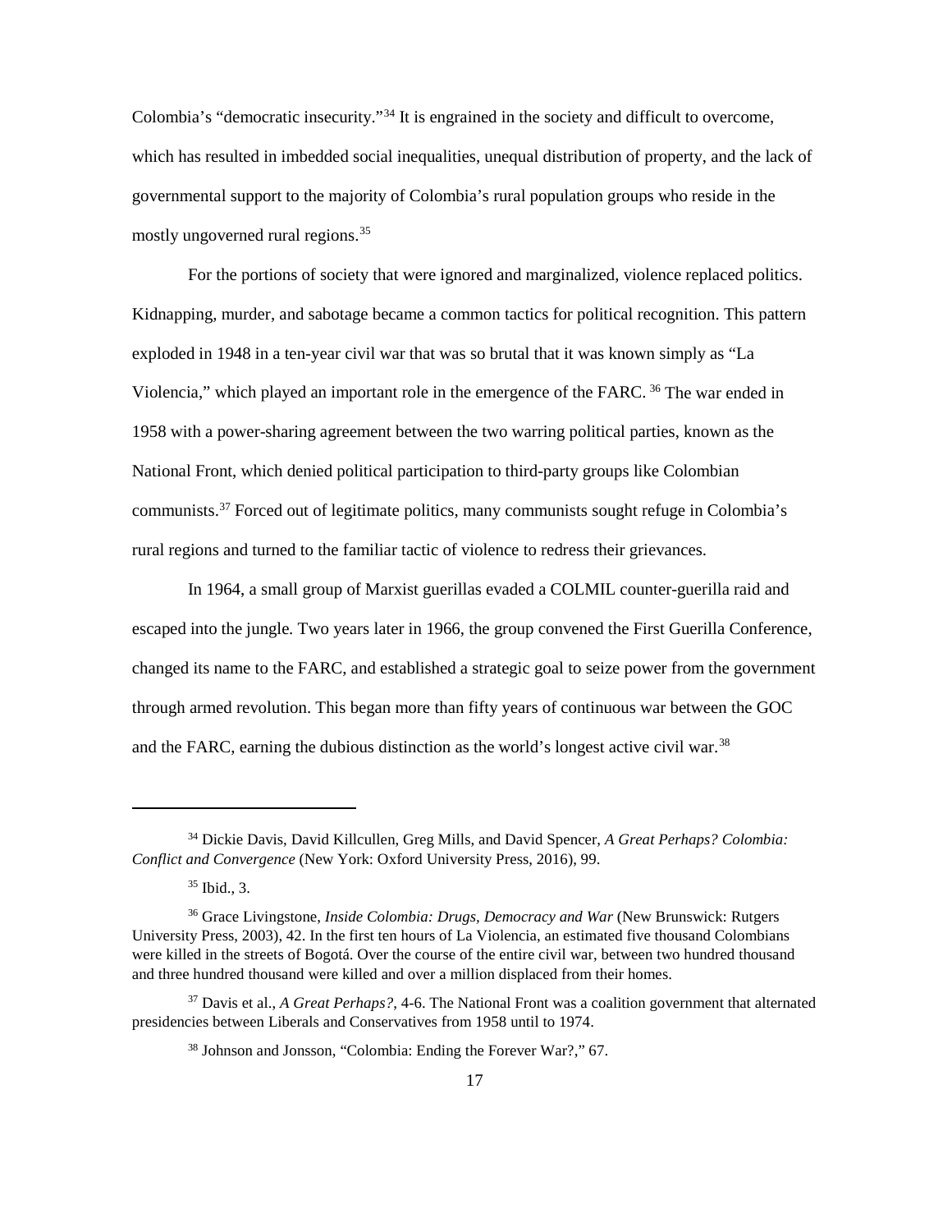Colombia's "democratic insecurity."[34] It is engrained in the society and difficult to overcome, which has resulted in imbedded social inequalities, unequal distribution of property, and the lack of governmental support to the majority of Colombia's rural population groups who reside in the mostly ungoverned rural regions.[35]

For the portions of society that were ignored and marginalized, violence replaced politics. Kidnapping, murder, and sabotage became a common tactics for political recognition. This pattern exploded in 1948 in a ten-year civil war that was so brutal that it was known simply as "La Violencia," which played an important role in the emergence of the FARC.[36] The war ended in 1958 with a power-sharing agreement between the two warring political parties, known as the National Front, which denied political participation to third-party groups like Colombian communists.[37] Forced out of legitimate politics, many communists sought refuge in Colombia's rural regions and turned to the familiar tactic of violence to redress their grievances.

In 1964, a small group of Marxist guerillas evaded a COLMIL counter-guerilla raid and escaped into the jungle. Two years later in 1966, the group convened the First Guerilla Conference, changed its name to the FARC, and established a strategic goal to seize power from the government through armed revolution. This began more than fifty years of continuous war between the GOC and the FARC, earning the dubious distinction as the world's longest active civil war.[38]

---

[34] Dickie Davis, David Killcullen, Greg Mills, and David Spencer, *A Great Perhaps? Colombia: Conflict and Convergence* (New York: Oxford University Press, 2016), 99.

[35] Ibid., 3.

[36] Grace Livingstone, *Inside Colombia: Drugs, Democracy and War* (New Brunswick: Rutgers University Press, 2003), 42. In the first ten hours of La Violencia, an estimated five thousand Colombians were killed in the streets of Bogotá. Over the course of the entire civil war, between two hundred thousand and three hundred thousand were killed and over a million displaced from their homes.

[37] Davis et al., *A Great Perhaps?*, 4-6. The National Front was a coalition government that alternated presidencies between Liberals and Conservatives from 1958 until to 1974.

[38] Johnson and Jonsson, "Colombia: Ending the Forever War?," 67.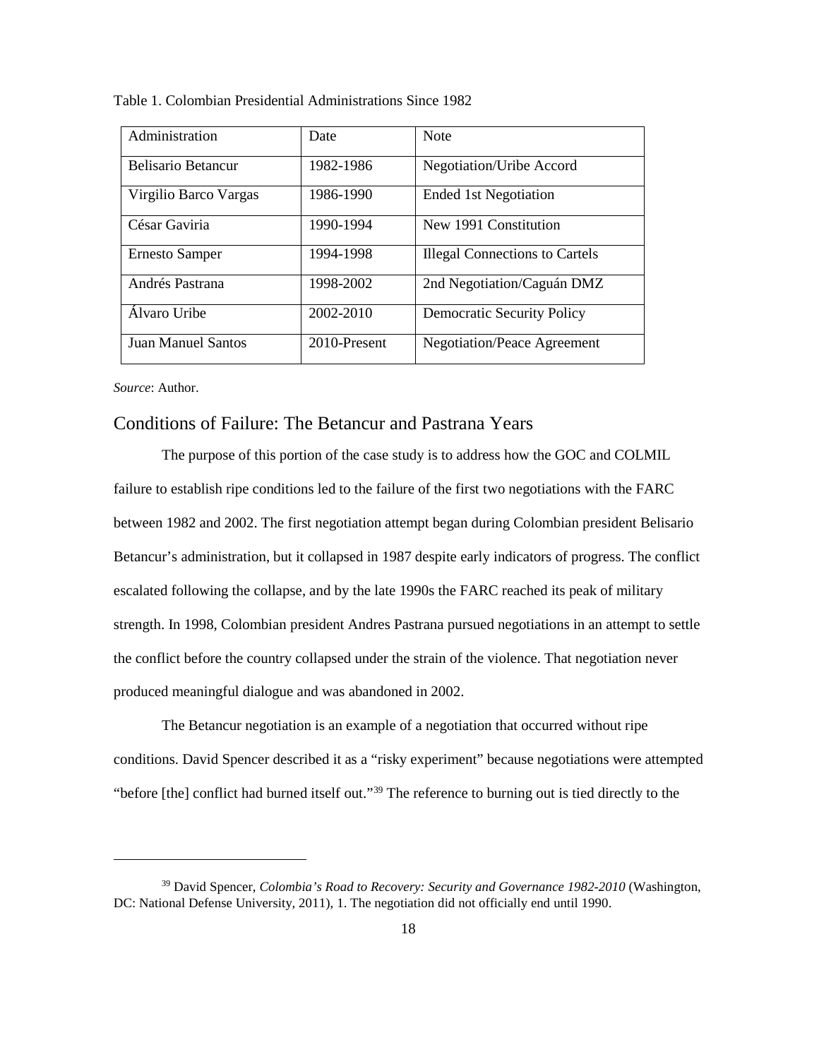Table 1. Colombian Presidential Administrations Since 1982

| Administration | Date | Note |
| --- | --- | --- |
| Belisario Betancur | 1982-1986 | Negotiation/Uribe Accord |
| Virgilio Barco Vargas | 1986-1990 | Ended 1st Negotiation |
| César Gaviria | 1990-1994 | New 1991 Constitution |
| Ernesto Samper | 1994-1998 | Illegal Connections to Cartels |
| Andrés Pastrana | 1998-2002 | 2nd Negotiation/Caguán DMZ |
| Álvaro Uribe | 2002-2010 | Democratic Security Policy |
| Juan Manuel Santos | 2010-Present | Negotiation/Peace Agreement |

*Source*: Author.

## Conditions of Failure: The Betancur and Pastrana Years

The purpose of this portion of the case study is to address how the GOC and COLMIL failure to establish ripe conditions led to the failure of the first two negotiations with the FARC between 1982 and 2002. The first negotiation attempt began during Colombian president Belisario Betancur's administration, but it collapsed in 1987 despite early indicators of progress. The conflict escalated following the collapse, and by the late 1990s the FARC reached its peak of military strength. In 1998, Colombian president Andres Pastrana pursued negotiations in an attempt to settle the conflict before the country collapsed under the strain of the violence. That negotiation never produced meaningful dialogue and was abandoned in 2002.

The Betancur negotiation is an example of a negotiation that occurred without ripe conditions. David Spencer described it as a "risky experiment" because negotiations were attempted "before [the] conflict had burned itself out."[39] The reference to burning out is tied directly to the

[39] David Spencer, *Colombia's Road to Recovery: Security and Governance 1982-2010* (Washington, DC: National Defense University, 2011), 1. The negotiation did not officially end until 1990.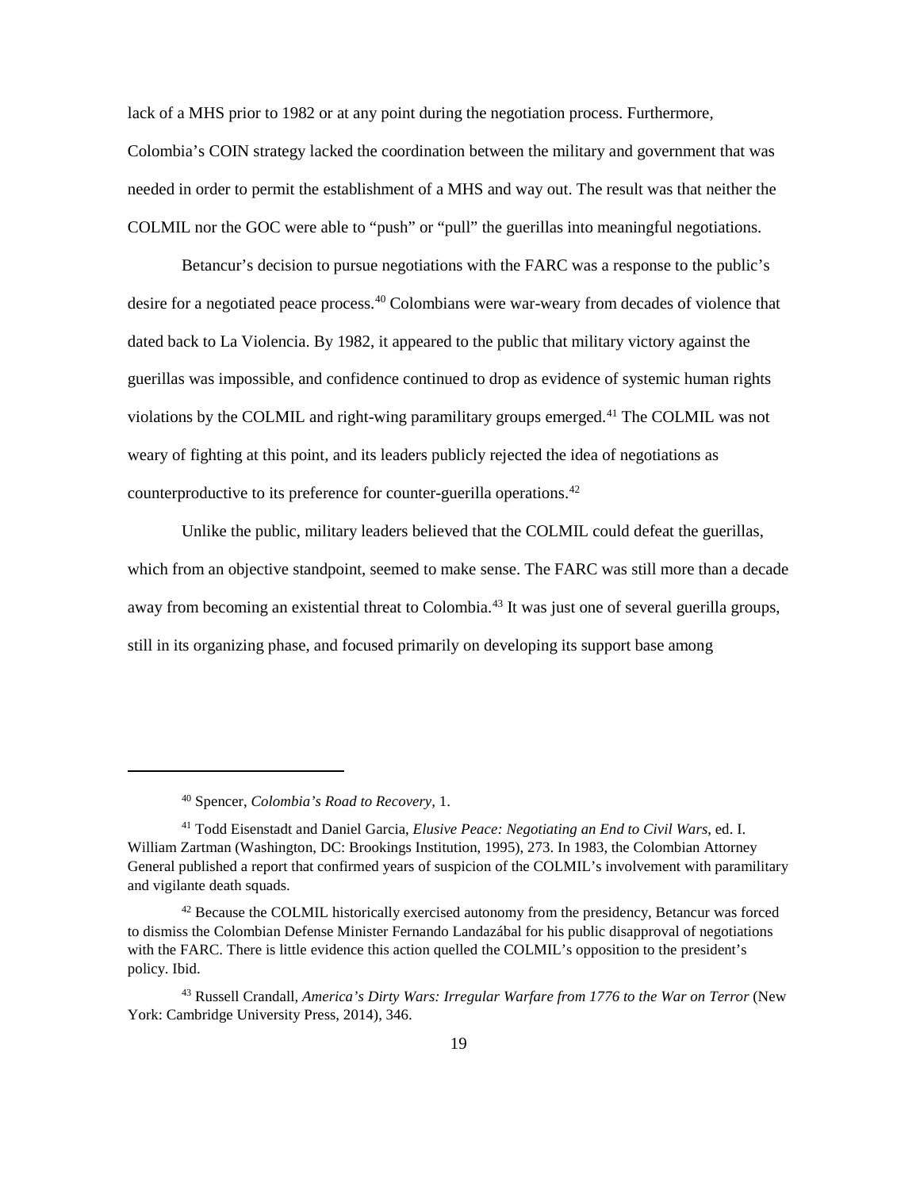lack of a MHS prior to 1982 or at any point during the negotiation process. Furthermore, Colombia's COIN strategy lacked the coordination between the military and government that was needed in order to permit the establishment of a MHS and way out. The result was that neither the COLMIL nor the GOC were able to "push" or "pull" the guerillas into meaningful negotiations.

Betancur's decision to pursue negotiations with the FARC was a response to the public's desire for a negotiated peace process.[40] Colombians were war-weary from decades of violence that dated back to La Violencia. By 1982, it appeared to the public that military victory against the guerillas was impossible, and confidence continued to drop as evidence of systemic human rights violations by the COLMIL and right-wing paramilitary groups emerged.[41] The COLMIL was not weary of fighting at this point, and its leaders publicly rejected the idea of negotiations as counterproductive to its preference for counter-guerilla operations.[42]

Unlike the public, military leaders believed that the COLMIL could defeat the guerillas, which from an objective standpoint, seemed to make sense. The FARC was still more than a decade away from becoming an existential threat to Colombia.[43] It was just one of several guerilla groups, still in its organizing phase, and focused primarily on developing its support base among

---

[40] Spencer, *Colombia's Road to Recovery,* 1.

[41] Todd Eisenstadt and Daniel Garcia, *Elusive Peace: Negotiating an End to Civil Wars*, ed. I. William Zartman (Washington, DC: Brookings Institution, 1995), 273. In 1983, the Colombian Attorney General published a report that confirmed years of suspicion of the COLMIL's involvement with paramilitary and vigilante death squads.

[42] Because the COLMIL historically exercised autonomy from the presidency, Betancur was forced to dismiss the Colombian Defense Minister Fernando Landazábal for his public disapproval of negotiations with the FARC. There is little evidence this action quelled the COLMIL's opposition to the president's policy. Ibid.

[43] Russell Crandall, *America's Dirty Wars: Irregular Warfare from 1776 to the War on Terror* (New York: Cambridge University Press, 2014), 346.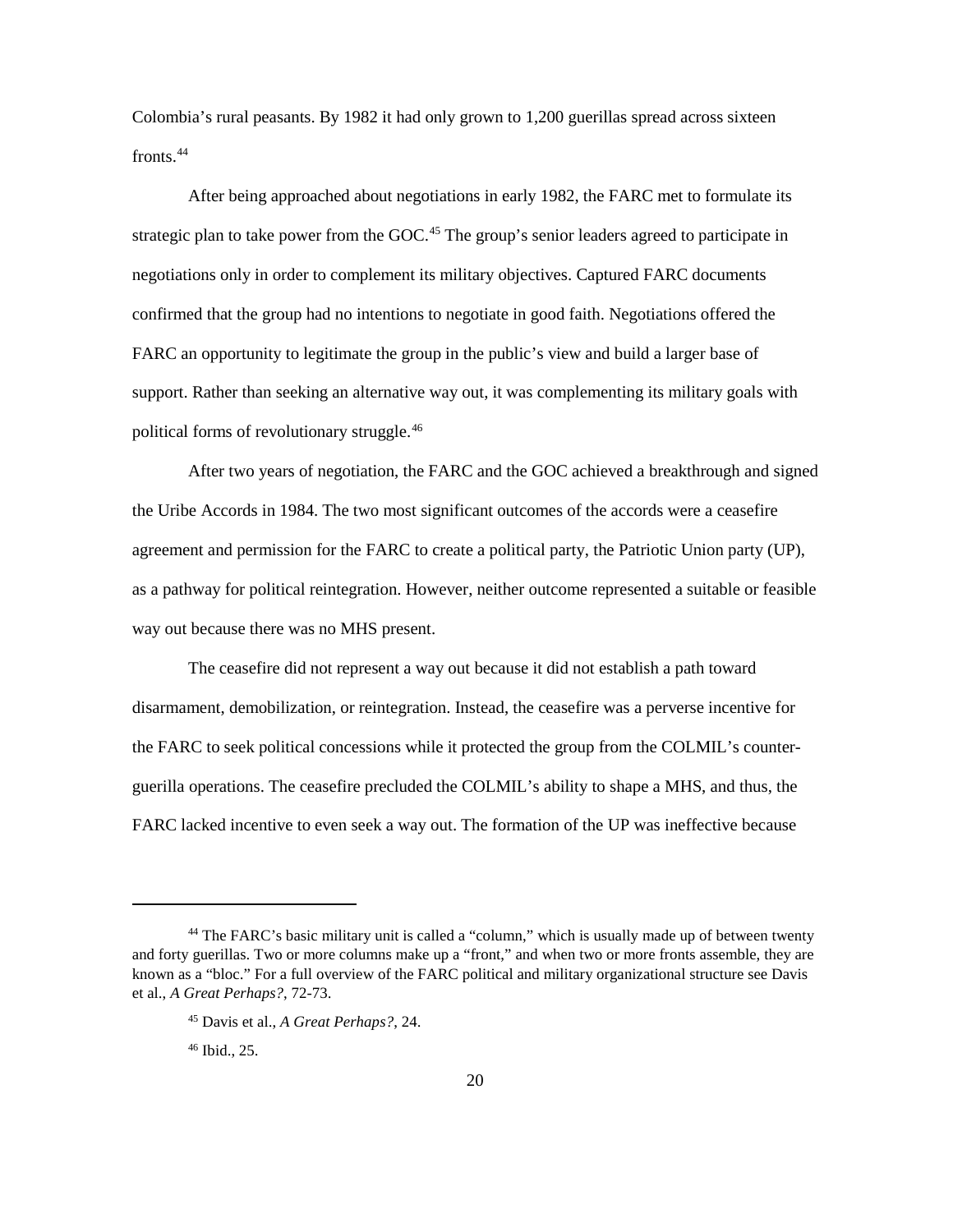Colombia's rural peasants. By 1982 it had only grown to 1,200 guerillas spread across sixteen fronts.[44]

After being approached about negotiations in early 1982, the FARC met to formulate its strategic plan to take power from the GOC.[45] The group's senior leaders agreed to participate in negotiations only in order to complement its military objectives. Captured FARC documents confirmed that the group had no intentions to negotiate in good faith. Negotiations offered the FARC an opportunity to legitimate the group in the public's view and build a larger base of support. Rather than seeking an alternative way out, it was complementing its military goals with political forms of revolutionary struggle.[46]

After two years of negotiation, the FARC and the GOC achieved a breakthrough and signed the Uribe Accords in 1984. The two most significant outcomes of the accords were a ceasefire agreement and permission for the FARC to create a political party, the Patriotic Union party (UP), as a pathway for political reintegration. However, neither outcome represented a suitable or feasible way out because there was no MHS present.

The ceasefire did not represent a way out because it did not establish a path toward disarmament, demobilization, or reintegration. Instead, the ceasefire was a perverse incentive for the FARC to seek political concessions while it protected the group from the COLMIL's counter-guerilla operations. The ceasefire precluded the COLMIL's ability to shape a MHS, and thus, the FARC lacked incentive to even seek a way out. The formation of the UP was ineffective because

---

[44] The FARC's basic military unit is called a "column," which is usually made up of between twenty and forty guerillas. Two or more columns make up a "front," and when two or more fronts assemble, they are known as a "bloc." For a full overview of the FARC political and military organizational structure see Davis et al., *A Great Perhaps?*, 72-73.

[45] Davis et al., *A Great Perhaps?*, 24.

[46] Ibid., 25.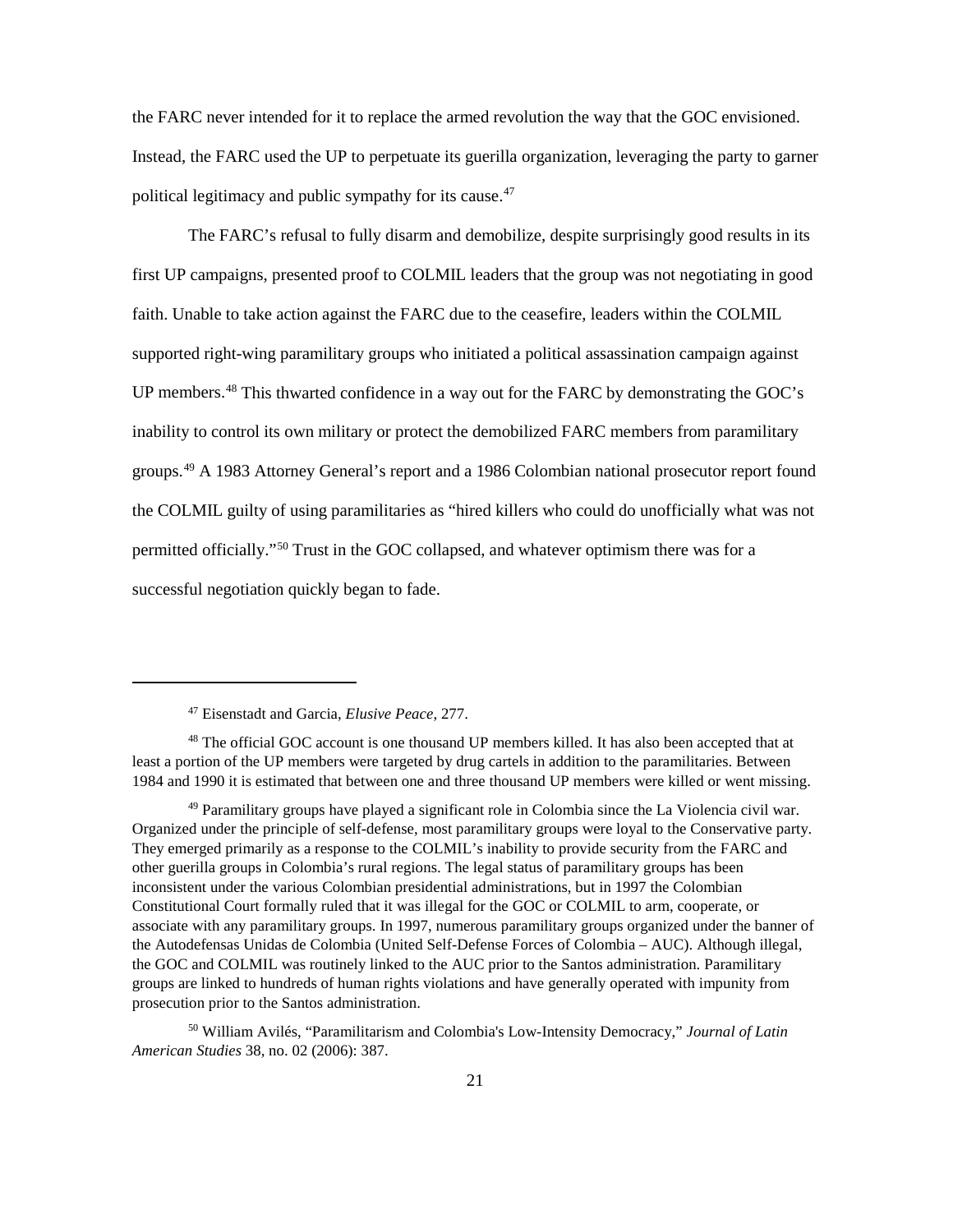the FARC never intended for it to replace the armed revolution the way that the GOC envisioned. Instead, the FARC used the UP to perpetuate its guerilla organization, leveraging the party to garner political legitimacy and public sympathy for its cause.[47]

The FARC's refusal to fully disarm and demobilize, despite surprisingly good results in its first UP campaigns, presented proof to COLMIL leaders that the group was not negotiating in good faith. Unable to take action against the FARC due to the ceasefire, leaders within the COLMIL supported right-wing paramilitary groups who initiated a political assassination campaign against UP members.[48] This thwarted confidence in a way out for the FARC by demonstrating the GOC's inability to control its own military or protect the demobilized FARC members from paramilitary groups.[49] A 1983 Attorney General's report and a 1986 Colombian national prosecutor report found the COLMIL guilty of using paramilitaries as "hired killers who could do unofficially what was not permitted officially."[50] Trust in the GOC collapsed, and whatever optimism there was for a successful negotiation quickly began to fade.

---

[47] Eisenstadt and Garcia, *Elusive Peace*, 277.

[48] The official GOC account is one thousand UP members killed. It has also been accepted that at least a portion of the UP members were targeted by drug cartels in addition to the paramilitaries. Between 1984 and 1990 it is estimated that between one and three thousand UP members were killed or went missing.

[49] Paramilitary groups have played a significant role in Colombia since the La Violencia civil war. Organized under the principle of self-defense, most paramilitary groups were loyal to the Conservative party. They emerged primarily as a response to the COLMIL's inability to provide security from the FARC and other guerilla groups in Colombia's rural regions. The legal status of paramilitary groups has been inconsistent under the various Colombian presidential administrations, but in 1997 the Colombian Constitutional Court formally ruled that it was illegal for the GOC or COLMIL to arm, cooperate, or associate with any paramilitary groups. In 1997, numerous paramilitary groups organized under the banner of the Autodefensas Unidas de Colombia (United Self-Defense Forces of Colombia – AUC). Although illegal, the GOC and COLMIL was routinely linked to the AUC prior to the Santos administration. Paramilitary groups are linked to hundreds of human rights violations and have generally operated with impunity from prosecution prior to the Santos administration.

[50] William Avilés, "Paramilitarism and Colombia's Low-Intensity Democracy," *Journal of Latin American Studies* 38, no. 02 (2006): 387.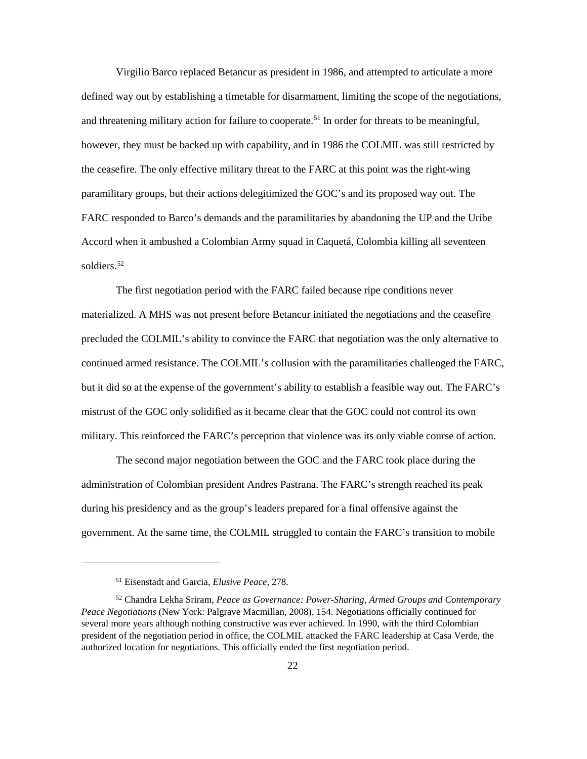Virgilio Barco replaced Betancur as president in 1986, and attempted to articulate a more defined way out by establishing a timetable for disarmament, limiting the scope of the negotiations, and threatening military action for failure to cooperate.[51] In order for threats to be meaningful, however, they must be backed up with capability, and in 1986 the COLMIL was still restricted by the ceasefire. The only effective military threat to the FARC at this point was the right-wing paramilitary groups, but their actions delegitimized the GOC's and its proposed way out. The FARC responded to Barco's demands and the paramilitaries by abandoning the UP and the Uribe Accord when it ambushed a Colombian Army squad in Caquetá, Colombia killing all seventeen soldiers.[52]

The first negotiation period with the FARC failed because ripe conditions never materialized. A MHS was not present before Betancur initiated the negotiations and the ceasefire precluded the COLMIL's ability to convince the FARC that negotiation was the only alternative to continued armed resistance. The COLMIL's collusion with the paramilitaries challenged the FARC, but it did so at the expense of the government's ability to establish a feasible way out. The FARC's mistrust of the GOC only solidified as it became clear that the GOC could not control its own military. This reinforced the FARC's perception that violence was its only viable course of action.

The second major negotiation between the GOC and the FARC took place during the administration of Colombian president Andres Pastrana. The FARC's strength reached its peak during his presidency and as the group's leaders prepared for a final offensive against the government. At the same time, the COLMIL struggled to contain the FARC's transition to mobile

---

[51] Eisenstadt and Garcia, *Elusive Peace*, 278.

[52] Chandra Lekha Sriram, *Peace as Governance: Power-Sharing, Armed Groups and Contemporary Peace Negotiations* (New York: Palgrave Macmillan, 2008), 154. Negotiations officially continued for several more years although nothing constructive was ever achieved. In 1990, with the third Colombian president of the negotiation period in office, the COLMIL attacked the FARC leadership at Casa Verde, the authorized location for negotiations. This officially ended the first negotiation period.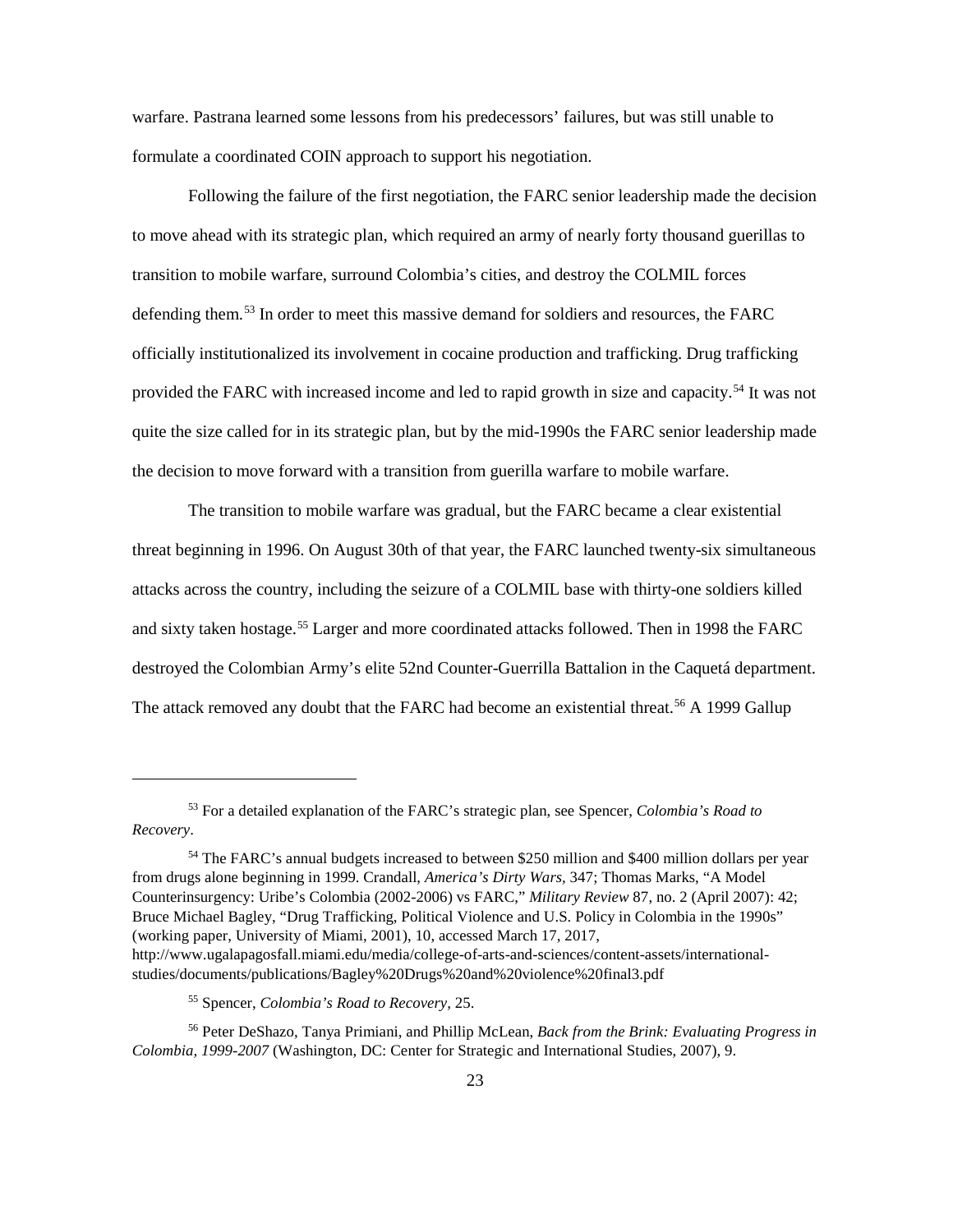warfare. Pastrana learned some lessons from his predecessors' failures, but was still unable to formulate a coordinated COIN approach to support his negotiation.

Following the failure of the first negotiation, the FARC senior leadership made the decision to move ahead with its strategic plan, which required an army of nearly forty thousand guerillas to transition to mobile warfare, surround Colombia's cities, and destroy the COLMIL forces defending them.[53] In order to meet this massive demand for soldiers and resources, the FARC officially institutionalized its involvement in cocaine production and trafficking. Drug trafficking provided the FARC with increased income and led to rapid growth in size and capacity.[54] It was not quite the size called for in its strategic plan, but by the mid-1990s the FARC senior leadership made the decision to move forward with a transition from guerilla warfare to mobile warfare.

The transition to mobile warfare was gradual, but the FARC became a clear existential threat beginning in 1996. On August 30th of that year, the FARC launched twenty-six simultaneous attacks across the country, including the seizure of a COLMIL base with thirty-one soldiers killed and sixty taken hostage.[55] Larger and more coordinated attacks followed. Then in 1998 the FARC destroyed the Colombian Army's elite 52nd Counter-Guerrilla Battalion in the Caquetá department. The attack removed any doubt that the FARC had become an existential threat.[56] A 1999 Gallup

---

[53] For a detailed explanation of the FARC's strategic plan, see Spencer, *Colombia's Road to Recovery*.

[54] The FARC's annual budgets increased to between $250 million and $400 million dollars per year from drugs alone beginning in 1999. Crandall, *America's Dirty Wars*, 347; Thomas Marks, "A Model Counterinsurgency: Uribe's Colombia (2002-2006) vs FARC," *Military Review* 87, no. 2 (April 2007): 42; Bruce Michael Bagley, "Drug Trafficking, Political Violence and U.S. Policy in Colombia in the 1990s" (working paper, University of Miami, 2001), 10, accessed March 17, 2017, http://www.ugalapagosfall.miami.edu/media/college-of-arts-and-sciences/content-assets/international-studies/documents/publications/Bagley%20Drugs%20and%20violence%20final3.pdf

[55] Spencer, *Colombia's Road to Recovery*, 25.

[56] Peter DeShazo, Tanya Primiani, and Phillip McLean, *Back from the Brink: Evaluating Progress in Colombia, 1999-2007* (Washington, DC: Center for Strategic and International Studies, 2007), 9.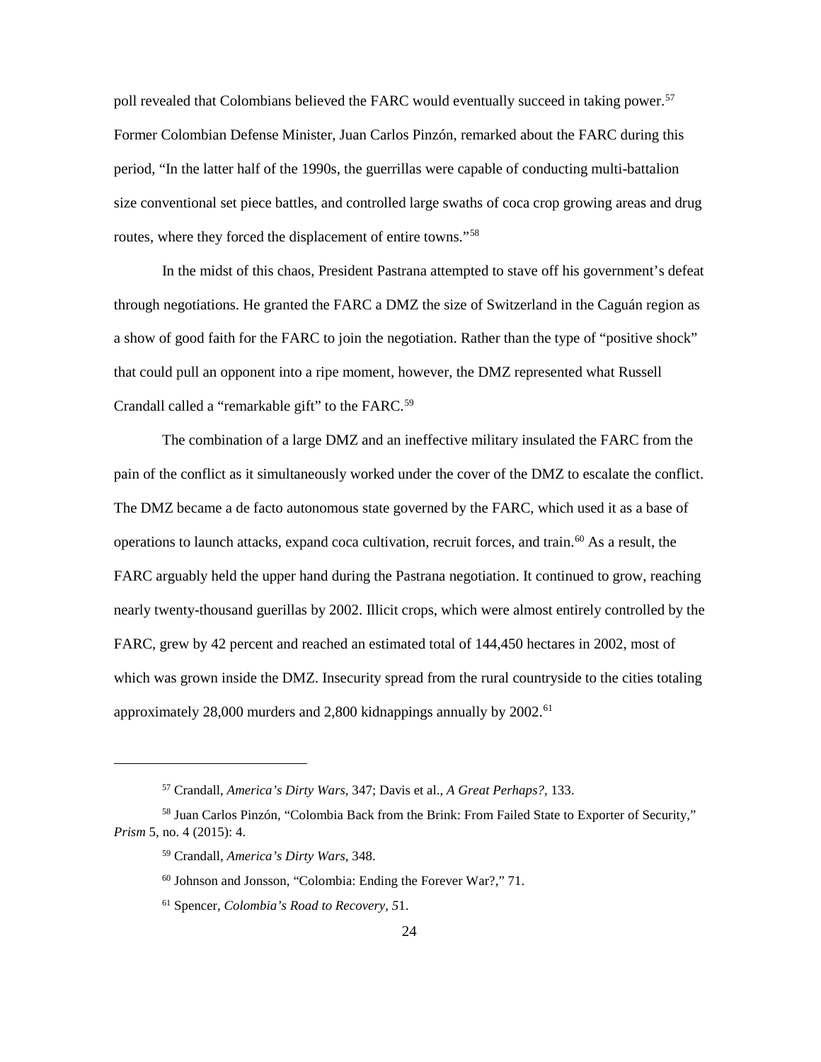poll revealed that Colombians believed the FARC would eventually succeed in taking power.[57] Former Colombian Defense Minister, Juan Carlos Pinzón, remarked about the FARC during this period, "In the latter half of the 1990s, the guerrillas were capable of conducting multi-battalion size conventional set piece battles, and controlled large swaths of coca crop growing areas and drug routes, where they forced the displacement of entire towns."[58]

In the midst of this chaos, President Pastrana attempted to stave off his government's defeat through negotiations. He granted the FARC a DMZ the size of Switzerland in the Caguán region as a show of good faith for the FARC to join the negotiation. Rather than the type of "positive shock" that could pull an opponent into a ripe moment, however, the DMZ represented what Russell Crandall called a "remarkable gift" to the FARC.[59]

The combination of a large DMZ and an ineffective military insulated the FARC from the pain of the conflict as it simultaneously worked under the cover of the DMZ to escalate the conflict. The DMZ became a de facto autonomous state governed by the FARC, which used it as a base of operations to launch attacks, expand coca cultivation, recruit forces, and train.[60] As a result, the FARC arguably held the upper hand during the Pastrana negotiation. It continued to grow, reaching nearly twenty-thousand guerillas by 2002. Illicit crops, which were almost entirely controlled by the FARC, grew by 42 percent and reached an estimated total of 144,450 hectares in 2002, most of which was grown inside the DMZ. Insecurity spread from the rural countryside to the cities totaling approximately 28,000 murders and 2,800 kidnappings annually by 2002.[61]

---

[57] Crandall, *America's Dirty Wars*, 347; Davis et al., *A Great Perhaps?*, 133.

[58] Juan Carlos Pinzón, "Colombia Back from the Brink: From Failed State to Exporter of Security," *Prism* 5, no. 4 (2015): 4.

[59] Crandall, *America's Dirty Wars*, 348.

[60] Johnson and Jonsson, "Colombia: Ending the Forever War?," 71.

[61] Spencer, *Colombia's Road to Recovery, 5*1.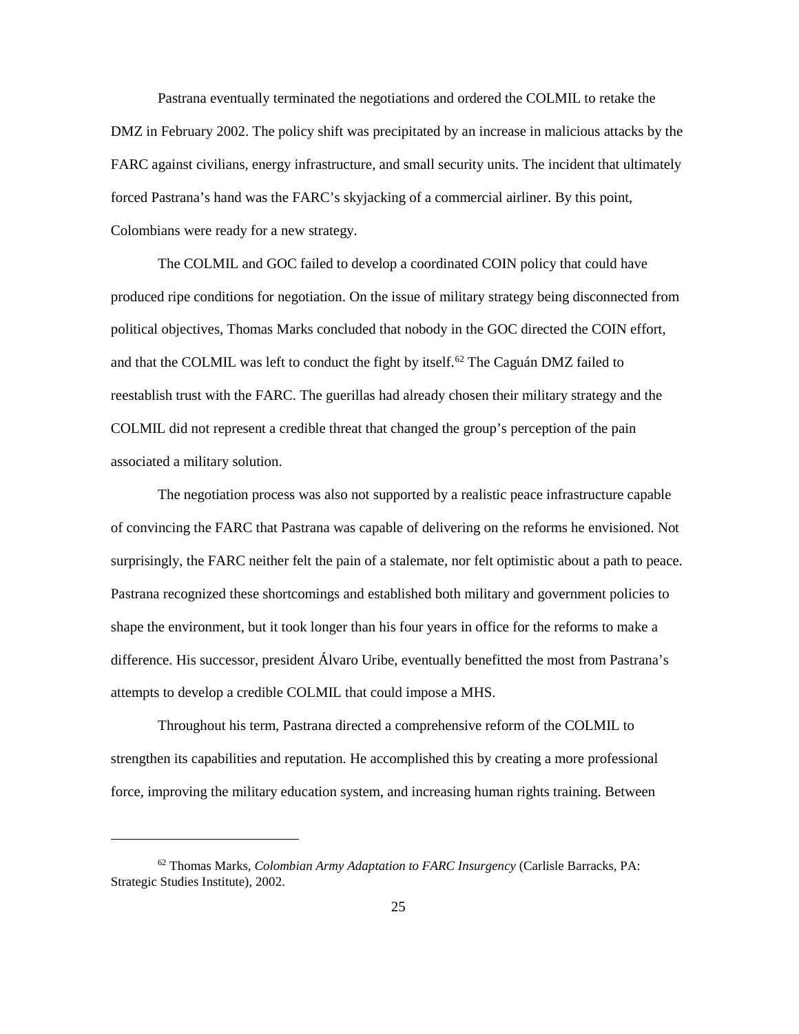Pastrana eventually terminated the negotiations and ordered the COLMIL to retake the DMZ in February 2002. The policy shift was precipitated by an increase in malicious attacks by the FARC against civilians, energy infrastructure, and small security units. The incident that ultimately forced Pastrana's hand was the FARC's skyjacking of a commercial airliner. By this point, Colombians were ready for a new strategy.

The COLMIL and GOC failed to develop a coordinated COIN policy that could have produced ripe conditions for negotiation. On the issue of military strategy being disconnected from political objectives, Thomas Marks concluded that nobody in the GOC directed the COIN effort, and that the COLMIL was left to conduct the fight by itself.[62] The Caguán DMZ failed to reestablish trust with the FARC. The guerillas had already chosen their military strategy and the COLMIL did not represent a credible threat that changed the group's perception of the pain associated a military solution.

The negotiation process was also not supported by a realistic peace infrastructure capable of convincing the FARC that Pastrana was capable of delivering on the reforms he envisioned. Not surprisingly, the FARC neither felt the pain of a stalemate, nor felt optimistic about a path to peace. Pastrana recognized these shortcomings and established both military and government policies to shape the environment, but it took longer than his four years in office for the reforms to make a difference. His successor, president Álvaro Uribe, eventually benefitted the most from Pastrana's attempts to develop a credible COLMIL that could impose a MHS.

Throughout his term, Pastrana directed a comprehensive reform of the COLMIL to strengthen its capabilities and reputation. He accomplished this by creating a more professional force, improving the military education system, and increasing human rights training. Between

---

[62] Thomas Marks, *Colombian Army Adaptation to FARC Insurgency* (Carlisle Barracks, PA: Strategic Studies Institute), 2002.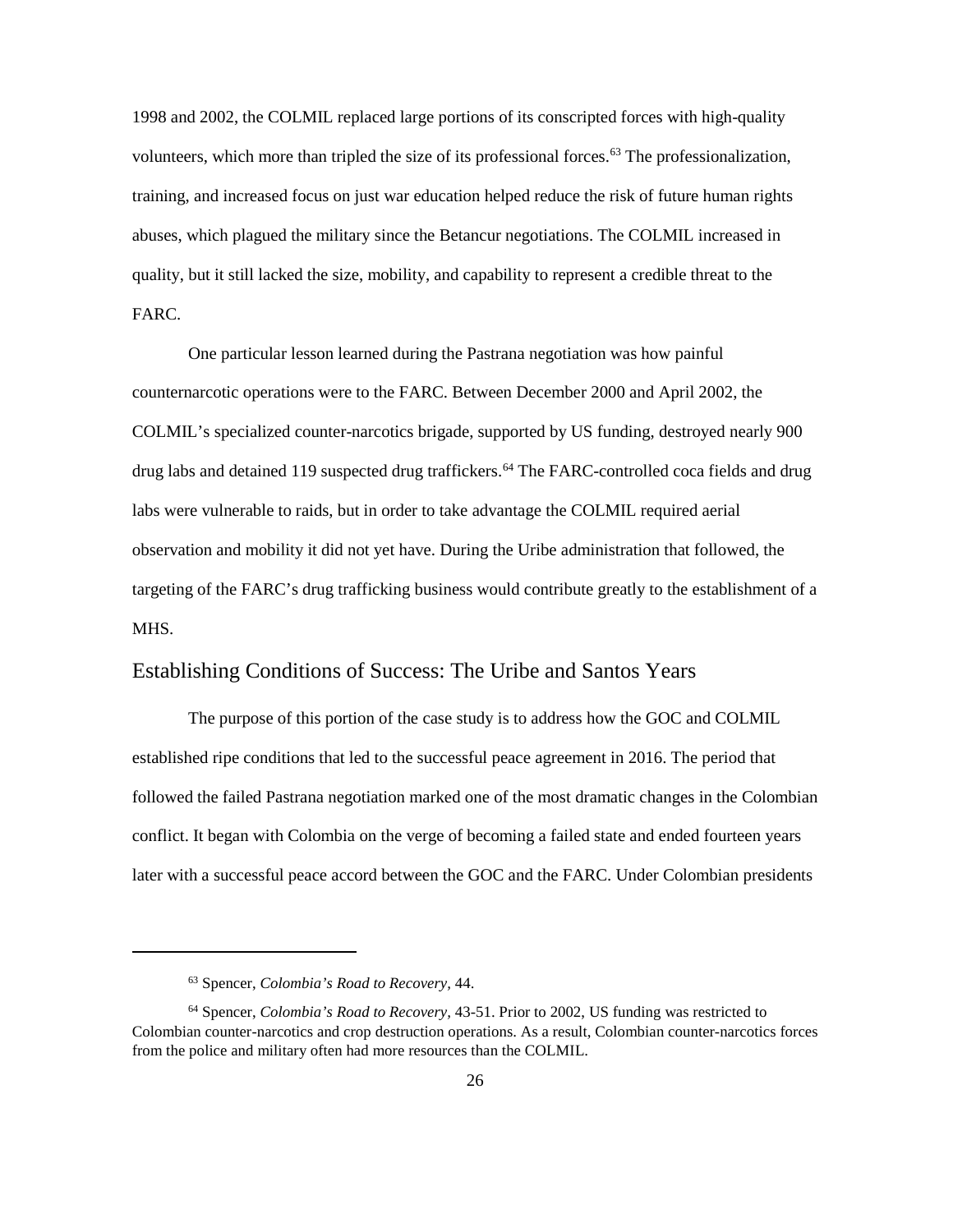1998 and 2002, the COLMIL replaced large portions of its conscripted forces with high-quality volunteers, which more than tripled the size of its professional forces.[63] The professionalization, training, and increased focus on just war education helped reduce the risk of future human rights abuses, which plagued the military since the Betancur negotiations. The COLMIL increased in quality, but it still lacked the size, mobility, and capability to represent a credible threat to the FARC.

One particular lesson learned during the Pastrana negotiation was how painful counternarcotic operations were to the FARC. Between December 2000 and April 2002, the COLMIL's specialized counter-narcotics brigade, supported by US funding, destroyed nearly 900 drug labs and detained 119 suspected drug traffickers.[64] The FARC-controlled coca fields and drug labs were vulnerable to raids, but in order to take advantage the COLMIL required aerial observation and mobility it did not yet have. During the Uribe administration that followed, the targeting of the FARC's drug trafficking business would contribute greatly to the establishment of a MHS.

## Establishing Conditions of Success: The Uribe and Santos Years

The purpose of this portion of the case study is to address how the GOC and COLMIL established ripe conditions that led to the successful peace agreement in 2016. The period that followed the failed Pastrana negotiation marked one of the most dramatic changes in the Colombian conflict. It began with Colombia on the verge of becoming a failed state and ended fourteen years later with a successful peace accord between the GOC and the FARC. Under Colombian presidents

---

[63] Spencer, *Colombia's Road to Recovery*, 44.

[64] Spencer, *Colombia's Road to Recovery*, 43-51. Prior to 2002, US funding was restricted to Colombian counter-narcotics and crop destruction operations. As a result, Colombian counter-narcotics forces from the police and military often had more resources than the COLMIL.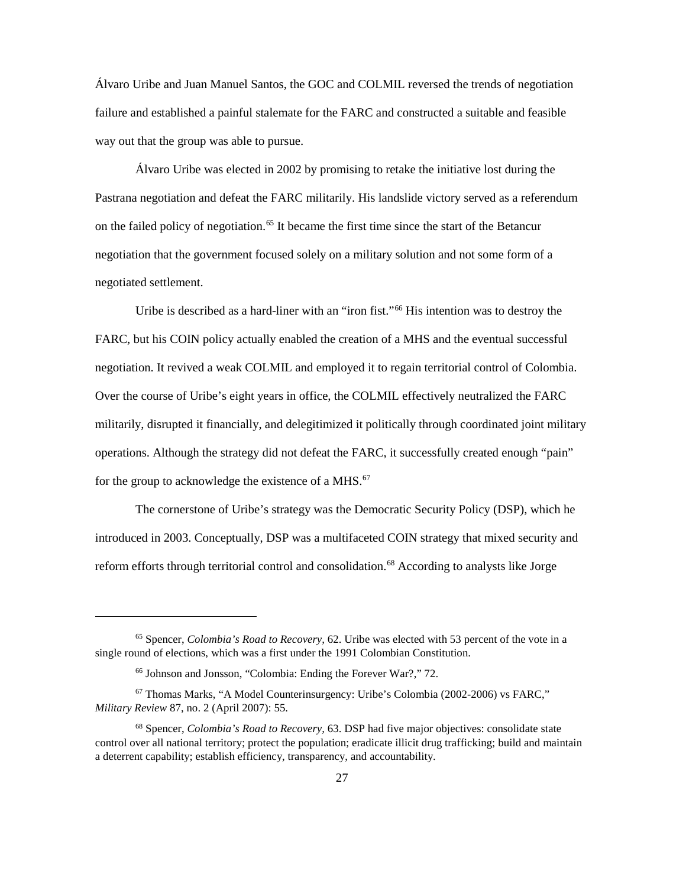Álvaro Uribe and Juan Manuel Santos, the GOC and COLMIL reversed the trends of negotiation failure and established a painful stalemate for the FARC and constructed a suitable and feasible way out that the group was able to pursue.

Álvaro Uribe was elected in 2002 by promising to retake the initiative lost during the Pastrana negotiation and defeat the FARC militarily. His landslide victory served as a referendum on the failed policy of negotiation.[65] It became the first time since the start of the Betancur negotiation that the government focused solely on a military solution and not some form of a negotiated settlement.

Uribe is described as a hard-liner with an "iron fist."[66] His intention was to destroy the FARC, but his COIN policy actually enabled the creation of a MHS and the eventual successful negotiation. It revived a weak COLMIL and employed it to regain territorial control of Colombia. Over the course of Uribe's eight years in office, the COLMIL effectively neutralized the FARC militarily, disrupted it financially, and delegitimized it politically through coordinated joint military operations. Although the strategy did not defeat the FARC, it successfully created enough "pain" for the group to acknowledge the existence of a MHS.[67]

The cornerstone of Uribe's strategy was the Democratic Security Policy (DSP), which he introduced in 2003. Conceptually, DSP was a multifaceted COIN strategy that mixed security and reform efforts through territorial control and consolidation.[68] According to analysts like Jorge

---

[65] Spencer, *Colombia's Road to Recovery,* 62. Uribe was elected with 53 percent of the vote in a single round of elections, which was a first under the 1991 Colombian Constitution.

[66] Johnson and Jonsson, "Colombia: Ending the Forever War?," 72.

[67] Thomas Marks, "A Model Counterinsurgency: Uribe's Colombia (2002-2006) vs FARC," *Military Review* 87, no. 2 (April 2007): 55.

[68] Spencer, *Colombia's Road to Recovery,* 63. DSP had five major objectives: consolidate state control over all national territory; protect the population; eradicate illicit drug trafficking; build and maintain a deterrent capability; establish efficiency, transparency, and accountability.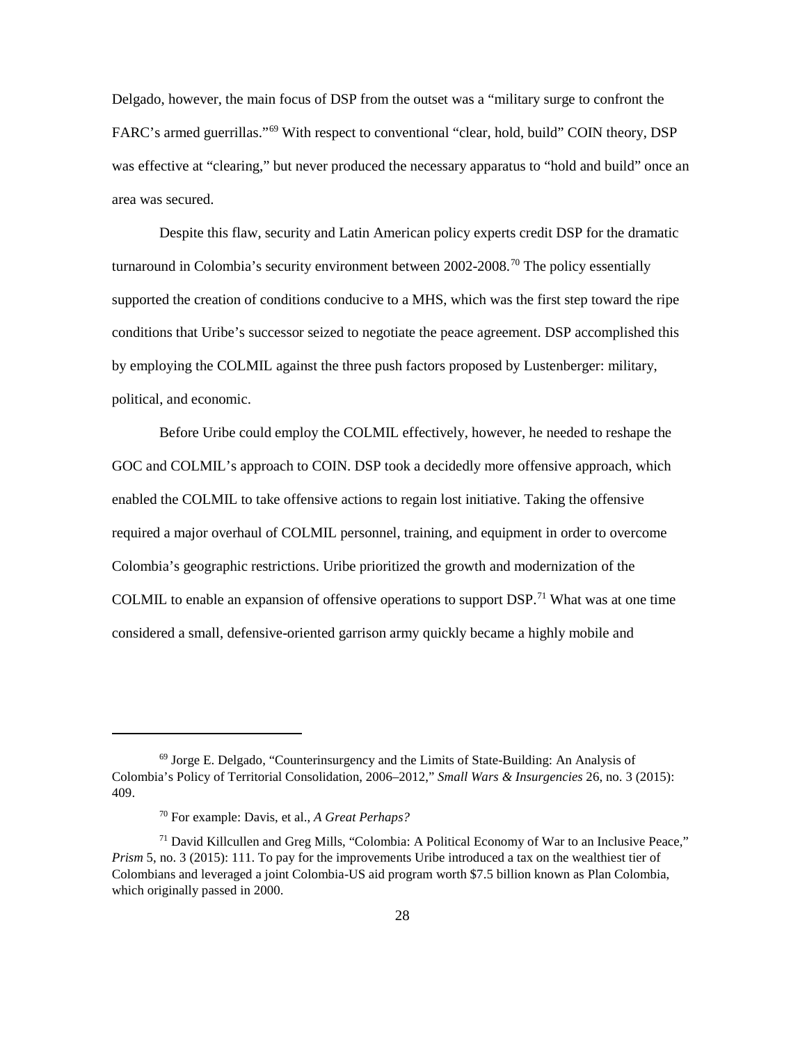Delgado, however, the main focus of DSP from the outset was a "military surge to confront the FARC's armed guerrillas."[69] With respect to conventional "clear, hold, build" COIN theory, DSP was effective at "clearing," but never produced the necessary apparatus to "hold and build" once an area was secured.

Despite this flaw, security and Latin American policy experts credit DSP for the dramatic turnaround in Colombia's security environment between 2002-2008.[70] The policy essentially supported the creation of conditions conducive to a MHS, which was the first step toward the ripe conditions that Uribe's successor seized to negotiate the peace agreement. DSP accomplished this by employing the COLMIL against the three push factors proposed by Lustenberger: military, political, and economic.

Before Uribe could employ the COLMIL effectively, however, he needed to reshape the GOC and COLMIL's approach to COIN. DSP took a decidedly more offensive approach, which enabled the COLMIL to take offensive actions to regain lost initiative. Taking the offensive required a major overhaul of COLMIL personnel, training, and equipment in order to overcome Colombia's geographic restrictions. Uribe prioritized the growth and modernization of the COLMIL to enable an expansion of offensive operations to support DSP.[71] What was at one time considered a small, defensive-oriented garrison army quickly became a highly mobile and

---

[69] Jorge E. Delgado, "Counterinsurgency and the Limits of State-Building: An Analysis of Colombia's Policy of Territorial Consolidation, 2006–2012," *Small Wars & Insurgencies* 26, no. 3 (2015): 409.

[70] For example: Davis, et al., *A Great Perhaps?*

[71] David Killcullen and Greg Mills, "Colombia: A Political Economy of War to an Inclusive Peace," *Prism* 5, no. 3 (2015): 111. To pay for the improvements Uribe introduced a tax on the wealthiest tier of Colombians and leveraged a joint Colombia-US aid program worth $7.5 billion known as Plan Colombia, which originally passed in 2000.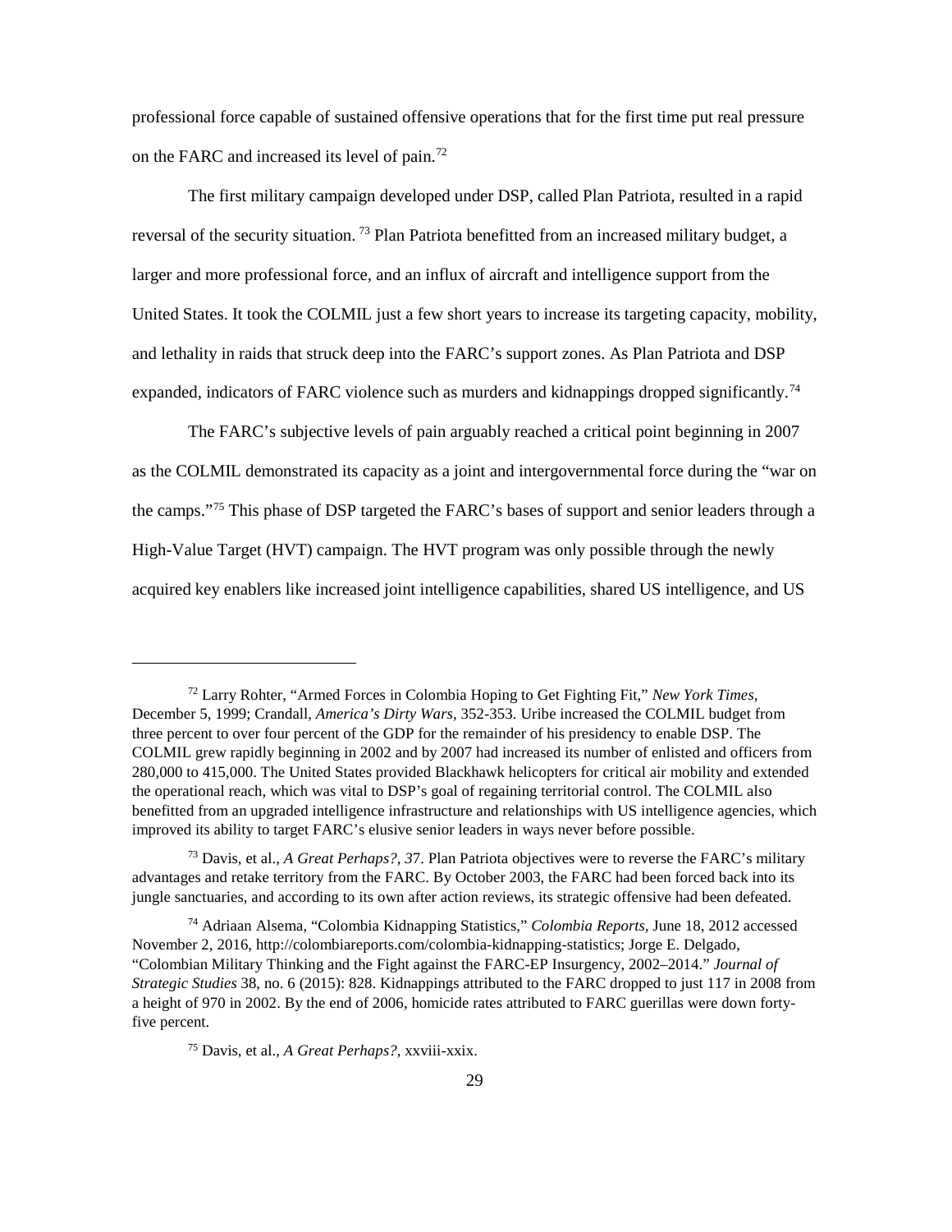professional force capable of sustained offensive operations that for the first time put real pressure on the FARC and increased its level of pain.[72]

The first military campaign developed under DSP, called Plan Patriota, resulted in a rapid reversal of the security situation.[73] Plan Patriota benefitted from an increased military budget, a larger and more professional force, and an influx of aircraft and intelligence support from the United States. It took the COLMIL just a few short years to increase its targeting capacity, mobility, and lethality in raids that struck deep into the FARC's support zones. As Plan Patriota and DSP expanded, indicators of FARC violence such as murders and kidnappings dropped significantly.[74]

The FARC's subjective levels of pain arguably reached a critical point beginning in 2007 as the COLMIL demonstrated its capacity as a joint and intergovernmental force during the "war on the camps."[75] This phase of DSP targeted the FARC's bases of support and senior leaders through a High-Value Target (HVT) campaign. The HVT program was only possible through the newly acquired key enablers like increased joint intelligence capabilities, shared US intelligence, and US

---

[72] Larry Rohter, "Armed Forces in Colombia Hoping to Get Fighting Fit," *New York Times*, December 5, 1999; Crandall, *America's Dirty Wars*, 352-353. Uribe increased the COLMIL budget from three percent to over four percent of the GDP for the remainder of his presidency to enable DSP. The COLMIL grew rapidly beginning in 2002 and by 2007 had increased its number of enlisted and officers from 280,000 to 415,000. The United States provided Blackhawk helicopters for critical air mobility and extended the operational reach, which was vital to DSP's goal of regaining territorial control. The COLMIL also benefitted from an upgraded intelligence infrastructure and relationships with US intelligence agencies, which improved its ability to target FARC's elusive senior leaders in ways never before possible.

[73] Davis, et al., *A Great Perhaps?*, 37. Plan Patriota objectives were to reverse the FARC's military advantages and retake territory from the FARC. By October 2003, the FARC had been forced back into its jungle sanctuaries, and according to its own after action reviews, its strategic offensive had been defeated.

[74] Adriaan Alsema, "Colombia Kidnapping Statistics," *Colombia Reports*, June 18, 2012 accessed November 2, 2016, http://colombiareports.com/colombia-kidnapping-statistics; Jorge E. Delgado, "Colombian Military Thinking and the Fight against the FARC-EP Insurgency, 2002–2014." *Journal of Strategic Studies* 38, no. 6 (2015): 828. Kidnappings attributed to the FARC dropped to just 117 in 2008 from a height of 970 in 2002. By the end of 2006, homicide rates attributed to FARC guerillas were down forty-five percent.

[75] Davis, et al., *A Great Perhaps?*, xxviii-xxix.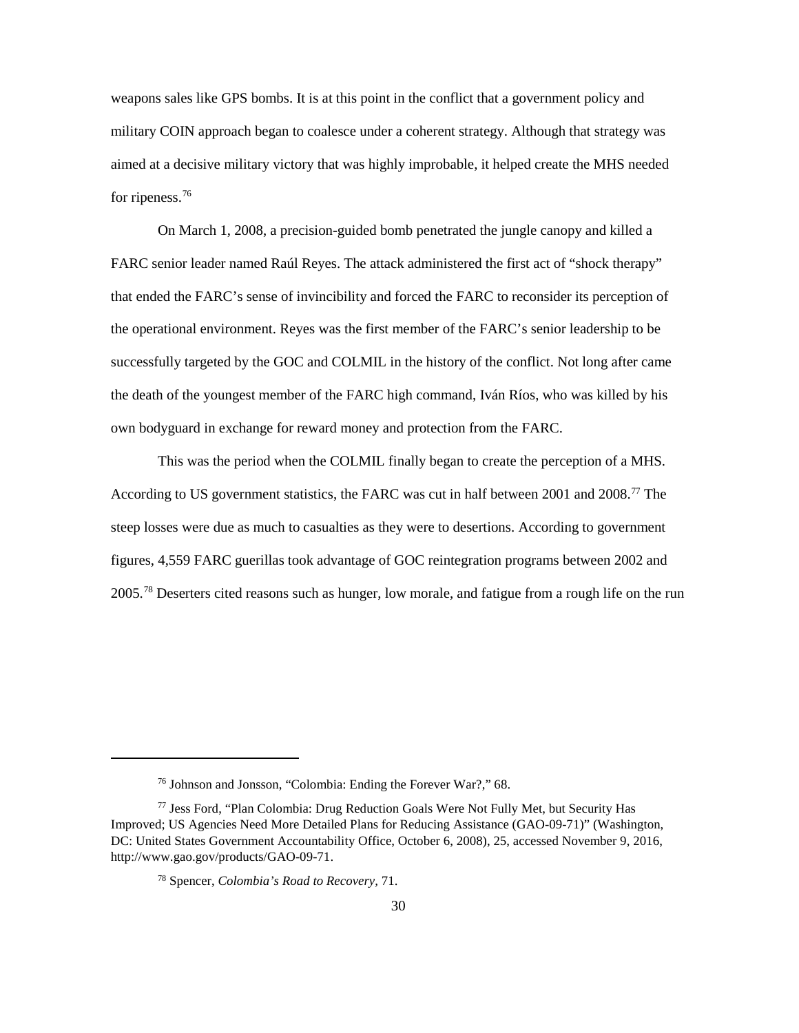weapons sales like GPS bombs. It is at this point in the conflict that a government policy and military COIN approach began to coalesce under a coherent strategy. Although that strategy was aimed at a decisive military victory that was highly improbable, it helped create the MHS needed for ripeness.[76]

On March 1, 2008, a precision-guided bomb penetrated the jungle canopy and killed a FARC senior leader named Raúl Reyes. The attack administered the first act of "shock therapy" that ended the FARC's sense of invincibility and forced the FARC to reconsider its perception of the operational environment. Reyes was the first member of the FARC's senior leadership to be successfully targeted by the GOC and COLMIL in the history of the conflict. Not long after came the death of the youngest member of the FARC high command, Iván Ríos, who was killed by his own bodyguard in exchange for reward money and protection from the FARC.

This was the period when the COLMIL finally began to create the perception of a MHS. According to US government statistics, the FARC was cut in half between 2001 and 2008.[77] The steep losses were due as much to casualties as they were to desertions. According to government figures, 4,559 FARC guerillas took advantage of GOC reintegration programs between 2002 and 2005.[78] Deserters cited reasons such as hunger, low morale, and fatigue from a rough life on the run

---

[76] Johnson and Jonsson, "Colombia: Ending the Forever War?," 68.

[77] Jess Ford, "Plan Colombia: Drug Reduction Goals Were Not Fully Met, but Security Has Improved; US Agencies Need More Detailed Plans for Reducing Assistance (GAO-09-71)" (Washington, DC: United States Government Accountability Office, October 6, 2008), 25, accessed November 9, 2016, http://www.gao.gov/products/GAO-09-71.

[78] Spencer, *Colombia's Road to Recovery*, 71.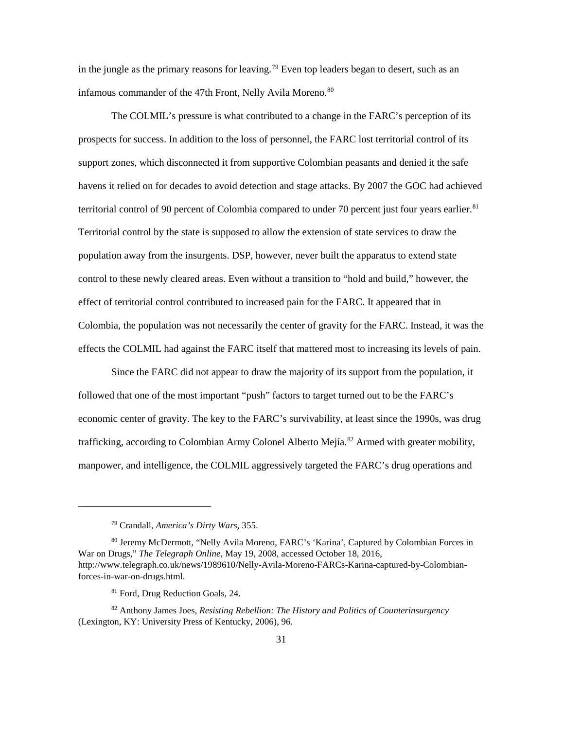in the jungle as the primary reasons for leaving.[79] Even top leaders began to desert, such as an infamous commander of the 47th Front, Nelly Avila Moreno.[80]

The COLMIL's pressure is what contributed to a change in the FARC's perception of its prospects for success. In addition to the loss of personnel, the FARC lost territorial control of its support zones, which disconnected it from supportive Colombian peasants and denied it the safe havens it relied on for decades to avoid detection and stage attacks. By 2007 the GOC had achieved territorial control of 90 percent of Colombia compared to under 70 percent just four years earlier.[81] Territorial control by the state is supposed to allow the extension of state services to draw the population away from the insurgents. DSP, however, never built the apparatus to extend state control to these newly cleared areas. Even without a transition to "hold and build," however, the effect of territorial control contributed to increased pain for the FARC. It appeared that in Colombia, the population was not necessarily the center of gravity for the FARC. Instead, it was the effects the COLMIL had against the FARC itself that mattered most to increasing its levels of pain.

Since the FARC did not appear to draw the majority of its support from the population, it followed that one of the most important "push" factors to target turned out to be the FARC's economic center of gravity. The key to the FARC's survivability, at least since the 1990s, was drug trafficking, according to Colombian Army Colonel Alberto Mejía.[82] Armed with greater mobility, manpower, and intelligence, the COLMIL aggressively targeted the FARC's drug operations and

---

[79] Crandall, *America's Dirty Wars*, 355.

[80] Jeremy McDermott, "Nelly Avila Moreno, FARC's 'Karina', Captured by Colombian Forces in War on Drugs," *The Telegraph Online*, May 19, 2008, accessed October 18, 2016, http://www.telegraph.co.uk/news/1989610/Nelly-Avila-Moreno-FARCs-Karina-captured-by-Colombian-forces-in-war-on-drugs.html.

[81] Ford, Drug Reduction Goals, 24.

[82] Anthony James Joes, *Resisting Rebellion: The History and Politics of Counterinsurgency* (Lexington, KY: University Press of Kentucky, 2006), 96.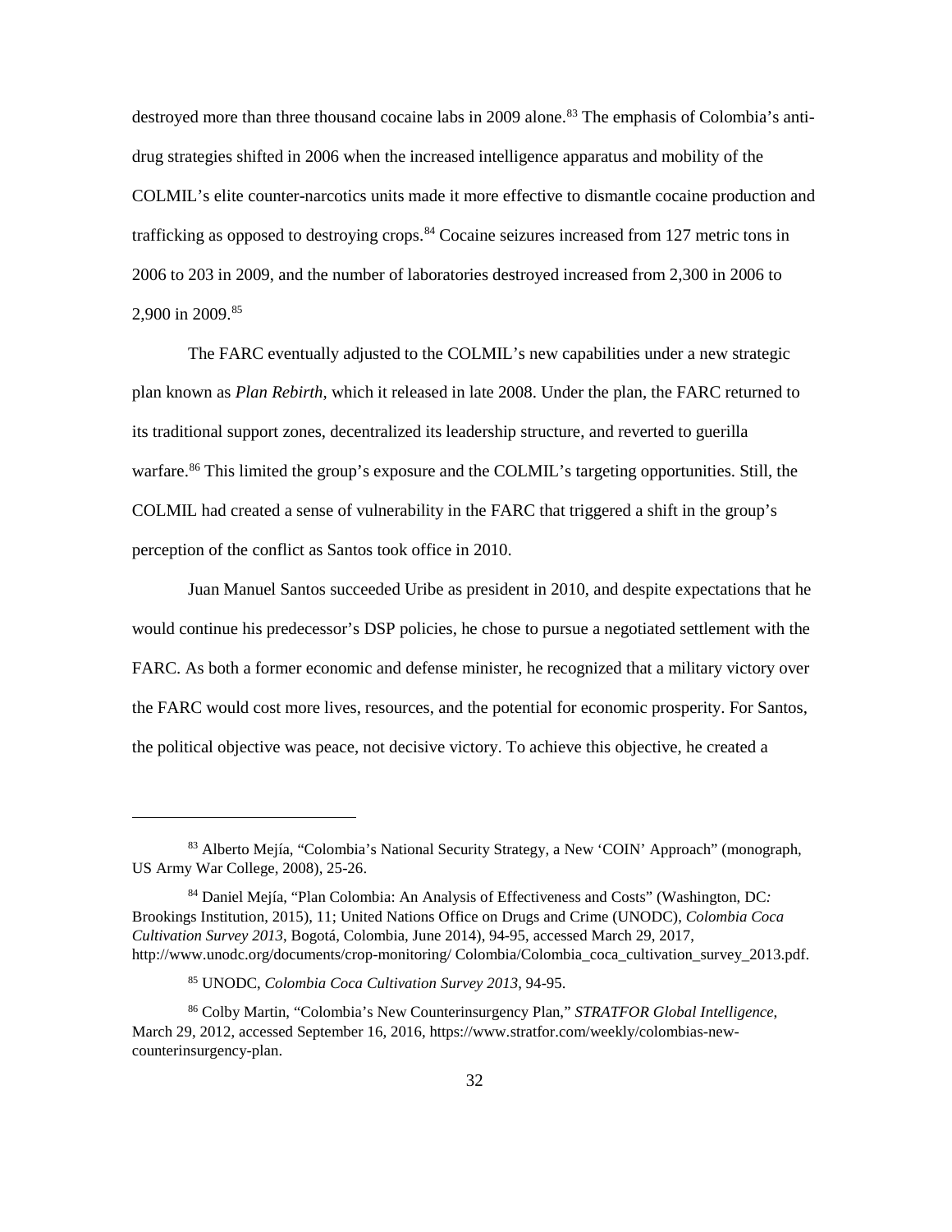destroyed more than three thousand cocaine labs in 2009 alone.[83] The emphasis of Colombia's anti-drug strategies shifted in 2006 when the increased intelligence apparatus and mobility of the COLMIL's elite counter-narcotics units made it more effective to dismantle cocaine production and trafficking as opposed to destroying crops.[84] Cocaine seizures increased from 127 metric tons in 2006 to 203 in 2009, and the number of laboratories destroyed increased from 2,300 in 2006 to 2,900 in 2009.[85]

The FARC eventually adjusted to the COLMIL's new capabilities under a new strategic plan known as *Plan Rebirth*, which it released in late 2008. Under the plan, the FARC returned to its traditional support zones, decentralized its leadership structure, and reverted to guerilla warfare.[86] This limited the group's exposure and the COLMIL's targeting opportunities. Still, the COLMIL had created a sense of vulnerability in the FARC that triggered a shift in the group's perception of the conflict as Santos took office in 2010.

Juan Manuel Santos succeeded Uribe as president in 2010, and despite expectations that he would continue his predecessor's DSP policies, he chose to pursue a negotiated settlement with the FARC. As both a former economic and defense minister, he recognized that a military victory over the FARC would cost more lives, resources, and the potential for economic prosperity. For Santos, the political objective was peace, not decisive victory. To achieve this objective, he created a

---

[83] Alberto Mejía, "Colombia's National Security Strategy, a New 'COIN' Approach" (monograph, US Army War College, 2008), 25-26.

[84] Daniel Mejía, "Plan Colombia: An Analysis of Effectiveness and Costs" (Washington, DC: Brookings Institution, 2015), 11; United Nations Office on Drugs and Crime (UNODC), *Colombia Coca Cultivation Survey 2013*, Bogotá, Colombia, June 2014), 94-95, accessed March 29, 2017, http://www.unodc.org/documents/crop-monitoring/ Colombia/Colombia_coca_cultivation_survey_2013.pdf.

[85] UNODC, *Colombia Coca Cultivation Survey 2013*, 94-95.

[86] Colby Martin, "Colombia's New Counterinsurgency Plan," *STRATFOR Global Intelligence*, March 29, 2012, accessed September 16, 2016, https://www.stratfor.com/weekly/colombias-new-counterinsurgency-plan.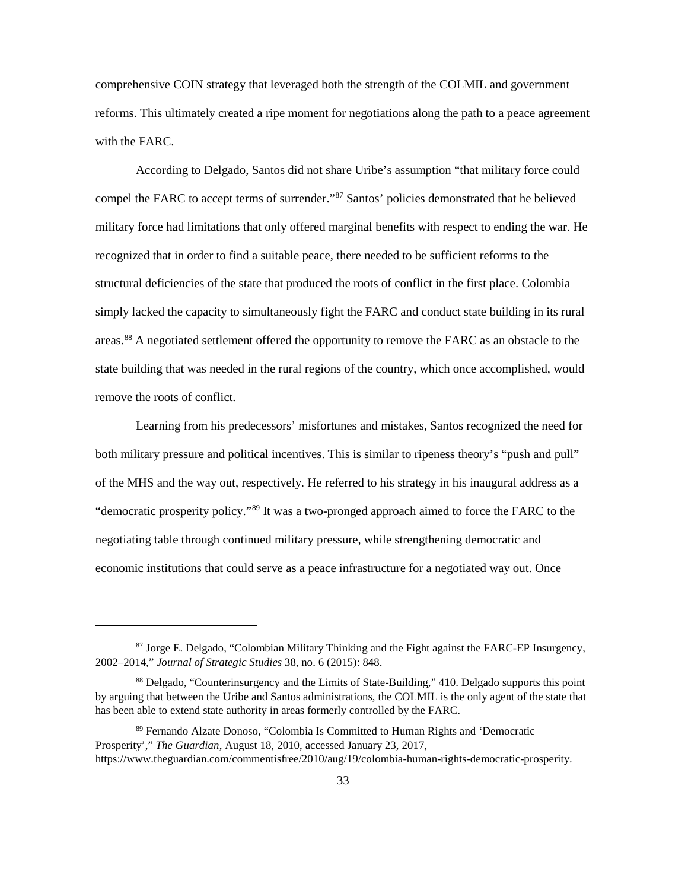comprehensive COIN strategy that leveraged both the strength of the COLMIL and government reforms. This ultimately created a ripe moment for negotiations along the path to a peace agreement with the FARC.

According to Delgado, Santos did not share Uribe's assumption "that military force could compel the FARC to accept terms of surrender."[87] Santos' policies demonstrated that he believed military force had limitations that only offered marginal benefits with respect to ending the war. He recognized that in order to find a suitable peace, there needed to be sufficient reforms to the structural deficiencies of the state that produced the roots of conflict in the first place. Colombia simply lacked the capacity to simultaneously fight the FARC and conduct state building in its rural areas.[88] A negotiated settlement offered the opportunity to remove the FARC as an obstacle to the state building that was needed in the rural regions of the country, which once accomplished, would remove the roots of conflict.

Learning from his predecessors' misfortunes and mistakes, Santos recognized the need for both military pressure and political incentives. This is similar to ripeness theory's "push and pull" of the MHS and the way out, respectively. He referred to his strategy in his inaugural address as a "democratic prosperity policy."[89] It was a two-pronged approach aimed to force the FARC to the negotiating table through continued military pressure, while strengthening democratic and economic institutions that could serve as a peace infrastructure for a negotiated way out. Once

---

[87] Jorge E. Delgado, "Colombian Military Thinking and the Fight against the FARC-EP Insurgency, 2002–2014," *Journal of Strategic Studies* 38, no. 6 (2015): 848.

[88] Delgado, "Counterinsurgency and the Limits of State-Building," 410. Delgado supports this point by arguing that between the Uribe and Santos administrations, the COLMIL is the only agent of the state that has been able to extend state authority in areas formerly controlled by the FARC.

[89] Fernando Alzate Donoso, "Colombia Is Committed to Human Rights and 'Democratic Prosperity'," *The Guardian*, August 18, 2010, accessed January 23, 2017, https://www.theguardian.com/commentisfree/2010/aug/19/colombia-human-rights-democratic-prosperity.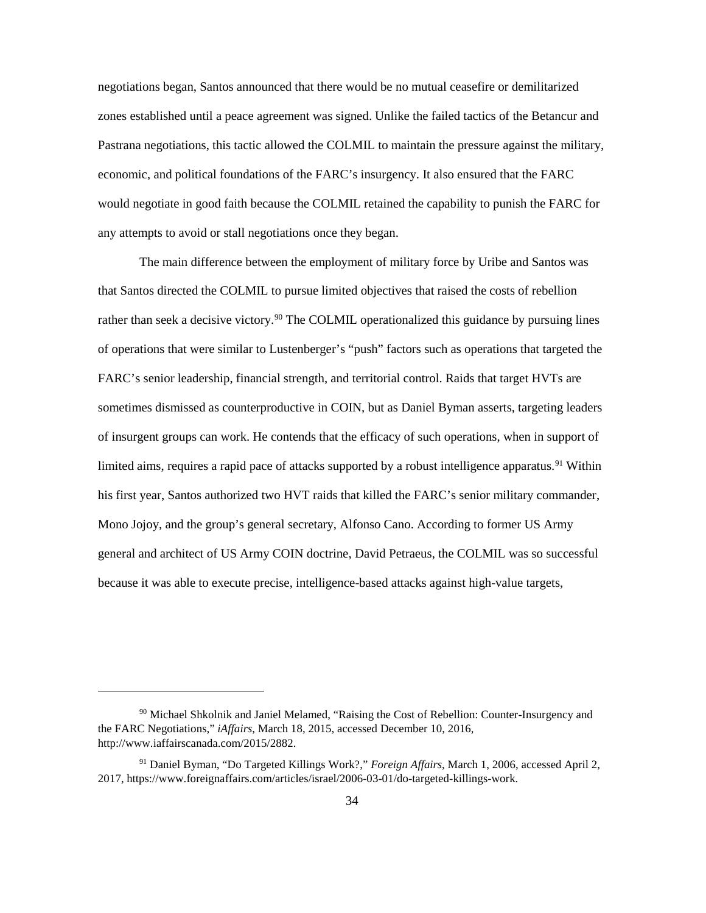negotiations began, Santos announced that there would be no mutual ceasefire or demilitarized zones established until a peace agreement was signed. Unlike the failed tactics of the Betancur and Pastrana negotiations, this tactic allowed the COLMIL to maintain the pressure against the military, economic, and political foundations of the FARC's insurgency. It also ensured that the FARC would negotiate in good faith because the COLMIL retained the capability to punish the FARC for any attempts to avoid or stall negotiations once they began.

The main difference between the employment of military force by Uribe and Santos was that Santos directed the COLMIL to pursue limited objectives that raised the costs of rebellion rather than seek a decisive victory.[90] The COLMIL operationalized this guidance by pursuing lines of operations that were similar to Lustenberger's "push" factors such as operations that targeted the FARC's senior leadership, financial strength, and territorial control. Raids that target HVTs are sometimes dismissed as counterproductive in COIN, but as Daniel Byman asserts, targeting leaders of insurgent groups can work. He contends that the efficacy of such operations, when in support of limited aims, requires a rapid pace of attacks supported by a robust intelligence apparatus.[91] Within his first year, Santos authorized two HVT raids that killed the FARC's senior military commander, Mono Jojoy, and the group's general secretary, Alfonso Cano. According to former US Army general and architect of US Army COIN doctrine, David Petraeus, the COLMIL was so successful because it was able to execute precise, intelligence-based attacks against high-value targets,

---

[90] Michael Shkolnik and Janiel Melamed, "Raising the Cost of Rebellion: Counter-Insurgency and the FARC Negotiations," *iAffairs*, March 18, 2015, accessed December 10, 2016, http://www.iaffairscanada.com/2015/2882.

[91] Daniel Byman, "Do Targeted Killings Work?," *Foreign Affairs*, March 1, 2006, accessed April 2, 2017, https://www.foreignaffairs.com/articles/israel/2006-03-01/do-targeted-killings-work.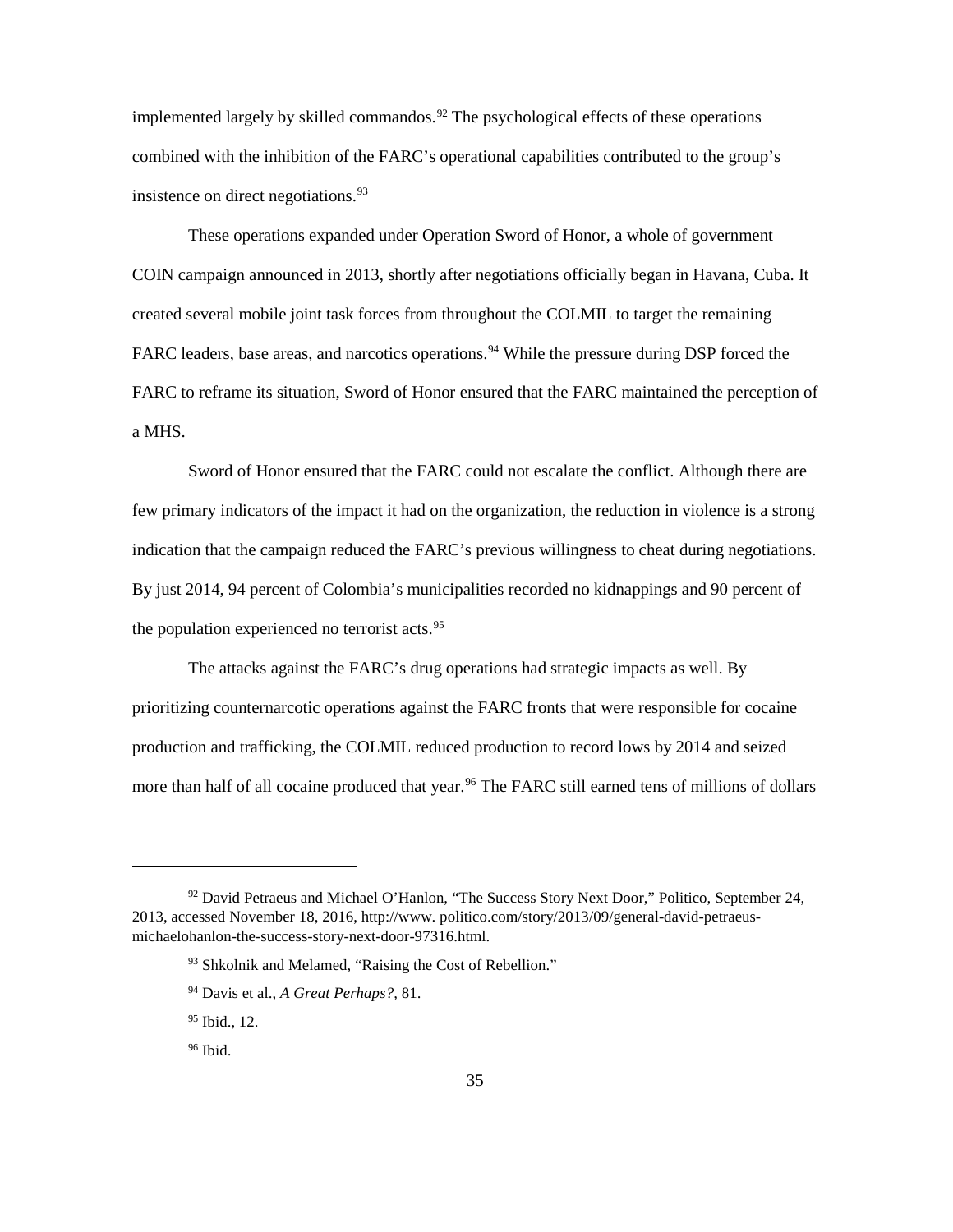implemented largely by skilled commandos.[92] The psychological effects of these operations combined with the inhibition of the FARC's operational capabilities contributed to the group's insistence on direct negotiations.[93]

These operations expanded under Operation Sword of Honor, a whole of government COIN campaign announced in 2013, shortly after negotiations officially began in Havana, Cuba. It created several mobile joint task forces from throughout the COLMIL to target the remaining FARC leaders, base areas, and narcotics operations.[94] While the pressure during DSP forced the FARC to reframe its situation, Sword of Honor ensured that the FARC maintained the perception of a MHS.

Sword of Honor ensured that the FARC could not escalate the conflict. Although there are few primary indicators of the impact it had on the organization, the reduction in violence is a strong indication that the campaign reduced the FARC's previous willingness to cheat during negotiations. By just 2014, 94 percent of Colombia's municipalities recorded no kidnappings and 90 percent of the population experienced no terrorist acts.[95]

The attacks against the FARC's drug operations had strategic impacts as well. By prioritizing counternarcotic operations against the FARC fronts that were responsible for cocaine production and trafficking, the COLMIL reduced production to record lows by 2014 and seized more than half of all cocaine produced that year.[96] The FARC still earned tens of millions of dollars

---

[92] David Petraeus and Michael O'Hanlon, "The Success Story Next Door," Politico, September 24, 2013, accessed November 18, 2016, http://www. politico.com/story/2013/09/general-david-petraeus-michaelohanlon-the-success-story-next-door-97316.html.

[93] Shkolnik and Melamed, "Raising the Cost of Rebellion."

[94] Davis et al., *A Great Perhaps?*, 81.

[95] Ibid., 12.

[96] Ibid.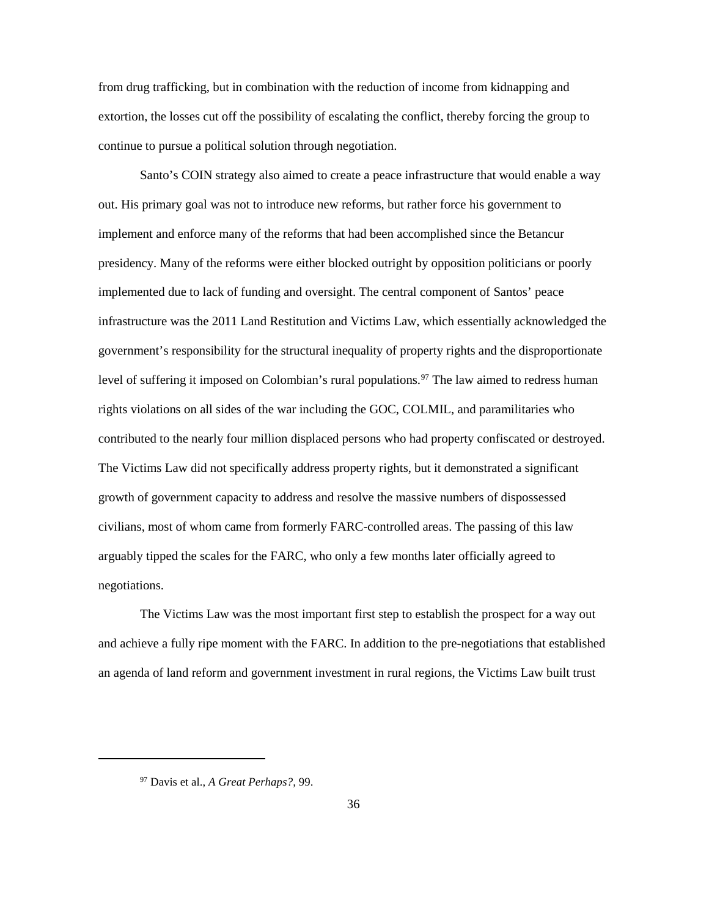from drug trafficking, but in combination with the reduction of income from kidnapping and extortion, the losses cut off the possibility of escalating the conflict, thereby forcing the group to continue to pursue a political solution through negotiation.

Santo's COIN strategy also aimed to create a peace infrastructure that would enable a way out. His primary goal was not to introduce new reforms, but rather force his government to implement and enforce many of the reforms that had been accomplished since the Betancur presidency. Many of the reforms were either blocked outright by opposition politicians or poorly implemented due to lack of funding and oversight. The central component of Santos' peace infrastructure was the 2011 Land Restitution and Victims Law, which essentially acknowledged the government's responsibility for the structural inequality of property rights and the disproportionate level of suffering it imposed on Colombian's rural populations.[97] The law aimed to redress human rights violations on all sides of the war including the GOC, COLMIL, and paramilitaries who contributed to the nearly four million displaced persons who had property confiscated or destroyed. The Victims Law did not specifically address property rights, but it demonstrated a significant growth of government capacity to address and resolve the massive numbers of dispossessed civilians, most of whom came from formerly FARC-controlled areas. The passing of this law arguably tipped the scales for the FARC, who only a few months later officially agreed to negotiations.

The Victims Law was the most important first step to establish the prospect for a way out and achieve a fully ripe moment with the FARC. In addition to the pre-negotiations that established an agenda of land reform and government investment in rural regions, the Victims Law built trust

[97] Davis et al., *A Great Perhaps?,* 99.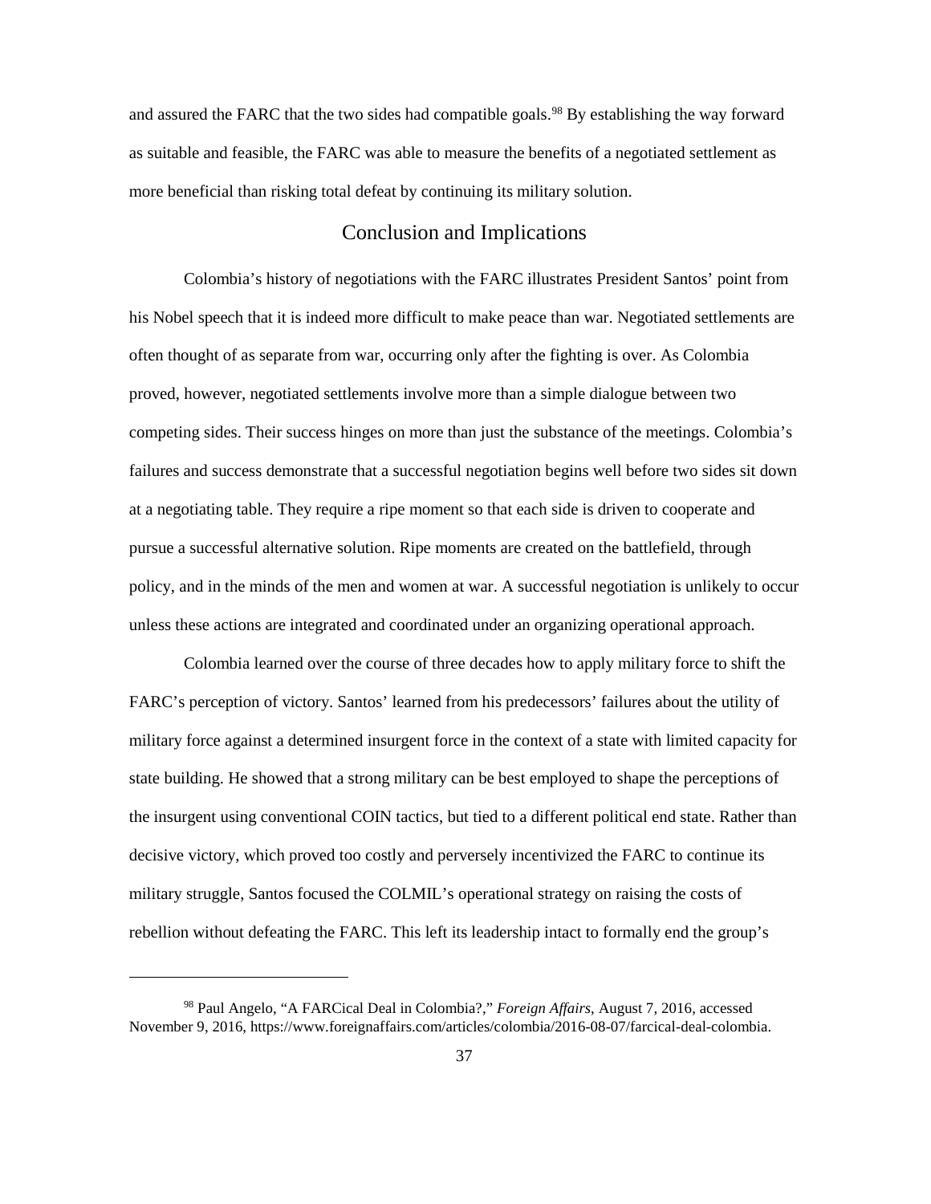and assured the FARC that the two sides had compatible goals.[98] By establishing the way forward as suitable and feasible, the FARC was able to measure the benefits of a negotiated settlement as more beneficial than risking total defeat by continuing its military solution.

## Conclusion and Implications

Colombia's history of negotiations with the FARC illustrates President Santos' point from his Nobel speech that it is indeed more difficult to make peace than war. Negotiated settlements are often thought of as separate from war, occurring only after the fighting is over. As Colombia proved, however, negotiated settlements involve more than a simple dialogue between two competing sides. Their success hinges on more than just the substance of the meetings. Colombia's failures and success demonstrate that a successful negotiation begins well before two sides sit down at a negotiating table. They require a ripe moment so that each side is driven to cooperate and pursue a successful alternative solution. Ripe moments are created on the battlefield, through policy, and in the minds of the men and women at war. A successful negotiation is unlikely to occur unless these actions are integrated and coordinated under an organizing operational approach.

Colombia learned over the course of three decades how to apply military force to shift the FARC's perception of victory. Santos' learned from his predecessors' failures about the utility of military force against a determined insurgent force in the context of a state with limited capacity for state building. He showed that a strong military can be best employed to shape the perceptions of the insurgent using conventional COIN tactics, but tied to a different political end state. Rather than decisive victory, which proved too costly and perversely incentivized the FARC to continue its military struggle, Santos focused the COLMIL's operational strategy on raising the costs of rebellion without defeating the FARC. This left its leadership intact to formally end the group's

[98] Paul Angelo, "A FARCical Deal in Colombia?," *Foreign Affairs*, August 7, 2016, accessed November 9, 2016, https://www.foreignaffairs.com/articles/colombia/2016-08-07/farcical-deal-colombia.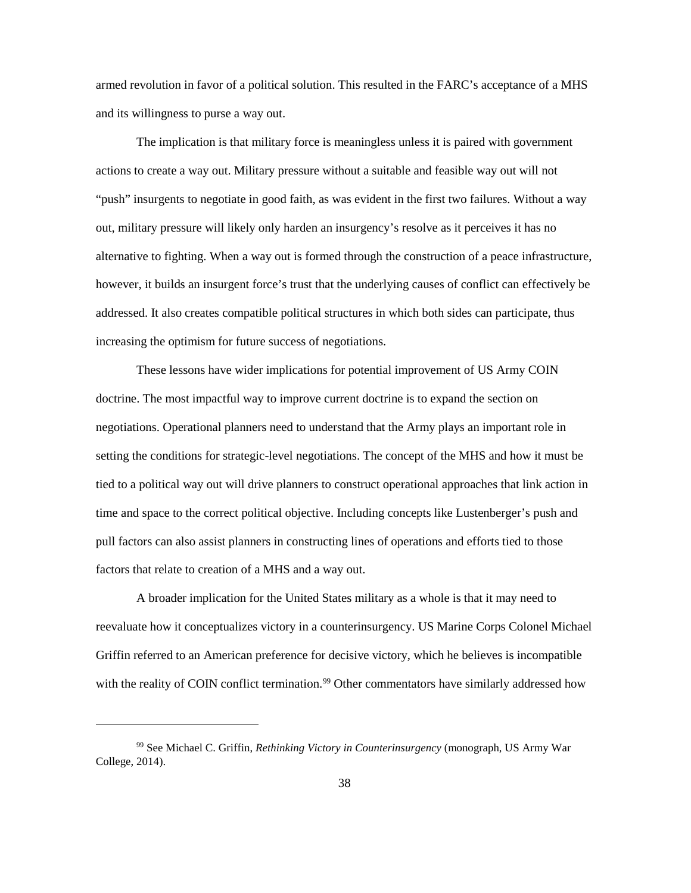armed revolution in favor of a political solution. This resulted in the FARC's acceptance of a MHS and its willingness to purse a way out.

The implication is that military force is meaningless unless it is paired with government actions to create a way out. Military pressure without a suitable and feasible way out will not "push" insurgents to negotiate in good faith, as was evident in the first two failures. Without a way out, military pressure will likely only harden an insurgency's resolve as it perceives it has no alternative to fighting. When a way out is formed through the construction of a peace infrastructure, however, it builds an insurgent force's trust that the underlying causes of conflict can effectively be addressed. It also creates compatible political structures in which both sides can participate, thus increasing the optimism for future success of negotiations.

These lessons have wider implications for potential improvement of US Army COIN doctrine. The most impactful way to improve current doctrine is to expand the section on negotiations. Operational planners need to understand that the Army plays an important role in setting the conditions for strategic-level negotiations. The concept of the MHS and how it must be tied to a political way out will drive planners to construct operational approaches that link action in time and space to the correct political objective. Including concepts like Lustenberger's push and pull factors can also assist planners in constructing lines of operations and efforts tied to those factors that relate to creation of a MHS and a way out.

A broader implication for the United States military as a whole is that it may need to reevaluate how it conceptualizes victory in a counterinsurgency. US Marine Corps Colonel Michael Griffin referred to an American preference for decisive victory, which he believes is incompatible with the reality of COIN conflict termination.[99] Other commentators have similarly addressed how

[99] See Michael C. Griffin, *Rethinking Victory in Counterinsurgency* (monograph, US Army War College, 2014).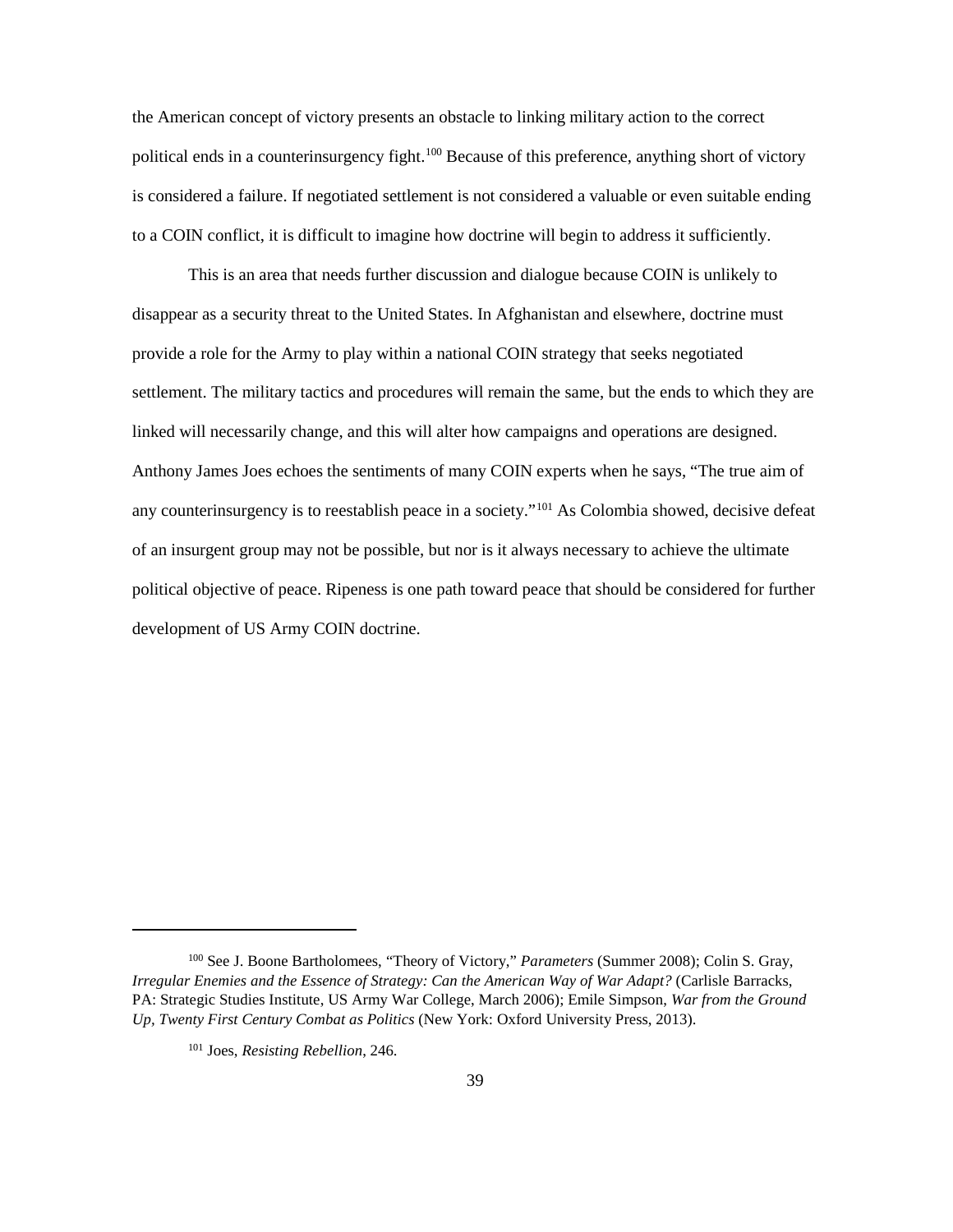the American concept of victory presents an obstacle to linking military action to the correct political ends in a counterinsurgency fight.[100] Because of this preference, anything short of victory is considered a failure. If negotiated settlement is not considered a valuable or even suitable ending to a COIN conflict, it is difficult to imagine how doctrine will begin to address it sufficiently.

This is an area that needs further discussion and dialogue because COIN is unlikely to disappear as a security threat to the United States. In Afghanistan and elsewhere, doctrine must provide a role for the Army to play within a national COIN strategy that seeks negotiated settlement. The military tactics and procedures will remain the same, but the ends to which they are linked will necessarily change, and this will alter how campaigns and operations are designed. Anthony James Joes echoes the sentiments of many COIN experts when he says, "The true aim of any counterinsurgency is to reestablish peace in a society."[101] As Colombia showed, decisive defeat of an insurgent group may not be possible, but nor is it always necessary to achieve the ultimate political objective of peace. Ripeness is one path toward peace that should be considered for further development of US Army COIN doctrine.

---

[100] See J. Boone Bartholomees, "Theory of Victory," *Parameters* (Summer 2008); Colin S. Gray, *Irregular Enemies and the Essence of Strategy: Can the American Way of War Adapt?* (Carlisle Barracks, PA: Strategic Studies Institute, US Army War College, March 2006); Emile Simpson, *War from the Ground Up, Twenty First Century Combat as Politics* (New York: Oxford University Press, 2013).

[101] Joes, *Resisting Rebellion*, 246.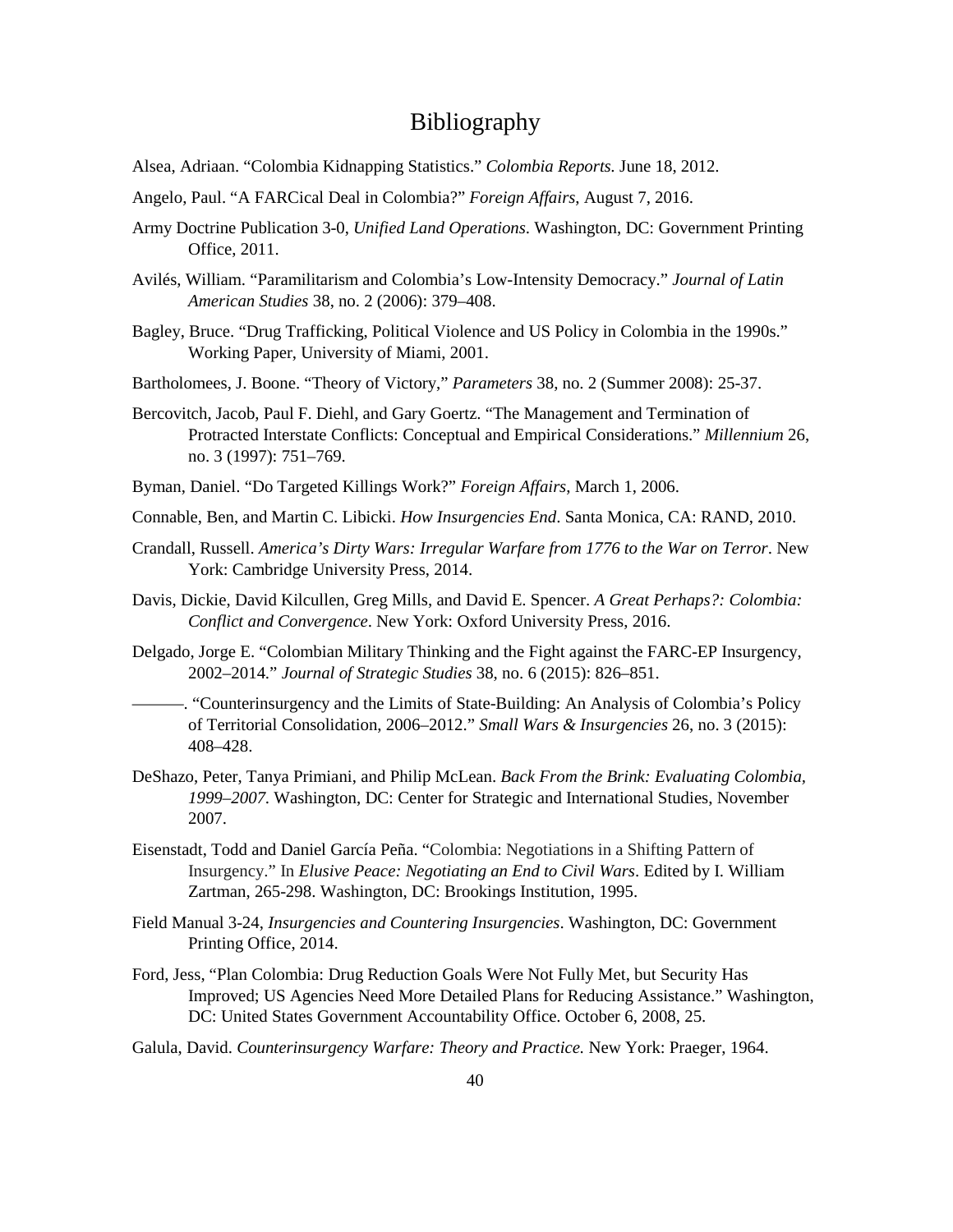# Bibliography

Alsea, Adriaan. “Colombia Kidnapping Statistics.” *Colombia Reports.* June 18, 2012.

Angelo, Paul. “A FARCical Deal in Colombia?” *Foreign Affairs*, August 7, 2016.

Army Doctrine Publication 3-0, *Unified Land Operations*. Washington, DC: Government Printing Office, 2011.

Avilés, William. “Paramilitarism and Colombia’s Low-Intensity Democracy.” *Journal of Latin American Studies* 38, no. 2 (2006): 379–408.

Bagley, Bruce. “Drug Trafficking, Political Violence and US Policy in Colombia in the 1990s.” Working Paper, University of Miami, 2001.

Bartholomees, J. Boone. “Theory of Victory,” *Parameters* 38, no. 2 (Summer 2008): 25-37.

Bercovitch, Jacob, Paul F. Diehl, and Gary Goertz. “The Management and Termination of Protracted Interstate Conflicts: Conceptual and Empirical Considerations.” *Millennium* 26, no. 3 (1997): 751–769.

Byman, Daniel. “Do Targeted Killings Work?” *Foreign Affairs*, March 1, 2006.

Connable, Ben, and Martin C. Libicki. *How Insurgencies End*. Santa Monica, CA: RAND, 2010.

Crandall, Russell. *America’s Dirty Wars: Irregular Warfare from 1776 to the War on Terror*. New York: Cambridge University Press, 2014.

Davis, Dickie, David Kilcullen, Greg Mills, and David E. Spencer. *A Great Perhaps?: Colombia: Conflict and Convergence*. New York: Oxford University Press, 2016.

Delgado, Jorge E. “Colombian Military Thinking and the Fight against the FARC-EP Insurgency, 2002–2014.” *Journal of Strategic Studies* 38, no. 6 (2015): 826–851.

———. “Counterinsurgency and the Limits of State-Building: An Analysis of Colombia’s Policy of Territorial Consolidation, 2006–2012.” *Small Wars & Insurgencies* 26, no. 3 (2015): 408–428.

DeShazo, Peter, Tanya Primiani, and Philip McLean. *Back From the Brink: Evaluating Colombia, 1999–2007.* Washington, DC: Center for Strategic and International Studies, November 2007.

Eisenstadt, Todd and Daniel García Peña. “Colombia: Negotiations in a Shifting Pattern of Insurgency.” In *Elusive Peace: Negotiating an End to Civil Wars*. Edited by I. William Zartman, 265-298. Washington, DC: Brookings Institution, 1995.

Field Manual 3-24, *Insurgencies and Countering Insurgencies*. Washington, DC: Government Printing Office, 2014.

Ford, Jess, “Plan Colombia: Drug Reduction Goals Were Not Fully Met, but Security Has Improved; US Agencies Need More Detailed Plans for Reducing Assistance.” Washington, DC: United States Government Accountability Office. October 6, 2008, 25.

Galula, David. *Counterinsurgency Warfare: Theory and Practice.* New York: Praeger, 1964.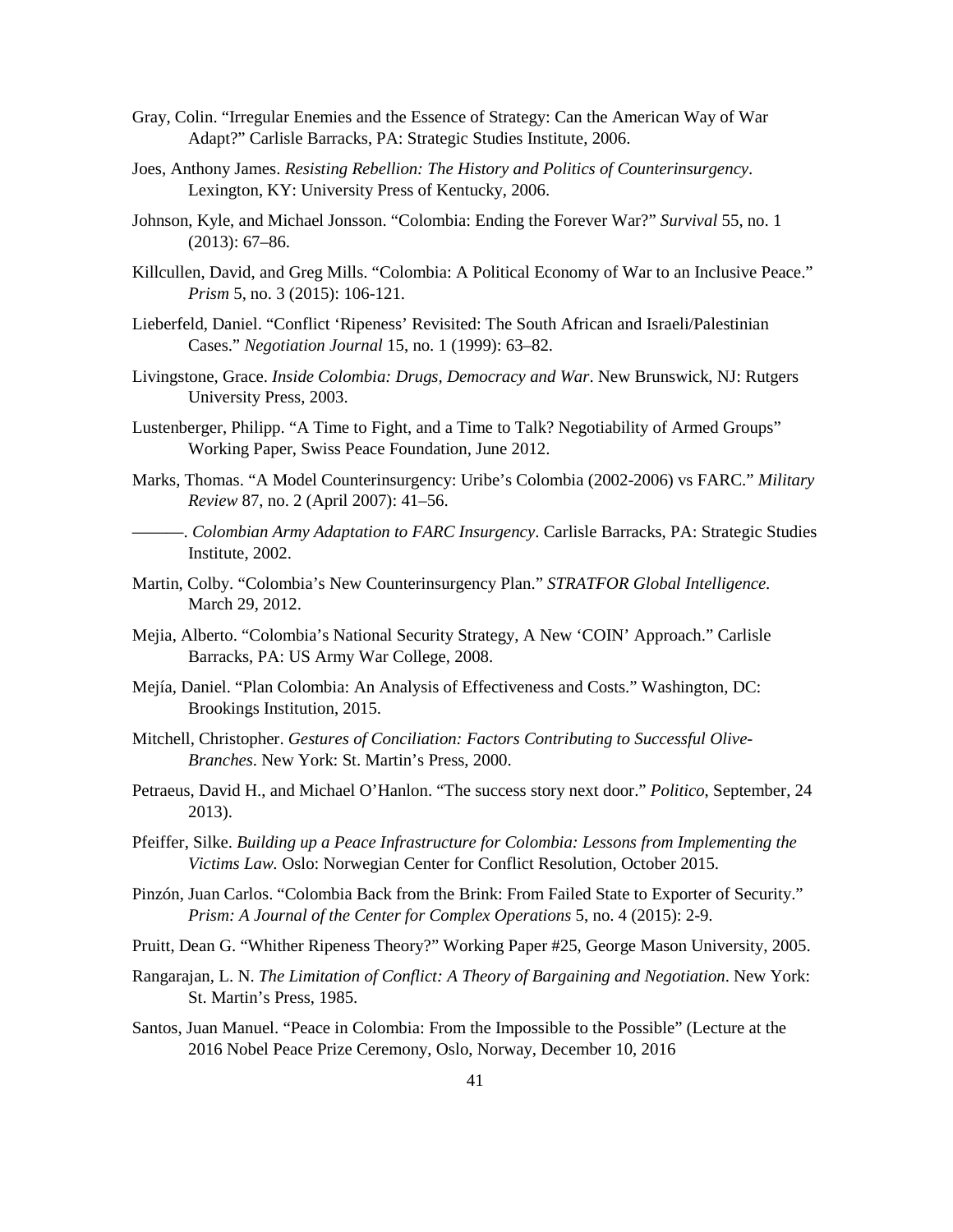Gray, Colin. "Irregular Enemies and the Essence of Strategy: Can the American Way of War Adapt?" Carlisle Barracks, PA: Strategic Studies Institute, 2006.

Joes, Anthony James. *Resisting Rebellion: The History and Politics of Counterinsurgency*. Lexington, KY: University Press of Kentucky, 2006.

Johnson, Kyle, and Michael Jonsson. "Colombia: Ending the Forever War?" *Survival* 55, no. 1 (2013): 67–86.

Killcullen, David, and Greg Mills. "Colombia: A Political Economy of War to an Inclusive Peace." *Prism* 5, no. 3 (2015): 106-121.

Lieberfeld, Daniel. "Conflict 'Ripeness' Revisited: The South African and Israeli/Palestinian Cases." *Negotiation Journal* 15, no. 1 (1999): 63–82.

Livingstone, Grace. *Inside Colombia: Drugs, Democracy and War*. New Brunswick, NJ: Rutgers University Press, 2003.

Lustenberger, Philipp. "A Time to Fight, and a Time to Talk? Negotiability of Armed Groups" Working Paper, Swiss Peace Foundation, June 2012.

Marks, Thomas. "A Model Counterinsurgency: Uribe's Colombia (2002-2006) vs FARC." *Military Review* 87, no. 2 (April 2007): 41–56.

———. *Colombian Army Adaptation to FARC Insurgency*. Carlisle Barracks, PA: Strategic Studies Institute, 2002.

Martin, Colby. "Colombia's New Counterinsurgency Plan." *STRATFOR Global Intelligence*. March 29, 2012.

Mejia, Alberto. "Colombia's National Security Strategy, A New 'COIN' Approach." Carlisle Barracks, PA: US Army War College, 2008.

Mejía, Daniel. "Plan Colombia: An Analysis of Effectiveness and Costs." Washington, DC: Brookings Institution, 2015.

Mitchell, Christopher. *Gestures of Conciliation: Factors Contributing to Successful Olive-Branches*. New York: St. Martin's Press, 2000.

Petraeus, David H., and Michael O'Hanlon. "The success story next door." *Politico*, September, 24 2013).

Pfeiffer, Silke. *Building up a Peace Infrastructure for Colombia: Lessons from Implementing the Victims Law.* Oslo: Norwegian Center for Conflict Resolution, October 2015.

Pinzón, Juan Carlos. "Colombia Back from the Brink: From Failed State to Exporter of Security." *Prism: A Journal of the Center for Complex Operations* 5, no. 4 (2015): 2-9.

Pruitt, Dean G. "Whither Ripeness Theory?" Working Paper #25, George Mason University, 2005.

Rangarajan, L. N. *The Limitation of Conflict: A Theory of Bargaining and Negotiation*. New York: St. Martin's Press, 1985.

Santos, Juan Manuel. "Peace in Colombia: From the Impossible to the Possible" (Lecture at the 2016 Nobel Peace Prize Ceremony, Oslo, Norway, December 10, 2016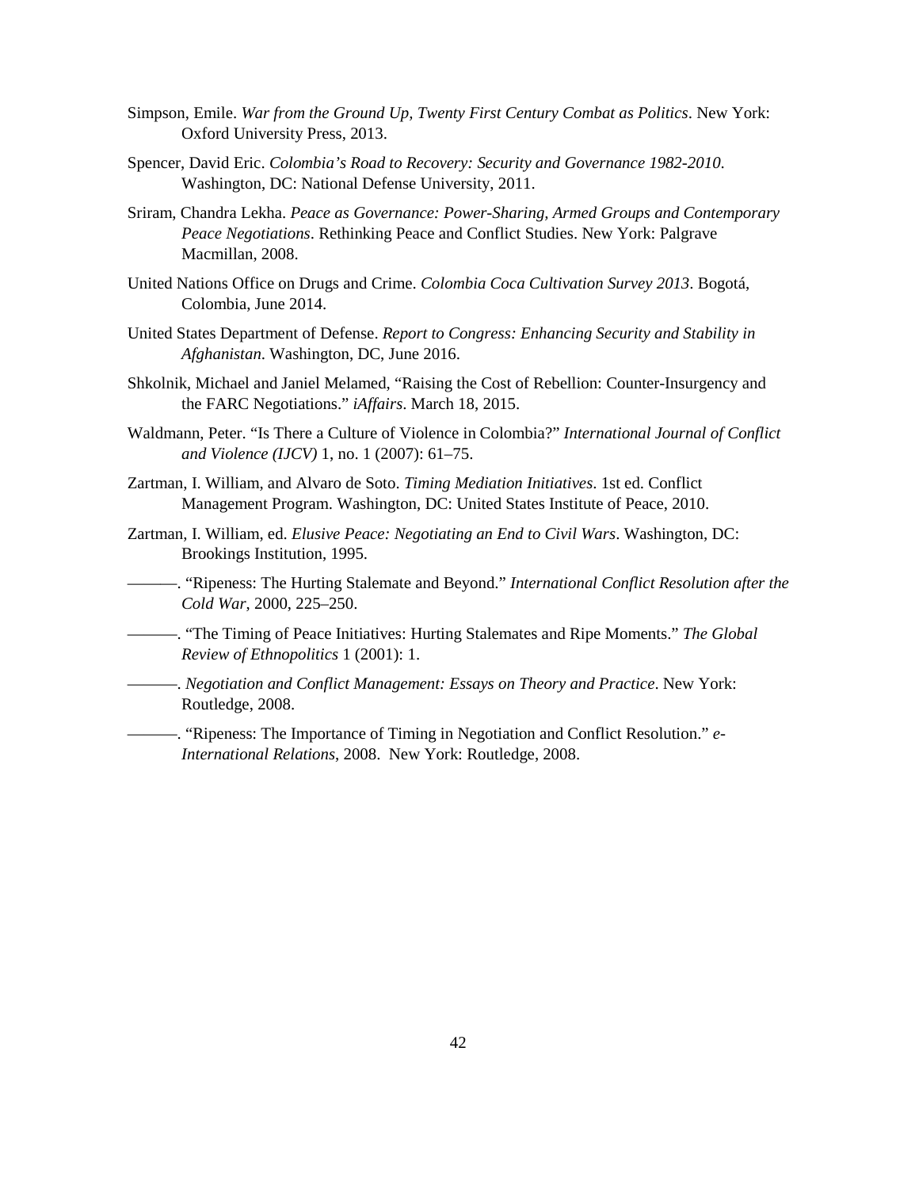Simpson, Emile. *War from the Ground Up, Twenty First Century Combat as Politics*. New York: Oxford University Press, 2013.

Spencer, David Eric. *Colombia's Road to Recovery: Security and Governance 1982-2010*. Washington, DC: National Defense University, 2011.

Sriram, Chandra Lekha. *Peace as Governance: Power-Sharing, Armed Groups and Contemporary Peace Negotiations*. Rethinking Peace and Conflict Studies. New York: Palgrave Macmillan, 2008.

United Nations Office on Drugs and Crime. *Colombia Coca Cultivation Survey 2013*. Bogotá, Colombia, June 2014.

United States Department of Defense. *Report to Congress: Enhancing Security and Stability in Afghanistan*. Washington, DC, June 2016.

Shkolnik, Michael and Janiel Melamed, "Raising the Cost of Rebellion: Counter-Insurgency and the FARC Negotiations." *iAffairs*. March 18, 2015.

Waldmann, Peter. "Is There a Culture of Violence in Colombia?" *International Journal of Conflict and Violence (IJCV)* 1, no. 1 (2007): 61–75.

Zartman, I. William, and Alvaro de Soto. *Timing Mediation Initiatives*. 1st ed. Conflict Management Program. Washington, DC: United States Institute of Peace, 2010.

Zartman, I. William, ed. *Elusive Peace: Negotiating an End to Civil Wars*. Washington, DC: Brookings Institution, 1995.

———. "Ripeness: The Hurting Stalemate and Beyond." *International Conflict Resolution after the Cold War*, 2000, 225–250.

———. "The Timing of Peace Initiatives: Hurting Stalemates and Ripe Moments." *The Global Review of Ethnopolitics* 1 (2001): 1.

———. *Negotiation and Conflict Management: Essays on Theory and Practice*. New York: Routledge, 2008.

———. "Ripeness: The Importance of Timing in Negotiation and Conflict Resolution." *e-International Relations*, 2008. New York: Routledge, 2008.